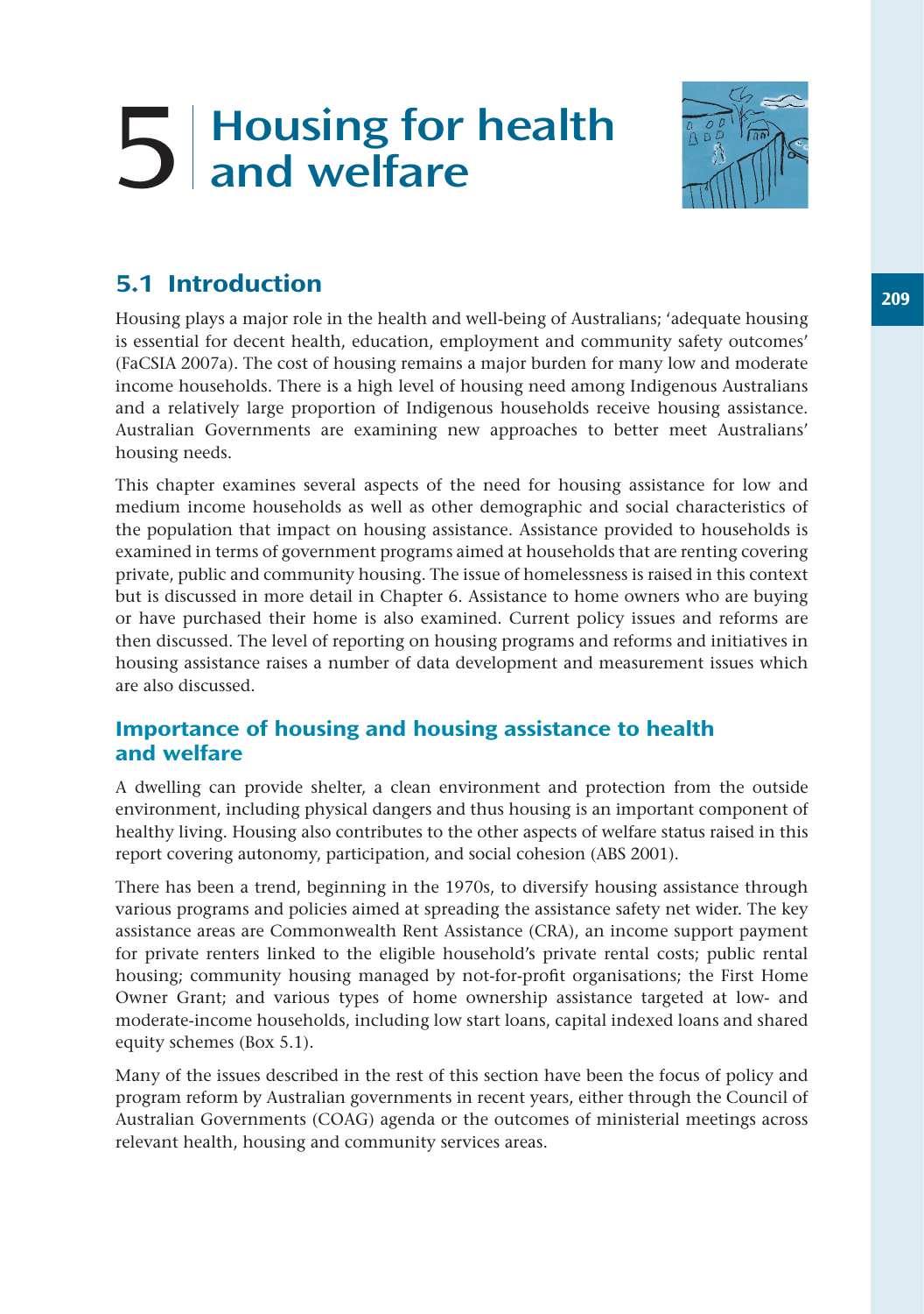# 5 Housing for health and welfare

## 5.1 Introduction

Housing plays a major role in the health and well-being of Australians; 'adequate housing is essential for decent health, education, employment and community safety outcomes' (FaCSIA 2007a). The cost of housing remains a major burden for many low and moderate income households. There is a high level of housing need among Indigenous Australians and a relatively large proportion of Indigenous households receive housing assistance. Australian Governments are examining new approaches to better meet Australians' housing needs.

This chapter examines several aspects of the need for housing assistance for low and medium income households as well as other demographic and social characteristics of the population that impact on housing assistance. Assistance provided to households is examined in terms of government programs aimed at households that are renting covering private, public and community housing. The issue of homelessness is raised in this context but is discussed in more detail in Chapter 6. Assistance to home owners who are buying or have purchased their home is also examined. Current policy issues and reforms are then discussed. The level of reporting on housing programs and reforms and initiatives in housing assistance raises a number of data development and measurement issues which are also discussed.

### Importance of housing and housing assistance to health and welfare

A dwelling can provide shelter, a clean environment and protection from the outside environment, including physical dangers and thus housing is an important component of healthy living. Housing also contributes to the other aspects of welfare status raised in this report covering autonomy, participation, and social cohesion (ABS 2001).

There has been a trend, beginning in the 1970s, to diversify housing assistance through various programs and policies aimed at spreading the assistance safety net wider. The key assistance areas are Commonwealth Rent Assistance (CRA), an income support payment for private renters linked to the eligible household's private rental costs; public rental housing; community housing managed by not-for-profit organisations; the First Home Owner Grant; and various types of home ownership assistance targeted at low- and moderate-income households, including low start loans, capital indexed loans and shared equity schemes (Box 5.1).

Many of the issues described in the rest of this section have been the focus of policy and program reform by Australian governments in recent years, either through the Council of Australian Governments (COAG) agenda or the outcomes of ministerial meetings across relevant health, housing and community services areas.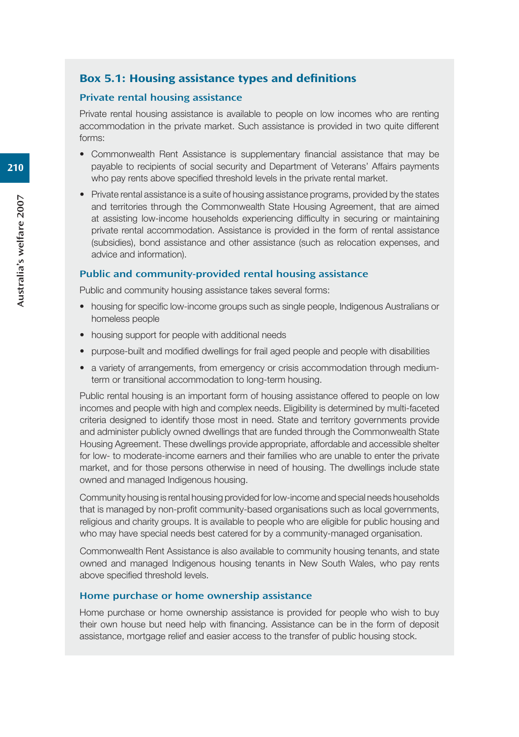### Box 5.1: Housing assistance types and definitions

#### Private rental housing assistance

Private rental housing assistance is available to people on low incomes who are renting accommodation in the private market. Such assistance is provided in two quite different forms:

- Commonwealth Rent Assistance is supplementary financial assistance that may be payable to recipients of social security and Department of Veterans' Affairs payments who pay rents above specified threshold levels in the private rental market.
- Private rental assistance is a suite of housing assistance programs, provided by the states and territories through the Commonwealth State Housing Agreement, that are aimed at assisting low-income households experiencing difficulty in securing or maintaining private rental accommodation. Assistance is provided in the form of rental assistance (subsidies), bond assistance and other assistance (such as relocation expenses, and advice and information).

#### Public and community-provided rental housing assistance

Public and community housing assistance takes several forms:

- housing for specific low-income groups such as single people, Indigenous Australians or homeless people
- housing support for people with additional needs
- purpose-built and modified dwellings for frail aged people and people with disabilities
- a variety of arrangements, from emergency or crisis accommodation through medium-term or transitional accommodation to long-term housing.

Public rental housing is an important form of housing assistance offered to people on low incomes and people with high and complex needs. Eligibility is determined by multi-faceted criteria designed to identify those most in need. State and territory governments provide and administer publicly owned dwellings that are funded through the Commonwealth State Housing Agreement. These dwellings provide appropriate, affordable and accessible shelter for low- to moderate-income earners and their families who are unable to enter the private market, and for those persons otherwise in need of housing. The dwellings include state owned and managed Indigenous housing.

Community housing is rental housing provided for low-income and special needs households that is managed by non-profit community-based organisations such as local governments, religious and charity groups. It is available to people who are eligible for public housing and who may have special needs best catered for by a community-managed organisation.

Commonwealth Rent Assistance is also available to community housing tenants, and state owned and managed Indigenous housing tenants in New South Wales, who pay rents above specified threshold levels.

#### Home purchase or home ownership assistance

Home purchase or home ownership assistance is provided for people who wish to buy their own house but need help with financing. Assistance can be in the form of deposit assistance, mortgage relief and easier access to the transfer of public housing stock.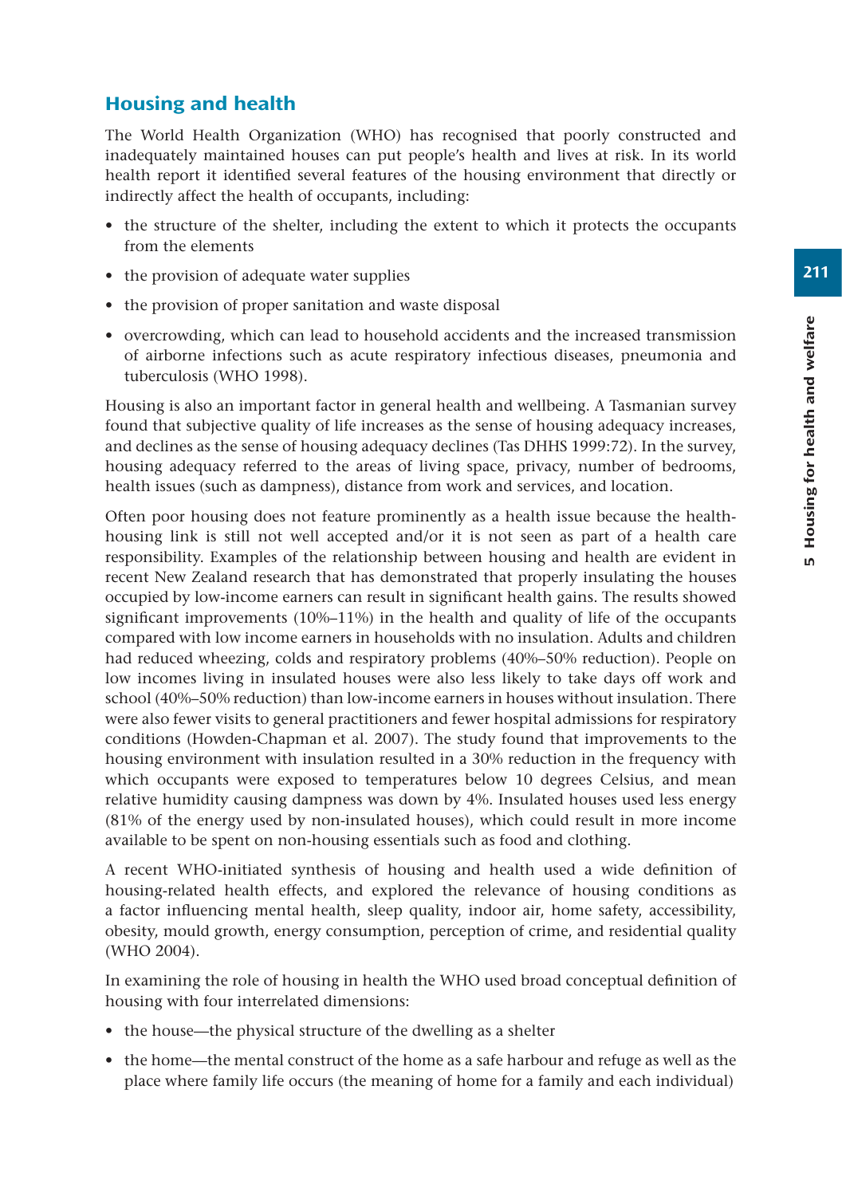## Housing and health

The World Health Organization (WHO) has recognised that poorly constructed and inadequately maintained houses can put people's health and lives at risk. In its world health report it identified several features of the housing environment that directly or indirectly affect the health of occupants, including:

- the structure of the shelter, including the extent to which it protects the occupants from the elements
- the provision of adequate water supplies
- the provision of proper sanitation and waste disposal
- overcrowding, which can lead to household accidents and the increased transmission of airborne infections such as acute respiratory infectious diseases, pneumonia and tuberculosis (WHO 1998).

Housing is also an important factor in general health and wellbeing. A Tasmanian survey found that subjective quality of life increases as the sense of housing adequacy increases, and declines as the sense of housing adequacy declines (Tas DHHS 1999:72). In the survey, housing adequacy referred to the areas of living space, privacy, number of bedrooms, health issues (such as dampness), distance from work and services, and location.

Often poor housing does not feature prominently as a health issue because the health-housing link is still not well accepted and/or it is not seen as part of a health care responsibility. Examples of the relationship between housing and health are evident in recent New Zealand research that has demonstrated that properly insulating the houses occupied by low-income earners can result in significant health gains. The results showed significant improvements (10%–11%) in the health and quality of life of the occupants compared with low income earners in households with no insulation. Adults and children had reduced wheezing, colds and respiratory problems (40%–50% reduction). People on low incomes living in insulated houses were also less likely to take days off work and school (40%–50% reduction) than low-income earners in houses without insulation. There were also fewer visits to general practitioners and fewer hospital admissions for respiratory conditions (Howden-Chapman et al. 2007). The study found that improvements to the housing environment with insulation resulted in a 30% reduction in the frequency with which occupants were exposed to temperatures below 10 degrees Celsius, and mean relative humidity causing dampness was down by 4%. Insulated houses used less energy (81% of the energy used by non-insulated houses), which could result in more income available to be spent on non-housing essentials such as food and clothing.

A recent WHO-initiated synthesis of housing and health used a wide definition of housing-related health effects, and explored the relevance of housing conditions as a factor influencing mental health, sleep quality, indoor air, home safety, accessibility, obesity, mould growth, energy consumption, perception of crime, and residential quality (WHO 2004).

In examining the role of housing in health the WHO used broad conceptual definition of housing with four interrelated dimensions:

- the house—the physical structure of the dwelling as a shelter
- the home—the mental construct of the home as a safe harbour and refuge as well as the place where family life occurs (the meaning of home for a family and each individual)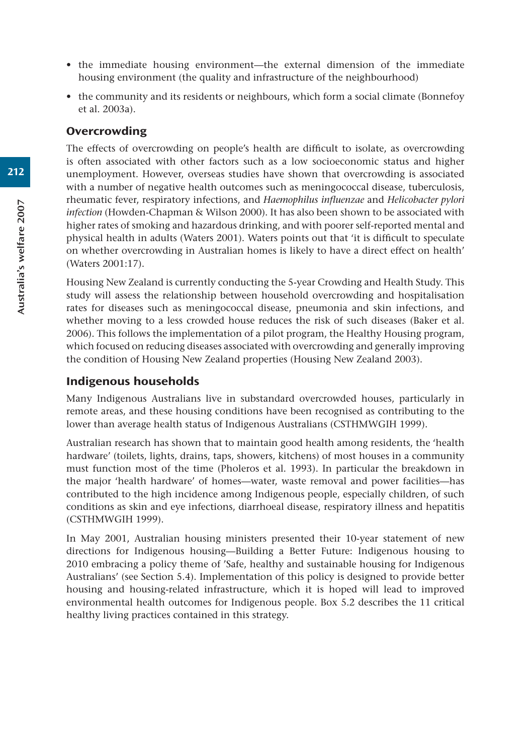- the immediate housing environment—the external dimension of the immediate housing environment (the quality and infrastructure of the neighbourhood)
- the community and its residents or neighbours, which form a social climate (Bonnefoy et al. 2003a).

### Overcrowding

The effects of overcrowding on people's health are difficult to isolate, as overcrowding is often associated with other factors such as a low socioeconomic status and higher unemployment. However, overseas studies have shown that overcrowding is associated with a number of negative health outcomes such as meningococcal disease, tuberculosis, rheumatic fever, respiratory infections, and *Haemophilus influenzae* and *Helicobacter pylori infection* (Howden-Chapman & Wilson 2000). It has also been shown to be associated with higher rates of smoking and hazardous drinking, and with poorer self-reported mental and physical health in adults (Waters 2001). Waters points out that 'it is difficult to speculate on whether overcrowding in Australian homes is likely to have a direct effect on health' (Waters 2001:17).

Housing New Zealand is currently conducting the 5-year Crowding and Health Study. This study will assess the relationship between household overcrowding and hospitalisation rates for diseases such as meningococcal disease, pneumonia and skin infections, and whether moving to a less crowded house reduces the risk of such diseases (Baker et al. 2006). This follows the implementation of a pilot program, the Healthy Housing program, which focused on reducing diseases associated with overcrowding and generally improving the condition of Housing New Zealand properties (Housing New Zealand 2003).

### Indigenous households

Many Indigenous Australians live in substandard overcrowded houses, particularly in remote areas, and these housing conditions have been recognised as contributing to the lower than average health status of Indigenous Australians (CSTHMWGIH 1999).

Australian research has shown that to maintain good health among residents, the 'health hardware' (toilets, lights, drains, taps, showers, kitchens) of most houses in a community must function most of the time (Pholeros et al. 1993). In particular the breakdown in the major 'health hardware' of homes—water, waste removal and power facilities—has contributed to the high incidence among Indigenous people, especially children, of such conditions as skin and eye infections, diarrhoeal disease, respiratory illness and hepatitis (CSTHMWGIH 1999).

In May 2001, Australian housing ministers presented their 10-year statement of new directions for Indigenous housing—Building a Better Future: Indigenous housing to 2010 embracing a policy theme of 'Safe, healthy and sustainable housing for Indigenous Australians' (see Section 5.4). Implementation of this policy is designed to provide better housing and housing-related infrastructure, which it is hoped will lead to improved environmental health outcomes for Indigenous people. Box 5.2 describes the 11 critical healthy living practices contained in this strategy.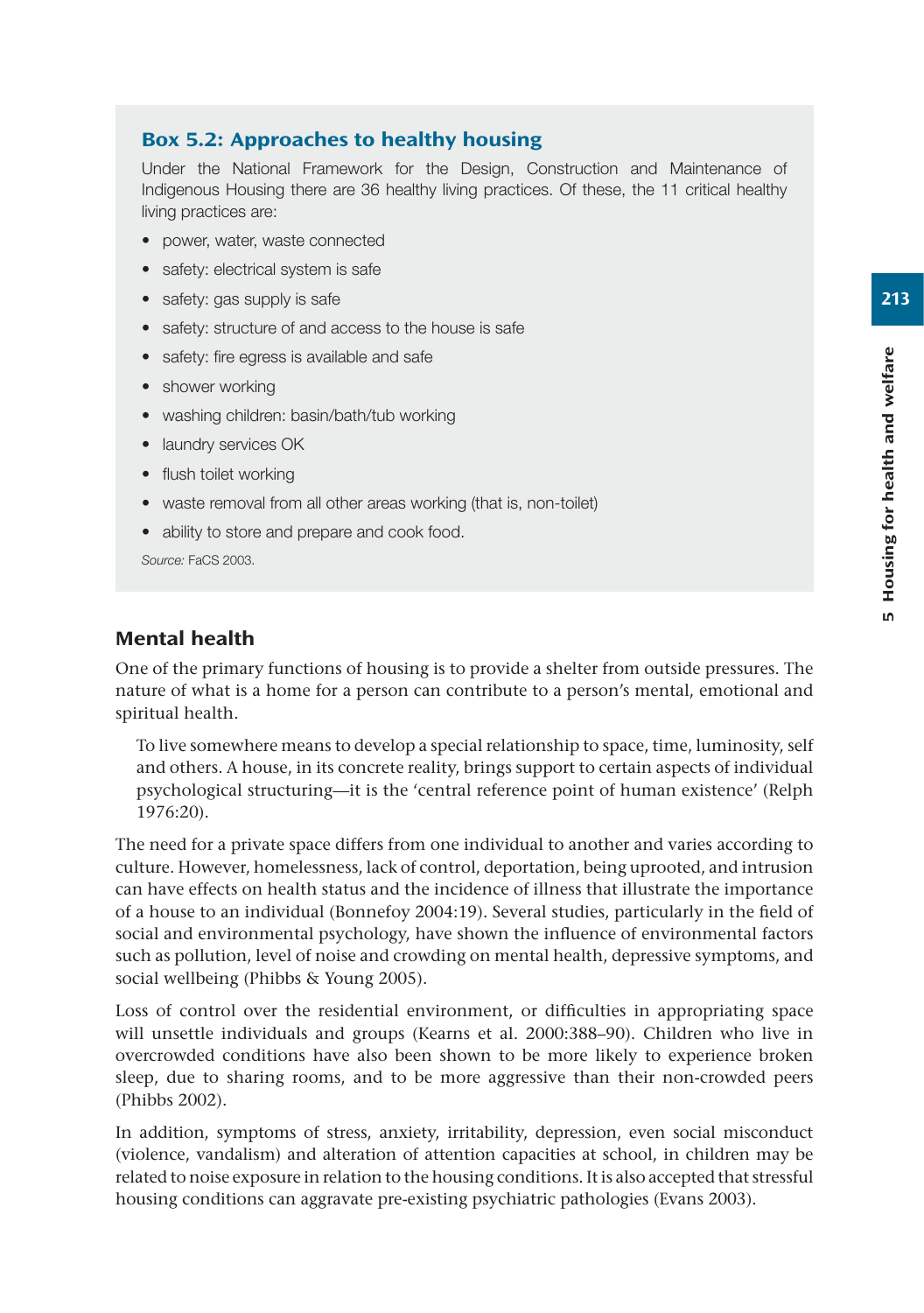### Box 5.2: Approaches to healthy housing

Under the National Framework for the Design, Construction and Maintenance of Indigenous Housing there are 36 healthy living practices. Of these, the 11 critical healthy living practices are:

- power, water, waste connected
- safety: electrical system is safe
- safety: gas supply is safe
- safety: structure of and access to the house is safe
- safety: fire egress is available and safe
- shower working
- washing children: basin/bath/tub working
- laundry services OK
- flush toilet working
- waste removal from all other areas working (that is, non-toilet)
- ability to store and prepare and cook food.

*Source:* FaCS 2003.

## Mental health

One of the primary functions of housing is to provide a shelter from outside pressures. The nature of what is a home for a person can contribute to a person's mental, emotional and spiritual health.

> To live somewhere means to develop a special relationship to space, time, luminosity, self and others. A house, in its concrete reality, brings support to certain aspects of individual psychological structuring—it is the 'central reference point of human existence' (Relph 1976:20).

The need for a private space differs from one individual to another and varies according to culture. However, homelessness, lack of control, deportation, being uprooted, and intrusion can have effects on health status and the incidence of illness that illustrate the importance of a house to an individual (Bonnefoy 2004:19). Several studies, particularly in the field of social and environmental psychology, have shown the influence of environmental factors such as pollution, level of noise and crowding on mental health, depressive symptoms, and social wellbeing (Phibbs & Young 2005).

Loss of control over the residential environment, or difficulties in appropriating space will unsettle individuals and groups (Kearns et al. 2000:388–90). Children who live in overcrowded conditions have also been shown to be more likely to experience broken sleep, due to sharing rooms, and to be more aggressive than their non-crowded peers (Phibbs 2002).

In addition, symptoms of stress, anxiety, irritability, depression, even social misconduct (violence, vandalism) and alteration of attention capacities at school, in children may be related to noise exposure in relation to the housing conditions. It is also accepted that stressful housing conditions can aggravate pre-existing psychiatric pathologies (Evans 2003).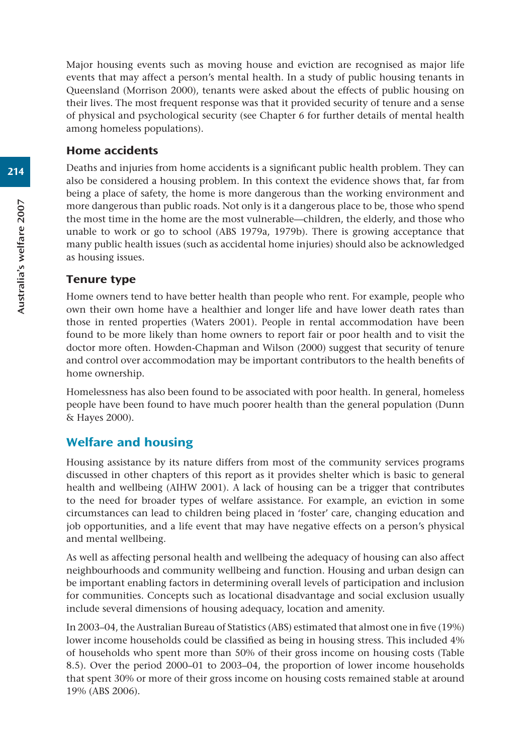Major housing events such as moving house and eviction are recognised as major life events that may affect a person's mental health. In a study of public housing tenants in Queensland (Morrison 2000), tenants were asked about the effects of public housing on their lives. The most frequent response was that it provided security of tenure and a sense of physical and psychological security (see Chapter 6 for further details of mental health among homeless populations).

### Home accidents

Deaths and injuries from home accidents is a significant public health problem. They can also be considered a housing problem. In this context the evidence shows that, far from being a place of safety, the home is more dangerous than the working environment and more dangerous than public roads. Not only is it a dangerous place to be, those who spend the most time in the home are the most vulnerable—children, the elderly, and those who unable to work or go to school (ABS 1979a, 1979b). There is growing acceptance that many public health issues (such as accidental home injuries) should also be acknowledged as housing issues.

### Tenure type

Home owners tend to have better health than people who rent. For example, people who own their own home have a healthier and longer life and have lower death rates than those in rented properties (Waters 2001). People in rental accommodation have been found to be more likely than home owners to report fair or poor health and to visit the doctor more often. Howden-Chapman and Wilson (2000) suggest that security of tenure and control over accommodation may be important contributors to the health benefits of home ownership.

Homelessness has also been found to be associated with poor health. In general, homeless people have been found to have much poorer health than the general population (Dunn & Hayes 2000).

## Welfare and housing

Housing assistance by its nature differs from most of the community services programs discussed in other chapters of this report as it provides shelter which is basic to general health and wellbeing (AIHW 2001). A lack of housing can be a trigger that contributes to the need for broader types of welfare assistance. For example, an eviction in some circumstances can lead to children being placed in 'foster' care, changing education and job opportunities, and a life event that may have negative effects on a person's physical and mental wellbeing.

As well as affecting personal health and wellbeing the adequacy of housing can also affect neighbourhoods and community wellbeing and function. Housing and urban design can be important enabling factors in determining overall levels of participation and inclusion for communities. Concepts such as locational disadvantage and social exclusion usually include several dimensions of housing adequacy, location and amenity.

In 2003–04, the Australian Bureau of Statistics (ABS) estimated that almost one in five (19%) lower income households could be classified as being in housing stress. This included 4% of households who spent more than 50% of their gross income on housing costs (Table 8.5). Over the period 2000–01 to 2003–04, the proportion of lower income households that spent 30% or more of their gross income on housing costs remained stable at around 19% (ABS 2006).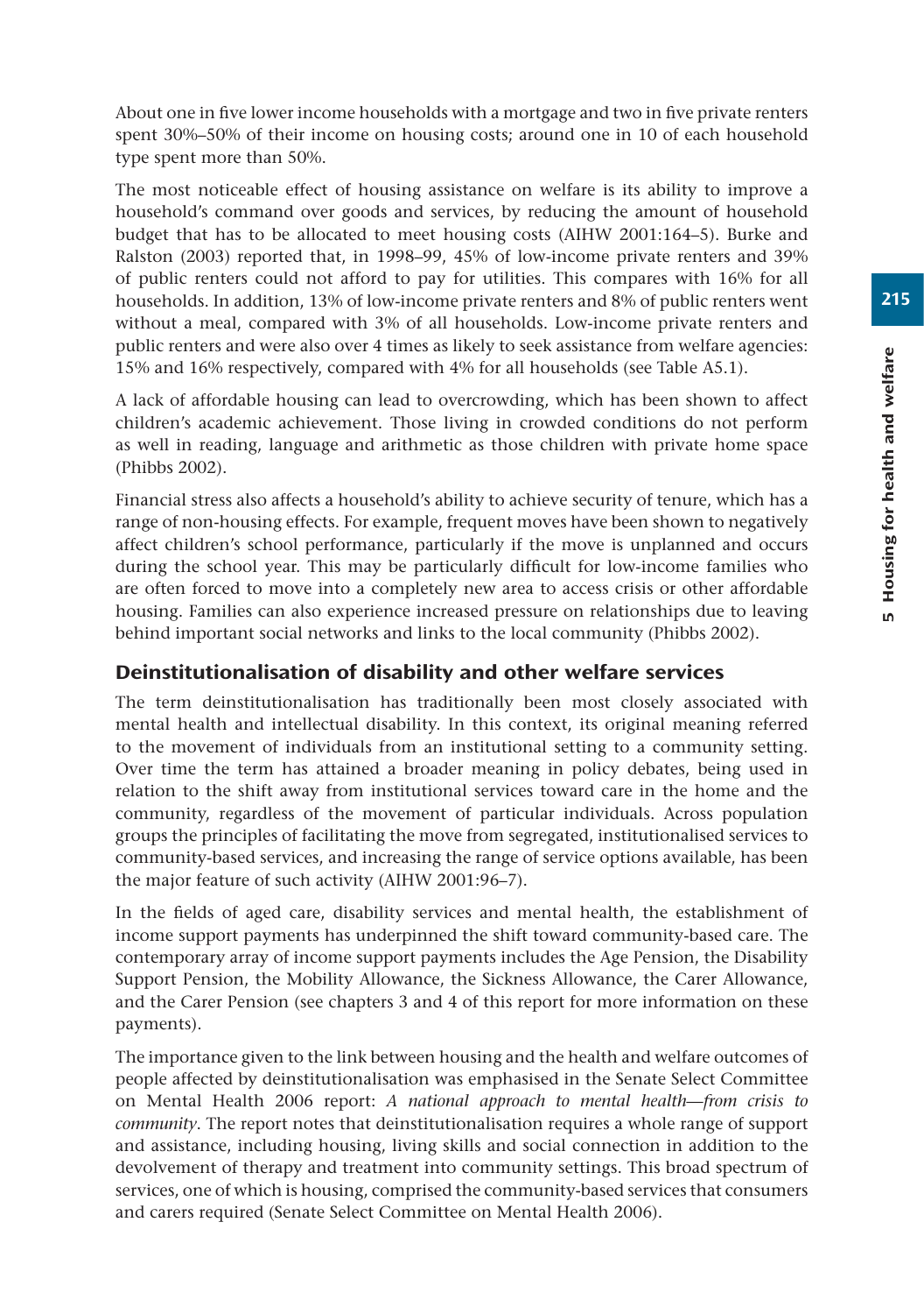About one in five lower income households with a mortgage and two in five private renters spent 30%–50% of their income on housing costs; around one in 10 of each household type spent more than 50%.

The most noticeable effect of housing assistance on welfare is its ability to improve a household's command over goods and services, by reducing the amount of household budget that has to be allocated to meet housing costs (AIHW 2001:164–5). Burke and Ralston (2003) reported that, in 1998–99, 45% of low-income private renters and 39% of public renters could not afford to pay for utilities. This compares with 16% for all households. In addition, 13% of low-income private renters and 8% of public renters went without a meal, compared with 3% of all households. Low-income private renters and public renters and were also over 4 times as likely to seek assistance from welfare agencies: 15% and 16% respectively, compared with 4% for all households (see Table A5.1).

A lack of affordable housing can lead to overcrowding, which has been shown to affect children's academic achievement. Those living in crowded conditions do not perform as well in reading, language and arithmetic as those children with private home space (Phibbs 2002).

Financial stress also affects a household's ability to achieve security of tenure, which has a range of non-housing effects. For example, frequent moves have been shown to negatively affect children's school performance, particularly if the move is unplanned and occurs during the school year. This may be particularly difficult for low-income families who are often forced to move into a completely new area to access crisis or other affordable housing. Families can also experience increased pressure on relationships due to leaving behind important social networks and links to the local community (Phibbs 2002).

## Deinstitutionalisation of disability and other welfare services

The term deinstitutionalisation has traditionally been most closely associated with mental health and intellectual disability. In this context, its original meaning referred to the movement of individuals from an institutional setting to a community setting. Over time the term has attained a broader meaning in policy debates, being used in relation to the shift away from institutional services toward care in the home and the community, regardless of the movement of particular individuals. Across population groups the principles of facilitating the move from segregated, institutionalised services to community-based services, and increasing the range of service options available, has been the major feature of such activity (AIHW 2001:96–7).

In the fields of aged care, disability services and mental health, the establishment of income support payments has underpinned the shift toward community-based care. The contemporary array of income support payments includes the Age Pension, the Disability Support Pension, the Mobility Allowance, the Sickness Allowance, the Carer Allowance, and the Carer Pension (see chapters 3 and 4 of this report for more information on these payments).

The importance given to the link between housing and the health and welfare outcomes of people affected by deinstitutionalisation was emphasised in the Senate Select Committee on Mental Health 2006 report: *A national approach to mental health—from crisis to community*. The report notes that deinstitutionalisation requires a whole range of support and assistance, including housing, living skills and social connection in addition to the devolvement of therapy and treatment into community settings. This broad spectrum of services, one of which is housing, comprised the community-based services that consumers and carers required (Senate Select Committee on Mental Health 2006).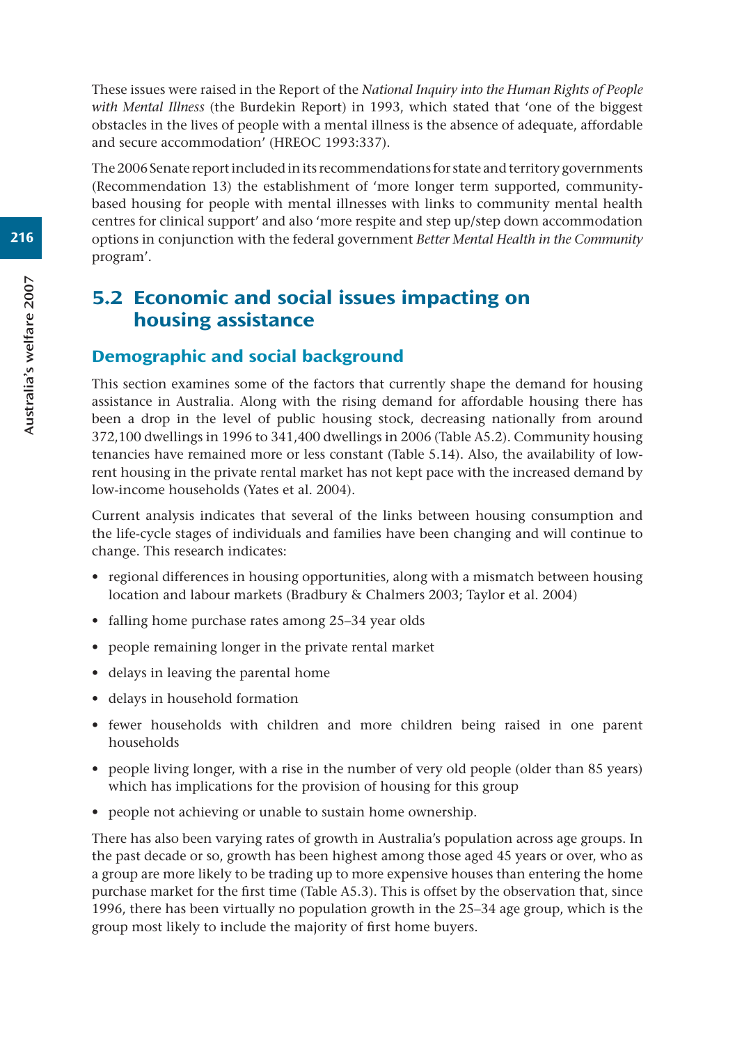These issues were raised in the Report of the *National Inquiry into the Human Rights of People with Mental Illness* (the Burdekin Report) in 1993, which stated that 'one of the biggest obstacles in the lives of people with a mental illness is the absence of adequate, affordable and secure accommodation' (HREOC 1993:337).

The 2006 Senate report included in its recommendations for state and territory governments (Recommendation 13) the establishment of 'more longer term supported, community-based housing for people with mental illnesses with links to community mental health centres for clinical support' and also 'more respite and step up/step down accommodation options in conjunction with the federal government *Better Mental Health in the Community* program'.

## 5.2 Economic and social issues impacting on housing assistance

### Demographic and social background

This section examines some of the factors that currently shape the demand for housing assistance in Australia. Along with the rising demand for affordable housing there has been a drop in the level of public housing stock, decreasing nationally from around 372,100 dwellings in 1996 to 341,400 dwellings in 2006 (Table A5.2). Community housing tenancies have remained more or less constant (Table 5.14). Also, the availability of low-rent housing in the private rental market has not kept pace with the increased demand by low-income households (Yates et al. 2004).

Current analysis indicates that several of the links between housing consumption and the life-cycle stages of individuals and families have been changing and will continue to change. This research indicates:

- regional differences in housing opportunities, along with a mismatch between housing location and labour markets (Bradbury & Chalmers 2003; Taylor et al. 2004)
- falling home purchase rates among 25–34 year olds
- people remaining longer in the private rental market
- delays in leaving the parental home
- delays in household formation
- fewer households with children and more children being raised in one parent households
- people living longer, with a rise in the number of very old people (older than 85 years) which has implications for the provision of housing for this group
- people not achieving or unable to sustain home ownership.

There has also been varying rates of growth in Australia's population across age groups. In the past decade or so, growth has been highest among those aged 45 years or over, who as a group are more likely to be trading up to more expensive houses than entering the home purchase market for the first time (Table A5.3). This is offset by the observation that, since 1996, there has been virtually no population growth in the 25–34 age group, which is the group most likely to include the majority of first home buyers.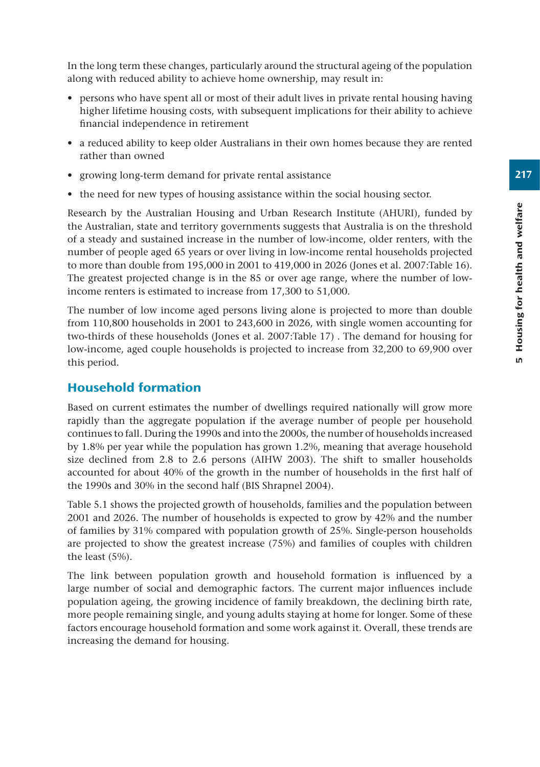In the long term these changes, particularly around the structural ageing of the population along with reduced ability to achieve home ownership, may result in:

- persons who have spent all or most of their adult lives in private rental housing having higher lifetime housing costs, with subsequent implications for their ability to achieve financial independence in retirement
- a reduced ability to keep older Australians in their own homes because they are rented rather than owned
- growing long-term demand for private rental assistance
- the need for new types of housing assistance within the social housing sector.

Research by the Australian Housing and Urban Research Institute (AHURI), funded by the Australian, state and territory governments suggests that Australia is on the threshold of a steady and sustained increase in the number of low-income, older renters, with the number of people aged 65 years or over living in low-income rental households projected to more than double from 195,000 in 2001 to 419,000 in 2026 (Jones et al. 2007:Table 16). The greatest projected change is in the 85 or over age range, where the number of low-income renters is estimated to increase from 17,300 to 51,000.

The number of low income aged persons living alone is projected to more than double from 110,800 households in 2001 to 243,600 in 2026, with single women accounting for two-thirds of these households (Jones et al. 2007:Table 17) . The demand for housing for low-income, aged couple households is projected to increase from 32,200 to 69,900 over this period.

## Household formation

Based on current estimates the number of dwellings required nationally will grow more rapidly than the aggregate population if the average number of people per household continues to fall. During the 1990s and into the 2000s, the number of households increased by 1.8% per year while the population has grown 1.2%, meaning that average household size declined from 2.8 to 2.6 persons (AIHW 2003). The shift to smaller households accounted for about 40% of the growth in the number of households in the first half of the 1990s and 30% in the second half (BIS Shrapnel 2004).

Table 5.1 shows the projected growth of households, families and the population between 2001 and 2026. The number of households is expected to grow by 42% and the number of families by 31% compared with population growth of 25%. Single-person households are projected to show the greatest increase (75%) and families of couples with children the least (5%).

The link between population growth and household formation is influenced by a large number of social and demographic factors. The current major influences include population ageing, the growing incidence of family breakdown, the declining birth rate, more people remaining single, and young adults staying at home for longer. Some of these factors encourage household formation and some work against it. Overall, these trends are increasing the demand for housing.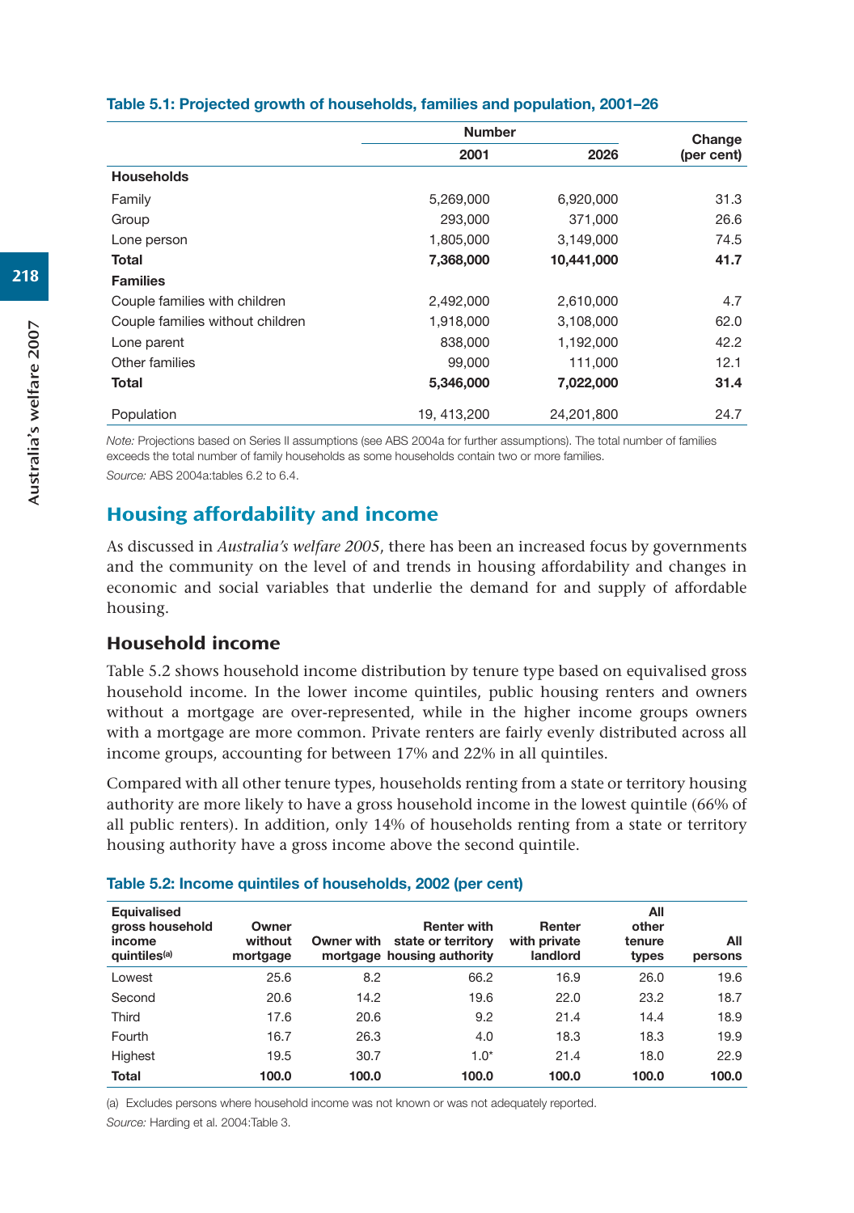**Table 5.1: Projected growth of households, families and population, 2001–26**

| | Number | | Change |
|---|---|---|---|
| | 2001 | 2026 | (per cent) |
| **Households** | | | |
| Family | 5,269,000 | 6,920,000 | 31.3 |
| Group | 293,000 | 371,000 | 26.6 |
| Lone person | 1,805,000 | 3,149,000 | 74.5 |
| **Total** | **7,368,000** | **10,441,000** | **41.7** |
| **Families** | | | |
| Couple families with children | 2,492,000 | 2,610,000 | 4.7 |
| Couple families without children | 1,918,000 | 3,108,000 | 62.0 |
| Lone parent | 838,000 | 1,192,000 | 42.2 |
| Other families | 99,000 | 111,000 | 12.1 |
| **Total** | **5,346,000** | **7,022,000** | **31.4** |
| Population | 19, 413,200 | 24,201,800 | 24.7 |

*Note:* Projections based on Series II assumptions (see ABS 2004a for further assumptions). The total number of families exceeds the total number of family households as some households contain two or more families.

*Source:* ABS 2004a:tables 6.2 to 6.4.

## Housing affordability and income

As discussed in *Australia's welfare 2005*, there has been an increased focus by governments and the community on the level of and trends in housing affordability and changes in economic and social variables that underlie the demand for and supply of affordable housing.

### Household income

Table 5.2 shows household income distribution by tenure type based on equivalised gross household income. In the lower income quintiles, public housing renters and owners without a mortgage are over-represented, while in the higher income groups owners with a mortgage are more common. Private renters are fairly evenly distributed across all income groups, accounting for between 17% and 22% in all quintiles.

Compared with all other tenure types, households renting from a state or territory housing authority are more likely to have a gross household income in the lowest quintile (66% of all public renters). In addition, only 14% of households renting from a state or territory housing authority have a gross income above the second quintile.

**Table 5.2: Income quintiles of households, 2002 (per cent)**

| Equivalised gross household income quintiles(a) | Owner without mortgage | Owner with mortgage | Renter with state or territory housing authority | Renter with private landlord | All other tenure types | All persons |
|---|---|---|---|---|---|---|
| Lowest | 25.6 | 8.2 | 66.2 | 16.9 | 26.0 | 19.6 |
| Second | 20.6 | 14.2 | 19.6 | 22.0 | 23.2 | 18.7 |
| Third | 17.6 | 20.6 | 9.2 | 21.4 | 14.4 | 18.9 |
| Fourth | 16.7 | 26.3 | 4.0 | 18.3 | 18.3 | 19.9 |
| Highest | 19.5 | 30.7 | 1.0* | 21.4 | 18.0 | 22.9 |
| **Total** | **100.0** | **100.0** | **100.0** | **100.0** | **100.0** | **100.0** |

(a) Excludes persons where household income was not known or was not adequately reported.

*Source:* Harding et al. 2004:Table 3.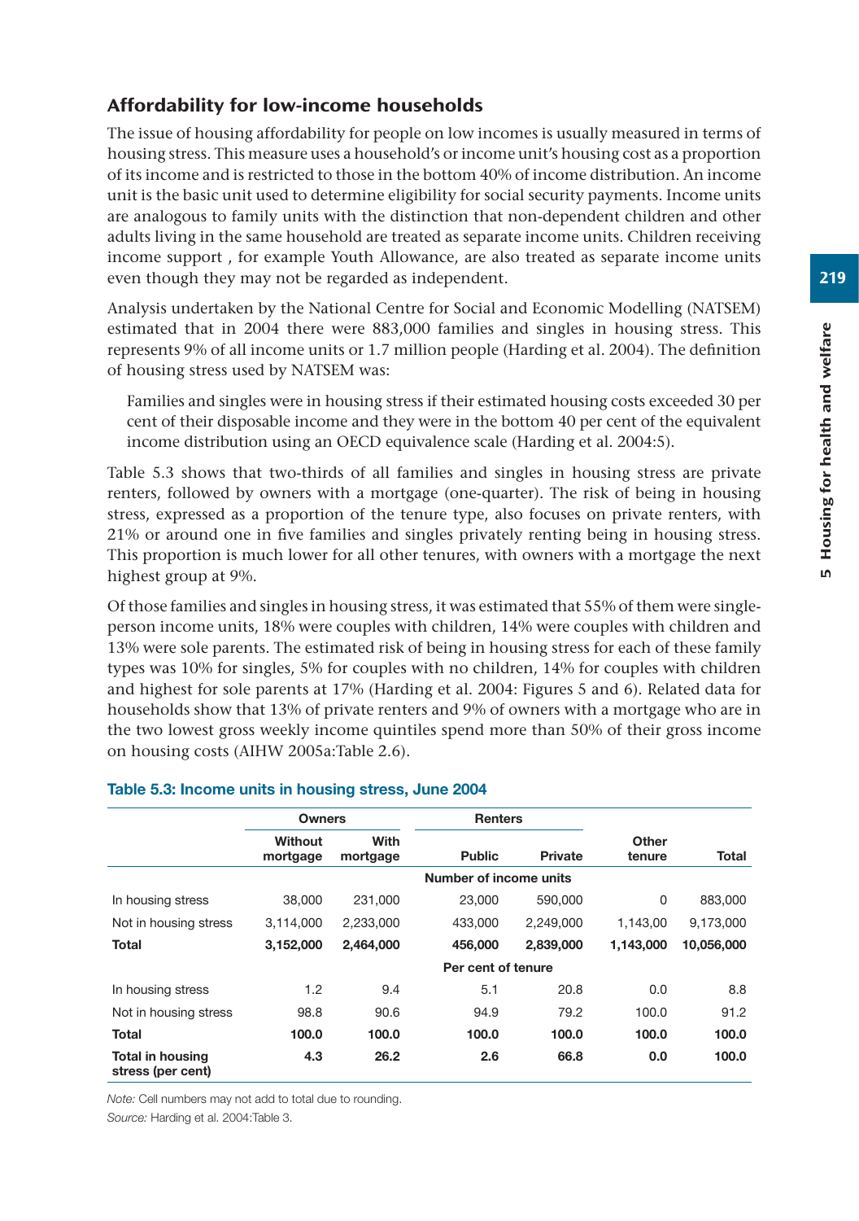## Affordability for low-income households

The issue of housing affordability for people on low incomes is usually measured in terms of housing stress. This measure uses a household's or income unit's housing cost as a proportion of its income and is restricted to those in the bottom 40% of income distribution. An income unit is the basic unit used to determine eligibility for social security payments. Income units are analogous to family units with the distinction that non-dependent children and other adults living in the same household are treated as separate income units. Children receiving income support , for example Youth Allowance, are also treated as separate income units even though they may not be regarded as independent.

Analysis undertaken by the National Centre for Social and Economic Modelling (NATSEM) estimated that in 2004 there were 883,000 families and singles in housing stress. This represents 9% of all income units or 1.7 million people (Harding et al. 2004). The definition of housing stress used by NATSEM was:

> Families and singles were in housing stress if their estimated housing costs exceeded 30 per cent of their disposable income and they were in the bottom 40 per cent of the equivalent income distribution using an OECD equivalence scale (Harding et al. 2004:5).

Table 5.3 shows that two-thirds of all families and singles in housing stress are private renters, followed by owners with a mortgage (one-quarter). The risk of being in housing stress, expressed as a proportion of the tenure type, also focuses on private renters, with 21% or around one in five families and singles privately renting being in housing stress. This proportion is much lower for all other tenures, with owners with a mortgage the next highest group at 9%.

Of those families and singles in housing stress, it was estimated that 55% of them were single-person income units, 18% were couples with children, 14% were couples with children and 13% were sole parents. The estimated risk of being in housing stress for each of these family types was 10% for singles, 5% for couples with no children, 14% for couples with children and highest for sole parents at 17% (Harding et al. 2004: Figures 5 and 6). Related data for households show that 13% of private renters and 9% of owners with a mortgage who are in the two lowest gross weekly income quintiles spend more than 50% of their gross income on housing costs (AIHW 2005a:Table 2.6).

**Table 5.3: Income units in housing stress, June 2004**

| | Owners | | Renters | | | |
|---|---|---|---|---|---|---|
| | Without mortgage | With mortgage | Public | Private | Other tenure | Total |
| | | | Number of income units | | | |
| In housing stress | 38,000 | 231,000 | 23,000 | 590,000 | 0 | 883,000 |
| Not in housing stress | 3,114,000 | 2,233,000 | 433,000 | 2,249,000 | 1,143,00 | 9,173,000 |
| **Total** | **3,152,000** | **2,464,000** | **456,000** | **2,839,000** | **1,143,000** | **10,056,000** |
| | | | Per cent of tenure | | | |
| In housing stress | 1.2 | 9.4 | 5.1 | 20.8 | 0.0 | 8.8 |
| Not in housing stress | 98.8 | 90.6 | 94.9 | 79.2 | 100.0 | 91.2 |
| **Total** | **100.0** | **100.0** | **100.0** | **100.0** | **100.0** | **100.0** |
| **Total in housing stress (per cent)** | **4.3** | **26.2** | **2.6** | **66.8** | **0.0** | **100.0** |

*Note:* Cell numbers may not add to total due to rounding.

*Source:* Harding et al. 2004:Table 3.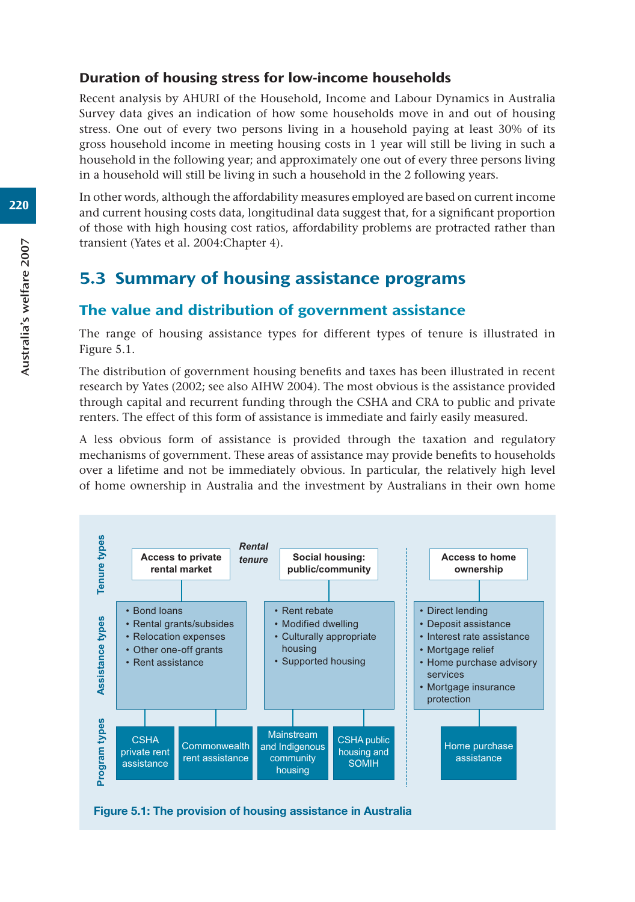### Duration of housing stress for low-income households

Recent analysis by AHURI of the Household, Income and Labour Dynamics in Australia Survey data gives an indication of how some households move in and out of housing stress. One out of every two persons living in a household paying at least 30% of its gross household income in meeting housing costs in 1 year will still be living in such a household in the following year; and approximately one out of every three persons living in a household will still be living in such a household in the 2 following years.

In other words, although the affordability measures employed are based on current income and current housing costs data, longitudinal data suggest that, for a significant proportion of those with high housing cost ratios, affordability problems are protracted rather than transient (Yates et al. 2004:Chapter 4).

## 5.3 Summary of housing assistance programs

### The value and distribution of government assistance

The range of housing assistance types for different types of tenure is illustrated in Figure 5.1.

The distribution of government housing benefits and taxes has been illustrated in recent research by Yates (2002; see also AIHW 2004). The most obvious is the assistance provided through capital and recurrent funding through the CSHA and CRA to public and private renters. The effect of this form of assistance is immediate and fairly easily measured.

A less obvious form of assistance is provided through the taxation and regulatory mechanisms of government. These areas of assistance may provide benefits to households over a lifetime and not be immediately obvious. In particular, the relatively high level of home ownership in Australia and the investment by Australians in their own home

Tenure types

Rental tenure

Access to private rental market

Social housing: public/community

Access to home ownership

Assistance types

- Bond loans
- Rental grants/subsides
- Relocation expenses
- Other one-off grants
- Rent assistance

- Rent rebate
- Modified dwelling
- Culturally appropriate housing
- Supported housing

- Direct lending
- Deposit assistance
- Interest rate assistance
- Mortgage relief
- Home purchase advisory services
- Mortgage insurance protection

Program types

CSHA private rent assistance

Commonwealth rent assistance

Mainstream and Indigenous community housing

CSHA public housing and SOMIH

Home purchase assistance

**Figure 5.1: The provision of housing assistance in Australia**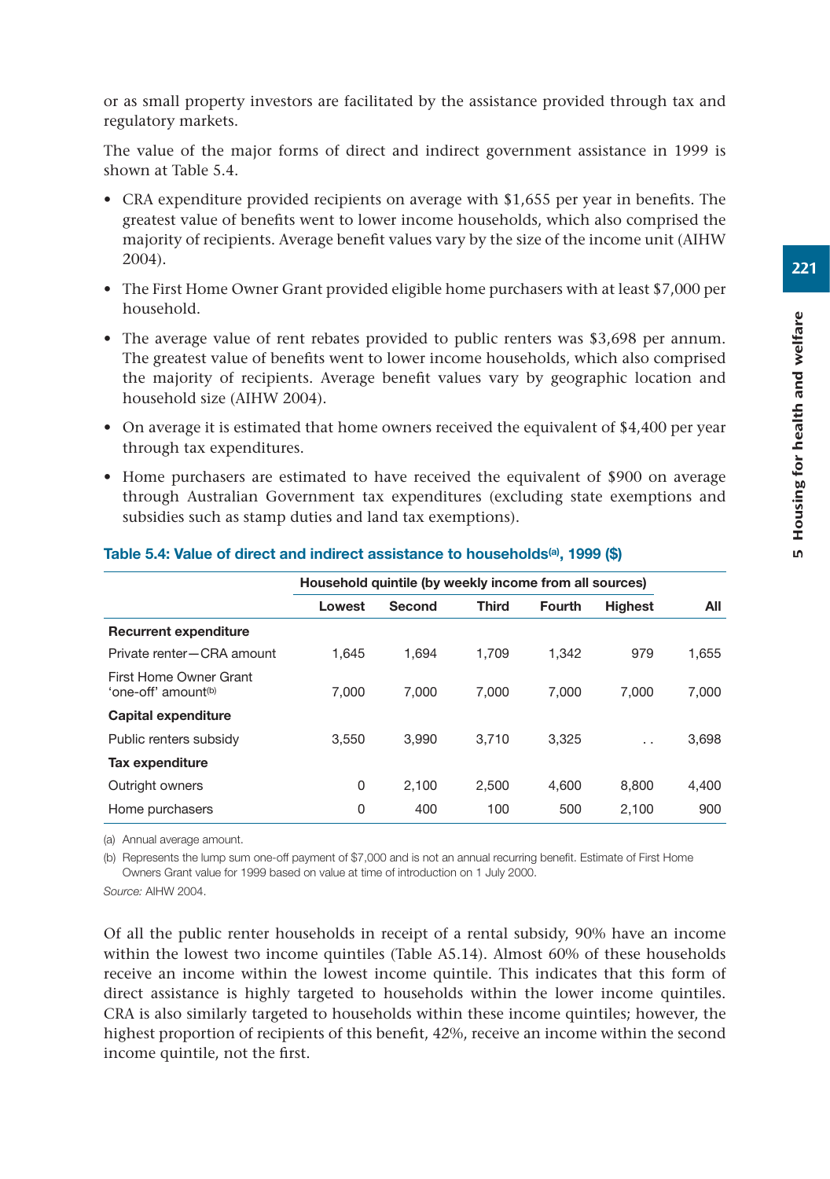or as small property investors are facilitated by the assistance provided through tax and regulatory markets.

The value of the major forms of direct and indirect government assistance in 1999 is shown at Table 5.4.

- CRA expenditure provided recipients on average with $1,655 per year in benefits. The greatest value of benefits went to lower income households, which also comprised the majority of recipients. Average benefit values vary by the size of the income unit (AIHW 2004).
- The First Home Owner Grant provided eligible home purchasers with at least $7,000 per household.
- The average value of rent rebates provided to public renters was $3,698 per annum. The greatest value of benefits went to lower income households, which also comprised the majority of recipients. Average benefit values vary by geographic location and household size (AIHW 2004).
- On average it is estimated that home owners received the equivalent of $4,400 per year through tax expenditures.
- Home purchasers are estimated to have received the equivalent of $900 on average through Australian Government tax expenditures (excluding state exemptions and subsidies such as stamp duties and land tax exemptions).

**Table 5.4: Value of direct and indirect assistance to households[(a)], 1999 ($)**

| | Household quintile (by weekly income from all sources) | | | | | |
|---|---|---|---|---|---|---|
| | Lowest | Second | Third | Fourth | Highest | All |
| **Recurrent expenditure** | | | | | | |
| Private renter—CRA amount | 1,645 | 1,694 | 1,709 | 1,342 | 979 | 1,655 |
| First Home Owner Grant 'one-off' amount[(b)] | 7,000 | 7,000 | 7,000 | 7,000 | 7,000 | 7,000 |
| **Capital expenditure** | | | | | | |
| Public renters subsidy | 3,550 | 3,990 | 3,710 | 3,325 | . . | 3,698 |
| **Tax expenditure** | | | | | | |
| Outright owners | 0 | 2,100 | 2,500 | 4,600 | 8,800 | 4,400 |
| Home purchasers | 0 | 400 | 100 | 500 | 2,100 | 900 |

(a) Annual average amount.

(b) Represents the lump sum one-off payment of $7,000 and is not an annual recurring benefit. Estimate of First Home Owners Grant value for 1999 based on value at time of introduction on 1 July 2000.

*Source:* AIHW 2004.

Of all the public renter households in receipt of a rental subsidy, 90% have an income within the lowest two income quintiles (Table A5.14). Almost 60% of these households receive an income within the lowest income quintile. This indicates that this form of direct assistance is highly targeted to households within the lower income quintiles. CRA is also similarly targeted to households within these income quintiles; however, the highest proportion of recipients of this benefit, 42%, receive an income within the second income quintile, not the first.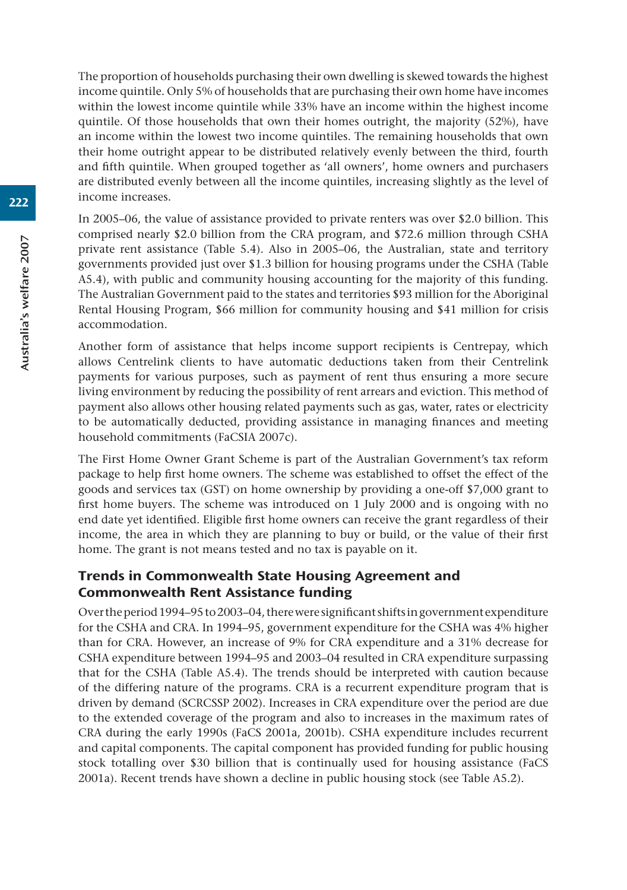The proportion of households purchasing their own dwelling is skewed towards the highest income quintile. Only 5% of households that are purchasing their own home have incomes within the lowest income quintile while 33% have an income within the highest income quintile. Of those households that own their homes outright, the majority (52%), have an income within the lowest two income quintiles. The remaining households that own their home outright appear to be distributed relatively evenly between the third, fourth and fifth quintile. When grouped together as 'all owners', home owners and purchasers are distributed evenly between all the income quintiles, increasing slightly as the level of income increases.

In 2005–06, the value of assistance provided to private renters was over $2.0 billion. This comprised nearly $2.0 billion from the CRA program, and $72.6 million through CSHA private rent assistance (Table 5.4). Also in 2005–06, the Australian, state and territory governments provided just over $1.3 billion for housing programs under the CSHA (Table A5.4), with public and community housing accounting for the majority of this funding. The Australian Government paid to the states and territories $93 million for the Aboriginal Rental Housing Program, $66 million for community housing and $41 million for crisis accommodation.

Another form of assistance that helps income support recipients is Centrepay, which allows Centrelink clients to have automatic deductions taken from their Centrelink payments for various purposes, such as payment of rent thus ensuring a more secure living environment by reducing the possibility of rent arrears and eviction. This method of payment also allows other housing related payments such as gas, water, rates or electricity to be automatically deducted, providing assistance in managing finances and meeting household commitments (FaCSIA 2007c).

The First Home Owner Grant Scheme is part of the Australian Government's tax reform package to help first home owners. The scheme was established to offset the effect of the goods and services tax (GST) on home ownership by providing a one-off $7,000 grant to first home buyers. The scheme was introduced on 1 July 2000 and is ongoing with no end date yet identified. Eligible first home owners can receive the grant regardless of their income, the area in which they are planning to buy or build, or the value of their first home. The grant is not means tested and no tax is payable on it.

### Trends in Commonwealth State Housing Agreement and Commonwealth Rent Assistance funding

Over the period 1994–95 to 2003–04, there were significant shifts in government expenditure for the CSHA and CRA. In 1994–95, government expenditure for the CSHA was 4% higher than for CRA. However, an increase of 9% for CRA expenditure and a 31% decrease for CSHA expenditure between 1994–95 and 2003–04 resulted in CRA expenditure surpassing that for the CSHA (Table A5.4). The trends should be interpreted with caution because of the differing nature of the programs. CRA is a recurrent expenditure program that is driven by demand (SCRCSSP 2002). Increases in CRA expenditure over the period are due to the extended coverage of the program and also to increases in the maximum rates of CRA during the early 1990s (FaCS 2001a, 2001b). CSHA expenditure includes recurrent and capital components. The capital component has provided funding for public housing stock totalling over $30 billion that is continually used for housing assistance (FaCS 2001a). Recent trends have shown a decline in public housing stock (see Table A5.2).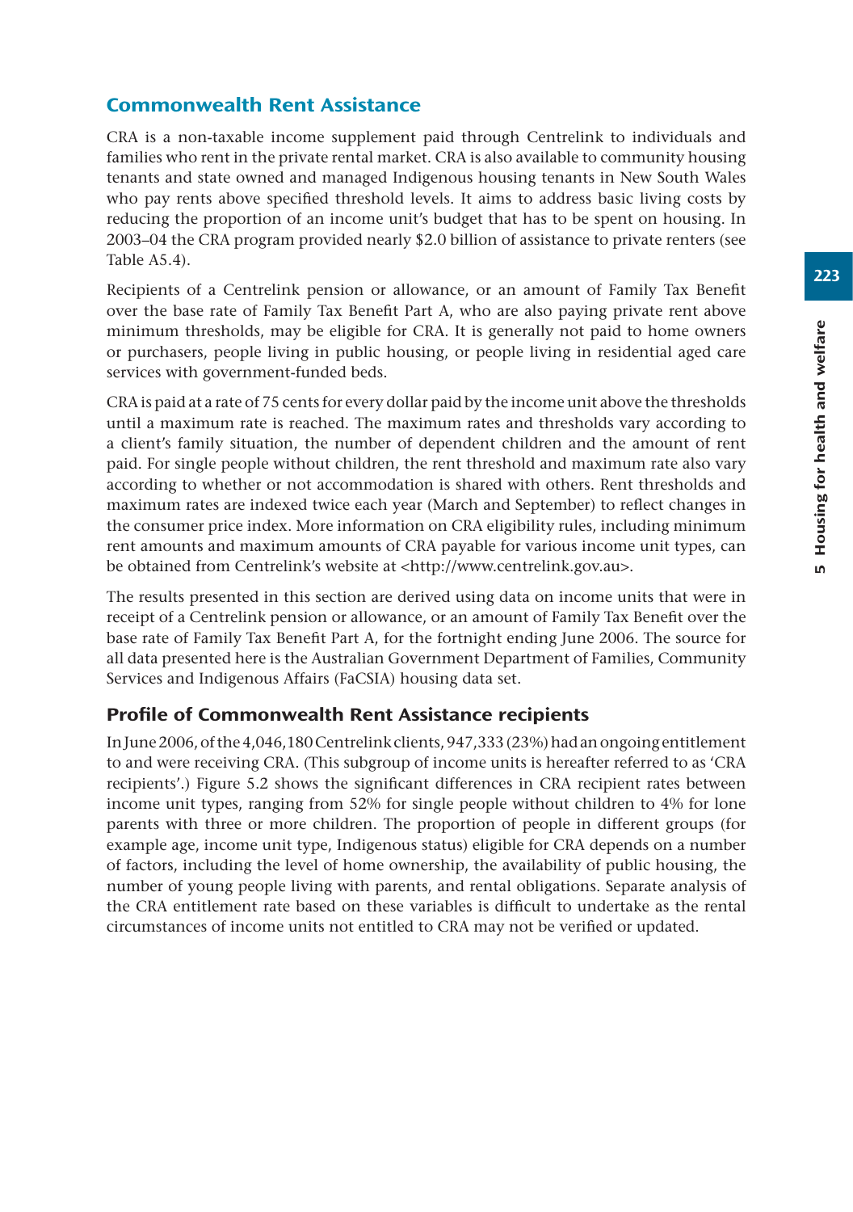## Commonwealth Rent Assistance

CRA is a non-taxable income supplement paid through Centrelink to individuals and families who rent in the private rental market. CRA is also available to community housing tenants and state owned and managed Indigenous housing tenants in New South Wales who pay rents above specified threshold levels. It aims to address basic living costs by reducing the proportion of an income unit's budget that has to be spent on housing. In 2003–04 the CRA program provided nearly $2.0 billion of assistance to private renters (see Table A5.4).

Recipients of a Centrelink pension or allowance, or an amount of Family Tax Benefit over the base rate of Family Tax Benefit Part A, who are also paying private rent above minimum thresholds, may be eligible for CRA. It is generally not paid to home owners or purchasers, people living in public housing, or people living in residential aged care services with government-funded beds.

CRA is paid at a rate of 75 cents for every dollar paid by the income unit above the thresholds until a maximum rate is reached. The maximum rates and thresholds vary according to a client's family situation, the number of dependent children and the amount of rent paid. For single people without children, the rent threshold and maximum rate also vary according to whether or not accommodation is shared with others. Rent thresholds and maximum rates are indexed twice each year (March and September) to reflect changes in the consumer price index. More information on CRA eligibility rules, including minimum rent amounts and maximum amounts of CRA payable for various income unit types, can be obtained from Centrelink's website at <http://www.centrelink.gov.au>.

The results presented in this section are derived using data on income units that were in receipt of a Centrelink pension or allowance, or an amount of Family Tax Benefit over the base rate of Family Tax Benefit Part A, for the fortnight ending June 2006. The source for all data presented here is the Australian Government Department of Families, Community Services and Indigenous Affairs (FaCSIA) housing data set.

### Profile of Commonwealth Rent Assistance recipients

In June 2006, of the 4,046,180 Centrelink clients, 947,333 (23%) had an ongoing entitlement to and were receiving CRA. (This subgroup of income units is hereafter referred to as 'CRA recipients'.) Figure 5.2 shows the significant differences in CRA recipient rates between income unit types, ranging from 52% for single people without children to 4% for lone parents with three or more children. The proportion of people in different groups (for example age, income unit type, Indigenous status) eligible for CRA depends on a number of factors, including the level of home ownership, the availability of public housing, the number of young people living with parents, and rental obligations. Separate analysis of the CRA entitlement rate based on these variables is difficult to undertake as the rental circumstances of income units not entitled to CRA may not be verified or updated.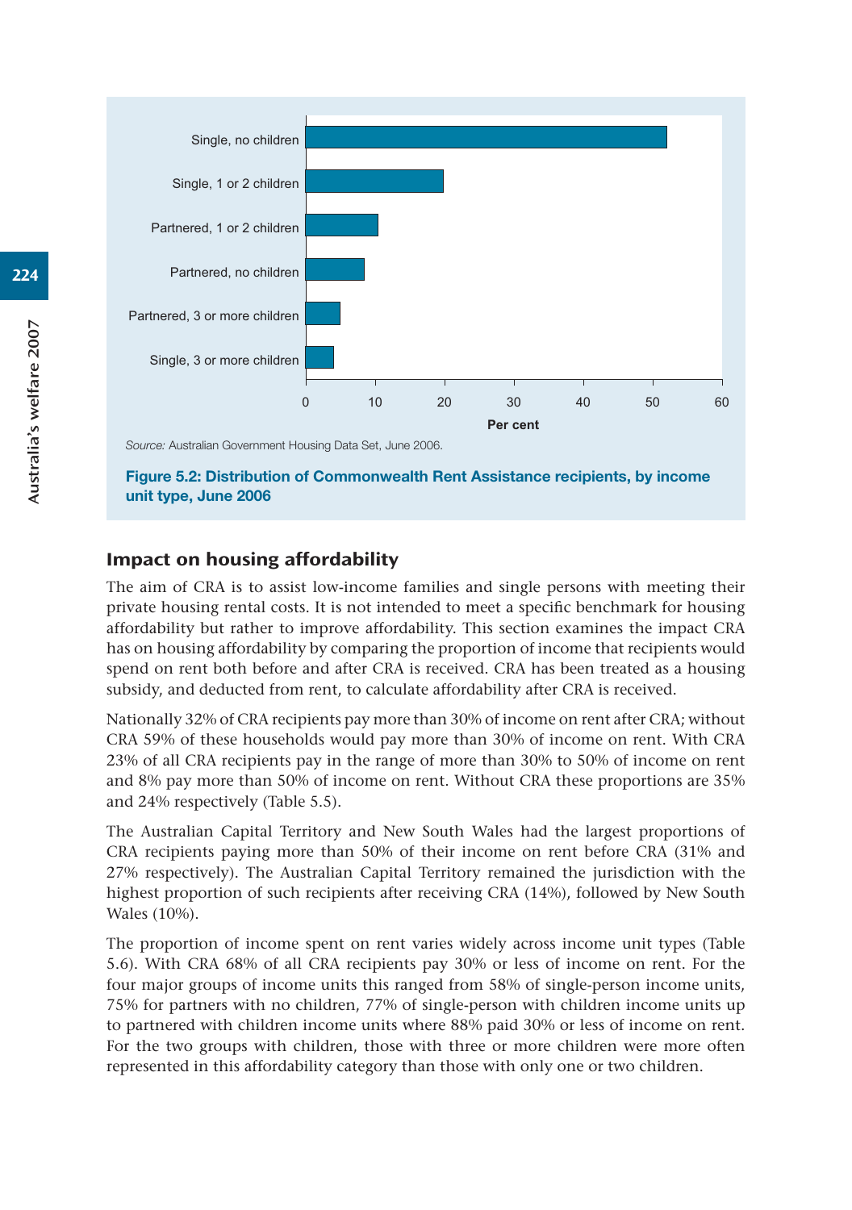Single, no children

Single, 1 or 2 children

Partnered, 1 or 2 children

Partnered, no children

Partnered, 3 or more children

Single, 3 or more children

0 10 20 30 40 50 60

Per cent

*Source:* Australian Government Housing Data Set, June 2006.

**Figure 5.2: Distribution of Commonwealth Rent Assistance recipients, by income unit type, June 2006**

### Impact on housing affordability

The aim of CRA is to assist low-income families and single persons with meeting their private housing rental costs. It is not intended to meet a specific benchmark for housing affordability but rather to improve affordability. This section examines the impact CRA has on housing affordability by comparing the proportion of income that recipients would spend on rent both before and after CRA is received. CRA has been treated as a housing subsidy, and deducted from rent, to calculate affordability after CRA is received.

Nationally 32% of CRA recipients pay more than 30% of income on rent after CRA; without CRA 59% of these households would pay more than 30% of income on rent. With CRA 23% of all CRA recipients pay in the range of more than 30% to 50% of income on rent and 8% pay more than 50% of income on rent. Without CRA these proportions are 35% and 24% respectively (Table 5.5).

The Australian Capital Territory and New South Wales had the largest proportions of CRA recipients paying more than 50% of their income on rent before CRA (31% and 27% respectively). The Australian Capital Territory remained the jurisdiction with the highest proportion of such recipients after receiving CRA (14%), followed by New South Wales (10%).

The proportion of income spent on rent varies widely across income unit types (Table 5.6). With CRA 68% of all CRA recipients pay 30% or less of income on rent. For the four major groups of income units this ranged from 58% of single-person income units, 75% for partners with no children, 77% of single-person with children income units up to partnered with children income units where 88% paid 30% or less of income on rent. For the two groups with children, those with three or more children were more often represented in this affordability category than those with only one or two children.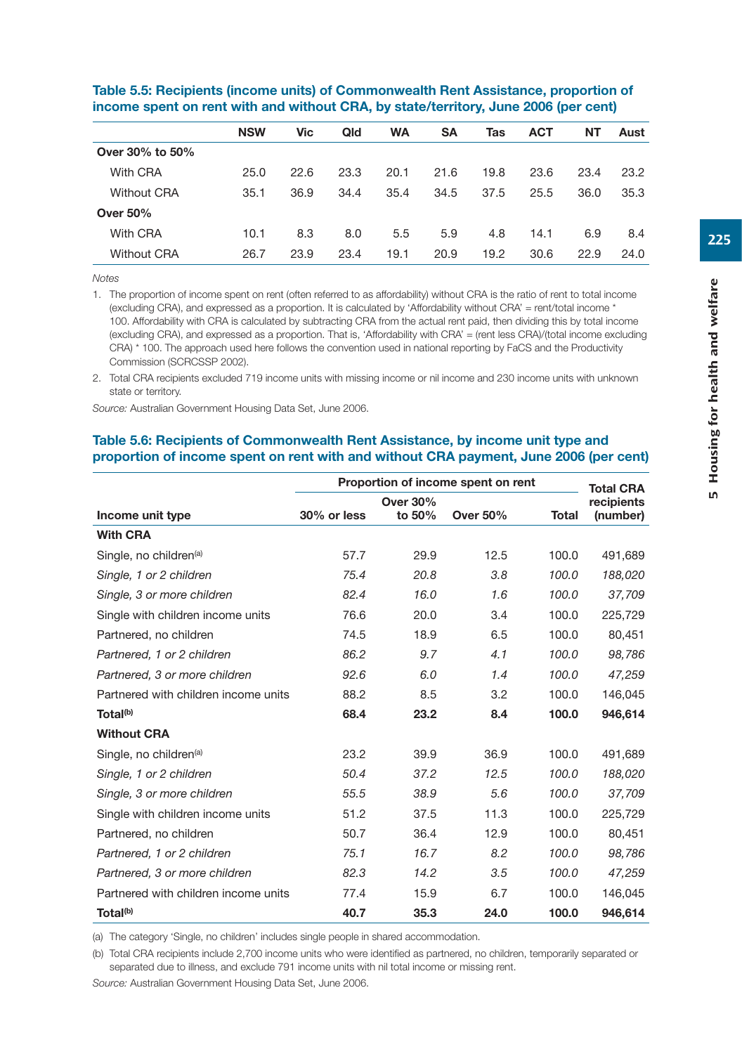**Table 5.5: Recipients (income units) of Commonwealth Rent Assistance, proportion of income spent on rent with and without CRA, by state/territory, June 2006 (per cent)**

| | NSW | Vic | Qld | WA | SA | Tas | ACT | NT | Aust |
|---|---|---|---|---|---|---|---|---|---|
| **Over 30% to 50%** | | | | | | | | | |
| With CRA | 25.0 | 22.6 | 23.3 | 20.1 | 21.6 | 19.8 | 23.6 | 23.4 | 23.2 |
| Without CRA | 35.1 | 36.9 | 34.4 | 35.4 | 34.5 | 37.5 | 25.5 | 36.0 | 35.3 |
| **Over 50%** | | | | | | | | | |
| With CRA | 10.1 | 8.3 | 8.0 | 5.5 | 5.9 | 4.8 | 14.1 | 6.9 | 8.4 |
| Without CRA | 26.7 | 23.9 | 23.4 | 19.1 | 20.9 | 19.2 | 30.6 | 22.9 | 24.0 |

*Notes*

1. The proportion of income spent on rent (often referred to as affordability) without CRA is the ratio of rent to total income (excluding CRA), and expressed as a proportion. It is calculated by 'Affordability without CRA' = rent/total income * 100. Affordability with CRA is calculated by subtracting CRA from the actual rent paid, then dividing this by total income (excluding CRA), and expressed as a proportion. That is, 'Affordability with CRA' = (rent less CRA)/(total income excluding CRA) * 100. The approach used here follows the convention used in national reporting by FaCS and the Productivity Commission (SCRCSSP 2002).
2. Total CRA recipients excluded 719 income units with missing income or nil income and 230 income units with unknown state or territory.

*Source:* Australian Government Housing Data Set, June 2006.

**Table 5.6: Recipients of Commonwealth Rent Assistance, by income unit type and proportion of income spent on rent with and without CRA payment, June 2006 (per cent)**

| | Proportion of income spent on rent | | | | Total CRA |
|---|---|---|---|---|---|
| Income unit type | 30% or less | Over 30% to 50% | Over 50% | Total | recipients (number) |
| **With CRA** | | | | | |
| Single, no children[(a)] | 57.7 | 29.9 | 12.5 | 100.0 | 491,689 |
| *Single, 1 or 2 children* | *75.4* | *20.8* | *3.8* | *100.0* | *188,020* |
| *Single, 3 or more children* | *82.4* | *16.0* | *1.6* | *100.0* | *37,709* |
| Single with children income units | 76.6 | 20.0 | 3.4 | 100.0 | 225,729 |
| Partnered, no children | 74.5 | 18.9 | 6.5 | 100.0 | 80,451 |
| *Partnered, 1 or 2 children* | *86.2* | *9.7* | *4.1* | *100.0* | *98,786* |
| *Partnered, 3 or more children* | *92.6* | *6.0* | *1.4* | *100.0* | *47,259* |
| Partnered with children income units | 88.2 | 8.5 | 3.2 | 100.0 | 146,045 |
| **Total[(b)]** | **68.4** | **23.2** | **8.4** | **100.0** | **946,614** |
| **Without CRA** | | | | | |
| Single, no children[(a)] | 23.2 | 39.9 | 36.9 | 100.0 | 491,689 |
| *Single, 1 or 2 children* | *50.4* | *37.2* | *12.5* | *100.0* | *188,020* |
| *Single, 3 or more children* | *55.5* | *38.9* | *5.6* | *100.0* | *37,709* |
| Single with children income units | 51.2 | 37.5 | 11.3 | 100.0 | 225,729 |
| Partnered, no children | 50.7 | 36.4 | 12.9 | 100.0 | 80,451 |
| *Partnered, 1 or 2 children* | *75.1* | *16.7* | *8.2* | *100.0* | *98,786* |
| *Partnered, 3 or more children* | *82.3* | *14.2* | *3.5* | *100.0* | *47,259* |
| Partnered with children income units | 77.4 | 15.9 | 6.7 | 100.0 | 146,045 |
| **Total[(b)]** | **40.7** | **35.3** | **24.0** | **100.0** | **946,614** |

(a) The category 'Single, no children' includes single people in shared accommodation.

(b) Total CRA recipients include 2,700 income units who were identified as partnered, no children, temporarily separated or separated due to illness, and exclude 791 income units with nil total income or missing rent.

*Source:* Australian Government Housing Data Set, June 2006.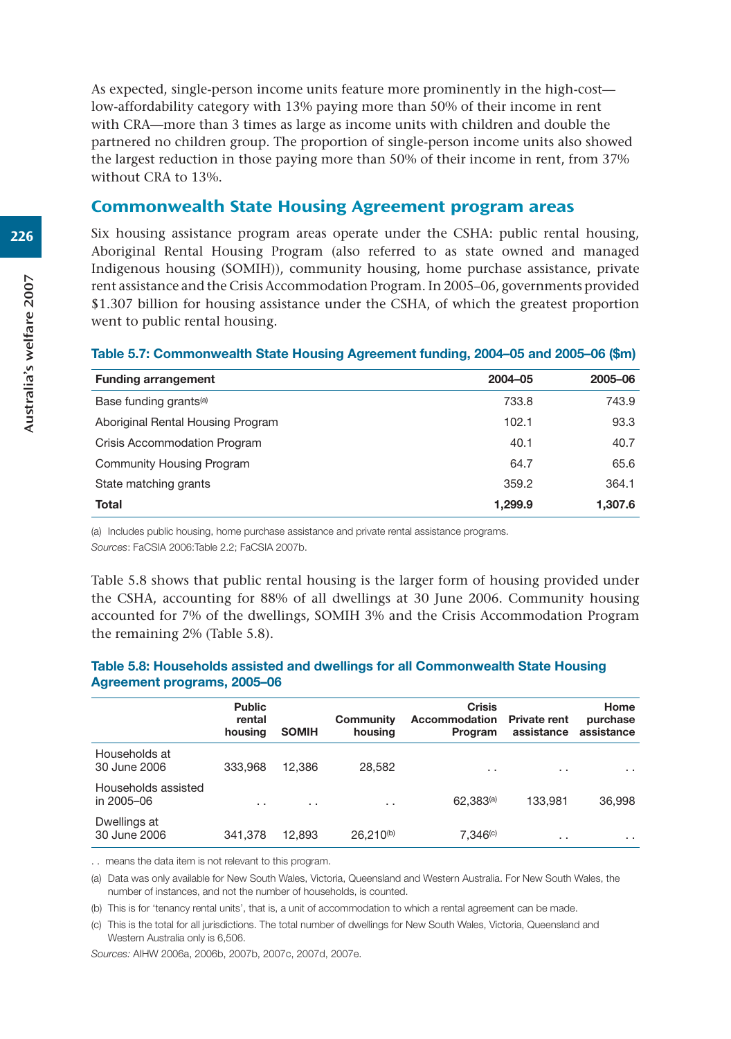As expected, single-person income units feature more prominently in the high-cost—low-affordability category with 13% paying more than 50% of their income in rent with CRA—more than 3 times as large as income units with children and double the partnered no children group. The proportion of single-person income units also showed the largest reduction in those paying more than 50% of their income in rent, from 37% without CRA to 13%.

## Commonwealth State Housing Agreement program areas

Six housing assistance program areas operate under the CSHA: public rental housing, Aboriginal Rental Housing Program (also referred to as state owned and managed Indigenous housing (SOMIH)), community housing, home purchase assistance, private rent assistance and the Crisis Accommodation Program. In 2005–06, governments provided $1.307 billion for housing assistance under the CSHA, of which the greatest proportion went to public rental housing.

**Table 5.7: Commonwealth State Housing Agreement funding, 2004–05 and 2005–06 ($m)**

| Funding arrangement | 2004–05 | 2005–06 |
|---|---|---|
| Base funding grants[(a)] | 733.8 | 743.9 |
| Aboriginal Rental Housing Program | 102.1 | 93.3 |
| Crisis Accommodation Program | 40.1 | 40.7 |
| Community Housing Program | 64.7 | 65.6 |
| State matching grants | 359.2 | 364.1 |
| **Total** | **1,299.9** | **1,307.6** |

(a) Includes public housing, home purchase assistance and private rental assistance programs.

*Sources*: FaCSIA 2006:Table 2.2; FaCSIA 2007b.

Table 5.8 shows that public rental housing is the larger form of housing provided under the CSHA, accounting for 88% of all dwellings at 30 June 2006. Community housing accounted for 7% of the dwellings, SOMIH 3% and the Crisis Accommodation Program the remaining 2% (Table 5.8).

**Table 5.8: Households assisted and dwellings for all Commonwealth State Housing Agreement programs, 2005–06**

| | Public rental housing | SOMIH | Community housing | Crisis Accommodation Program | Private rent assistance | Home purchase assistance |
|---|---|---|---|---|---|---|
| Households at 30 June 2006 | 333,968 | 12,386 | 28,582 | . . | . . | . . |
| Households assisted in 2005–06 | . . | . . | . . | 62,383[(a)] | 133,981 | 36,998 |
| Dwellings at 30 June 2006 | 341,378 | 12,893 | 26,210[(b)] | 7,346[(c)] | . . | . . |

. . means the data item is not relevant to this program.

(a) Data was only available for New South Wales, Victoria, Queensland and Western Australia. For New South Wales, the number of instances, and not the number of households, is counted.

(b) This is for 'tenancy rental units', that is, a unit of accommodation to which a rental agreement can be made.

(c) This is the total for all jurisdictions. The total number of dwellings for New South Wales, Victoria, Queensland and Western Australia only is 6,506.

*Sources:* AIHW 2006a, 2006b, 2007b, 2007c, 2007d, 2007e.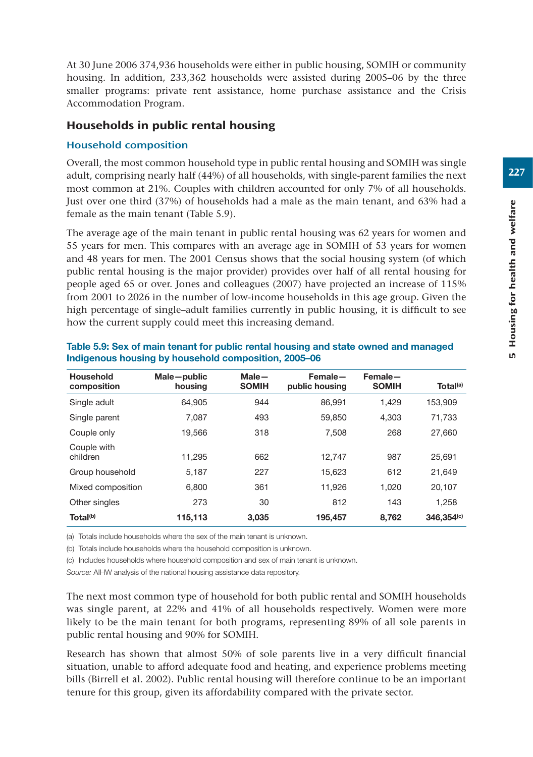At 30 June 2006 374,936 households were either in public housing, SOMIH or community housing. In addition, 233,362 households were assisted during 2005–06 by the three smaller programs: private rent assistance, home purchase assistance and the Crisis Accommodation Program.

## Households in public rental housing

### Household composition

Overall, the most common household type in public rental housing and SOMIH was single adult, comprising nearly half (44%) of all households, with single-parent families the next most common at 21%. Couples with children accounted for only 7% of all households. Just over one third (37%) of households had a male as the main tenant, and 63% had a female as the main tenant (Table 5.9).

The average age of the main tenant in public rental housing was 62 years for women and 55 years for men. This compares with an average age in SOMIH of 53 years for women and 48 years for men. The 2001 Census shows that the social housing system (of which public rental housing is the major provider) provides over half of all rental housing for people aged 65 or over. Jones and colleagues (2007) have projected an increase of 115% from 2001 to 2026 in the number of low-income households in this age group. Given the high percentage of single–adult families currently in public housing, it is difficult to see how the current supply could meet this increasing demand.

**Table 5.9: Sex of main tenant for public rental housing and state owned and managed Indigenous housing by household composition, 2005–06**

| Household composition | Male—public housing | Male—SOMIH | Female—public housing | Female—SOMIH | Total[(a)] |
|---|---|---|---|---|---|
| Single adult | 64,905 | 944 | 86,991 | 1,429 | 153,909 |
| Single parent | 7,087 | 493 | 59,850 | 4,303 | 71,733 |
| Couple only | 19,566 | 318 | 7,508 | 268 | 27,660 |
| Couple with children | 11,295 | 662 | 12,747 | 987 | 25,691 |
| Group household | 5,187 | 227 | 15,623 | 612 | 21,649 |
| Mixed composition | 6,800 | 361 | 11,926 | 1,020 | 20,107 |
| Other singles | 273 | 30 | 812 | 143 | 1,258 |
| **Total[(b)]** | **115,113** | **3,035** | **195,457** | **8,762** | **346,354[(c)]** |

(a) Totals include households where the sex of the main tenant is unknown.

(b) Totals include households where the household composition is unknown.

(c) Includes households where household composition and sex of main tenant is unknown.

*Source:* AIHW analysis of the national housing assistance data repository.

The next most common type of household for both public rental and SOMIH households was single parent, at 22% and 41% of all households respectively. Women were more likely to be the main tenant for both programs, representing 89% of all sole parents in public rental housing and 90% for SOMIH.

Research has shown that almost 50% of sole parents live in a very difficult financial situation, unable to afford adequate food and heating, and experience problems meeting bills (Birrell et al. 2002). Public rental housing will therefore continue to be an important tenure for this group, given its affordability compared with the private sector.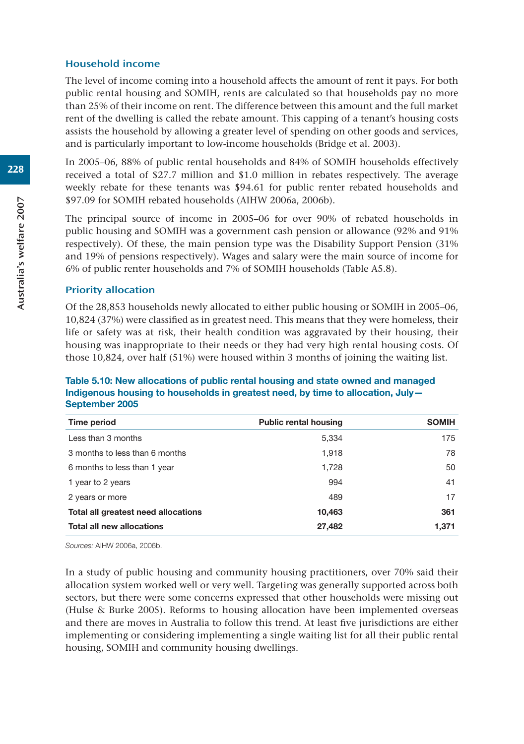### Household income

The level of income coming into a household affects the amount of rent it pays. For both public rental housing and SOMIH, rents are calculated so that households pay no more than 25% of their income on rent. The difference between this amount and the full market rent of the dwelling is called the rebate amount. This capping of a tenant's housing costs assists the household by allowing a greater level of spending on other goods and services, and is particularly important to low-income households (Bridge et al. 2003).

In 2005–06, 88% of public rental households and 84% of SOMIH households effectively received a total of $27.7 million and $1.0 million in rebates respectively. The average weekly rebate for these tenants was $94.61 for public renter rebated households and $97.09 for SOMIH rebated households (AIHW 2006a, 2006b).

The principal source of income in 2005–06 for over 90% of rebated households in public housing and SOMIH was a government cash pension or allowance (92% and 91% respectively). Of these, the main pension type was the Disability Support Pension (31% and 19% of pensions respectively). Wages and salary were the main source of income for 6% of public renter households and 7% of SOMIH households (Table A5.8).

### Priority allocation

Of the 28,853 households newly allocated to either public housing or SOMIH in 2005–06, 10,824 (37%) were classified as in greatest need. This means that they were homeless, their life or safety was at risk, their health condition was aggravated by their housing, their housing was inappropriate to their needs or they had very high rental housing costs. Of those 10,824, over half (51%) were housed within 3 months of joining the waiting list.

**Table 5.10: New allocations of public rental housing and state owned and managed Indigenous housing to households in greatest need, by time to allocation, July—September 2005**

| Time period | Public rental housing | SOMIH |
|---|---|---|
| Less than 3 months | 5,334 | 175 |
| 3 months to less than 6 months | 1,918 | 78 |
| 6 months to less than 1 year | 1,728 | 50 |
| 1 year to 2 years | 994 | 41 |
| 2 years or more | 489 | 17 |
| **Total all greatest need allocations** | **10,463** | **361** |
| **Total all new allocations** | **27,482** | **1,371** |

*Sources:* AIHW 2006a, 2006b.

In a study of public housing and community housing practitioners, over 70% said their allocation system worked well or very well. Targeting was generally supported across both sectors, but there were some concerns expressed that other households were missing out (Hulse & Burke 2005). Reforms to housing allocation have been implemented overseas and there are moves in Australia to follow this trend. At least five jurisdictions are either implementing or considering implementing a single waiting list for all their public rental housing, SOMIH and community housing dwellings.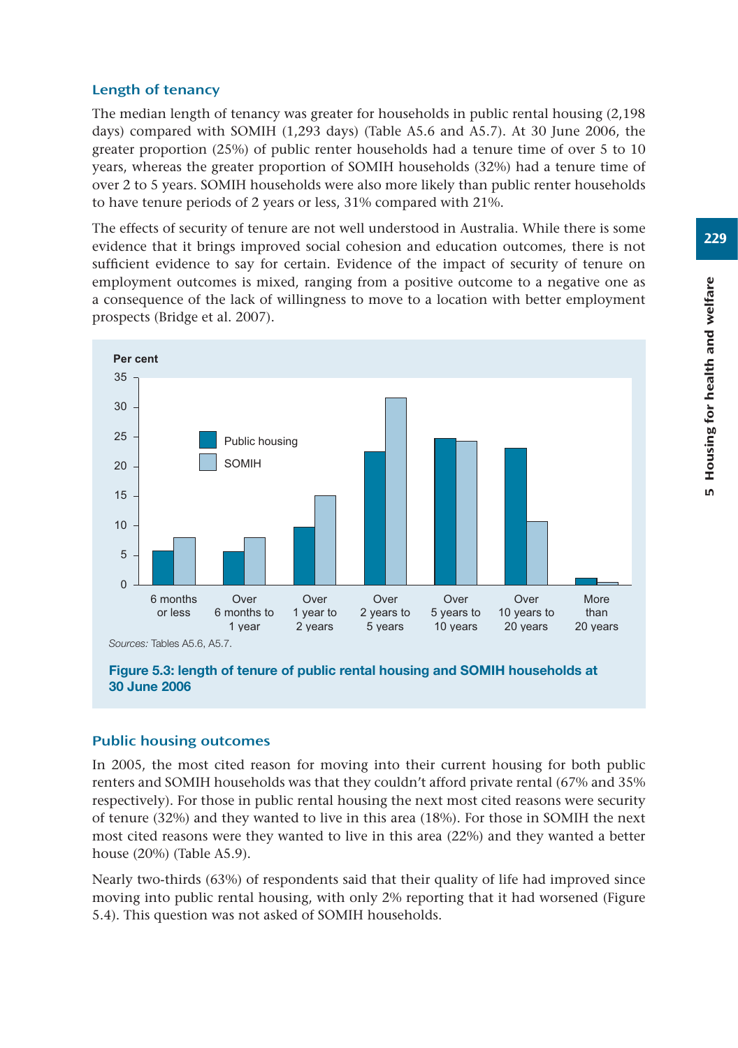## Length of tenancy

The median length of tenancy was greater for households in public rental housing (2,198 days) compared with SOMIH (1,293 days) (Table A5.6 and A5.7). At 30 June 2006, the greater proportion (25%) of public renter households had a tenure time of over 5 to 10 years, whereas the greater proportion of SOMIH households (32%) had a tenure time of over 2 to 5 years. SOMIH households were also more likely than public renter households to have tenure periods of 2 years or less, 31% compared with 21%.

The effects of security of tenure are not well understood in Australia. While there is some evidence that it brings improved social cohesion and education outcomes, there is not sufficient evidence to say for certain. Evidence of the impact of security of tenure on employment outcomes is mixed, ranging from a positive outcome to a negative one as a consequence of the lack of willingness to move to a location with better employment prospects (Bridge et al. 2007).

Per cent

35
30
25
20
15
10
5
0

Public housing
SOMIH

6 months or less
Over 6 months to 1 year
Over 1 year to 2 years
Over 2 years to 5 years
Over 5 years to 10 years
Over 10 years to 20 years
More than 20 years

*Sources:* Tables A5.6, A5.7.

**Figure 5.3: length of tenure of public rental housing and SOMIH households at 30 June 2006**

## Public housing outcomes

In 2005, the most cited reason for moving into their current housing for both public renters and SOMIH households was that they couldn't afford private rental (67% and 35% respectively). For those in public rental housing the next most cited reasons were security of tenure (32%) and they wanted to live in this area (18%). For those in SOMIH the next most cited reasons were they wanted to live in this area (22%) and they wanted a better house (20%) (Table A5.9).

Nearly two-thirds (63%) of respondents said that their quality of life had improved since moving into public rental housing, with only 2% reporting that it had worsened (Figure 5.4). This question was not asked of SOMIH households.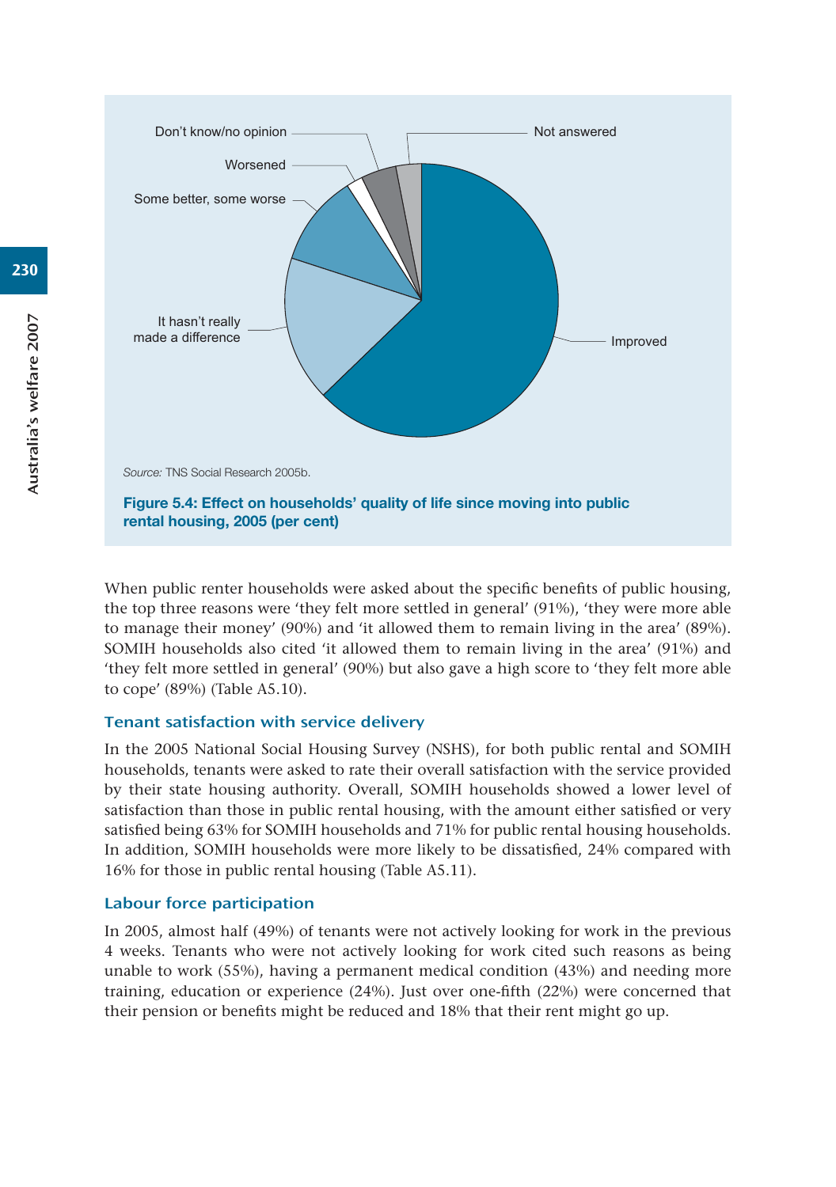Don't know/no opinion

Not answered

Worsened

Some better, some worse

It hasn't really made a difference

Improved

*Source:* TNS Social Research 2005b.

**Figure 5.4: Effect on households' quality of life since moving into public rental housing, 2005 (per cent)**

When public renter households were asked about the specific benefits of public housing, the top three reasons were 'they felt more settled in general' (91%), 'they were more able to manage their money' (90%) and 'it allowed them to remain living in the area' (89%). SOMIH households also cited 'it allowed them to remain living in the area' (91%) and 'they felt more settled in general' (90%) but also gave a high score to 'they felt more able to cope' (89%) (Table A5.10).

### Tenant satisfaction with service delivery

In the 2005 National Social Housing Survey (NSHS), for both public rental and SOMIH households, tenants were asked to rate their overall satisfaction with the service provided by their state housing authority. Overall, SOMIH households showed a lower level of satisfaction than those in public rental housing, with the amount either satisfied or very satisfied being 63% for SOMIH households and 71% for public rental housing households. In addition, SOMIH households were more likely to be dissatisfied, 24% compared with 16% for those in public rental housing (Table A5.11).

### Labour force participation

In 2005, almost half (49%) of tenants were not actively looking for work in the previous 4 weeks. Tenants who were not actively looking for work cited such reasons as being unable to work (55%), having a permanent medical condition (43%) and needing more training, education or experience (24%). Just over one-fifth (22%) were concerned that their pension or benefits might be reduced and 18% that their rent might go up.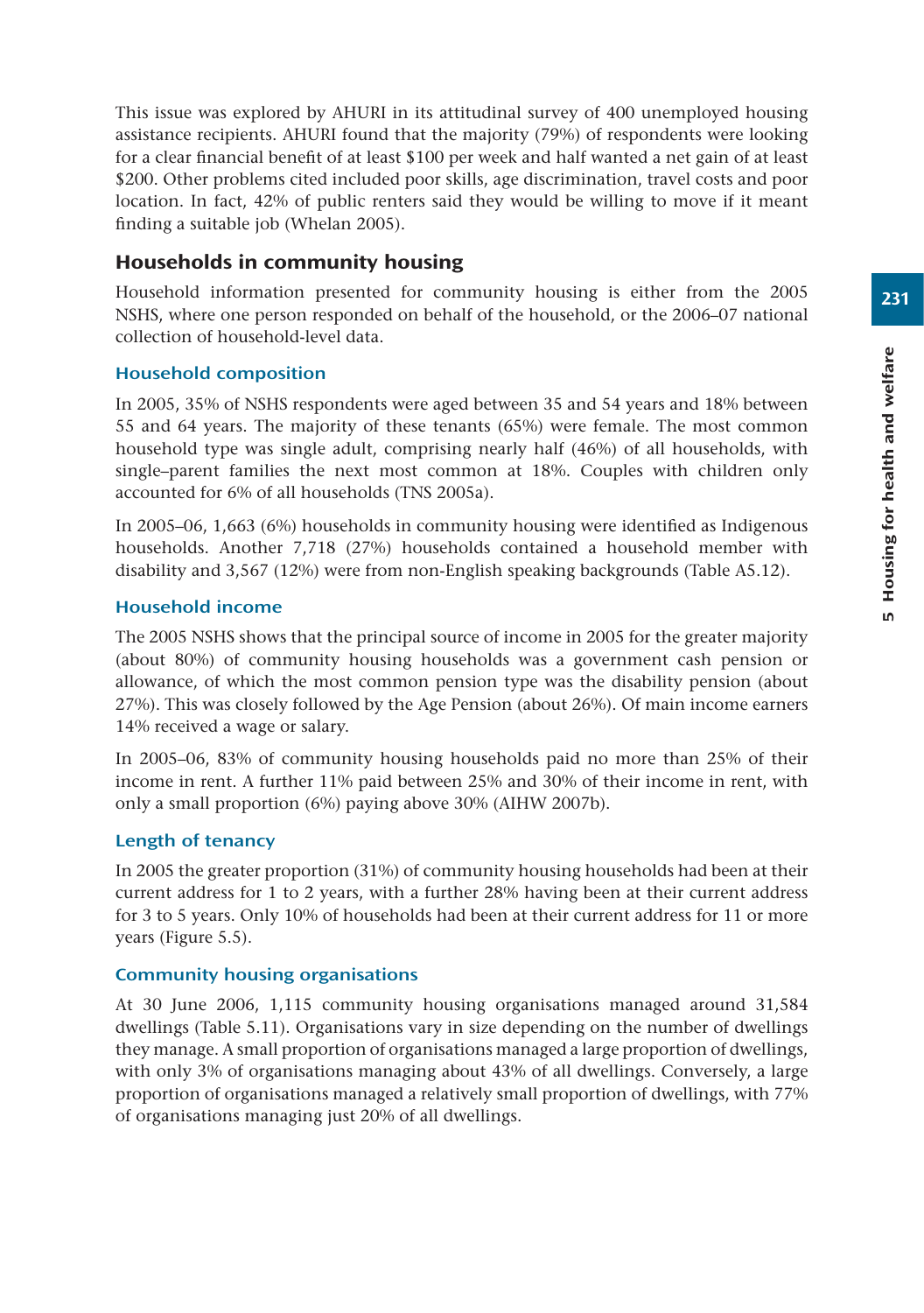This issue was explored by AHURI in its attitudinal survey of 400 unemployed housing assistance recipients. AHURI found that the majority (79%) of respondents were looking for a clear financial benefit of at least $100 per week and half wanted a net gain of at least $200. Other problems cited included poor skills, age discrimination, travel costs and poor location. In fact, 42% of public renters said they would be willing to move if it meant finding a suitable job (Whelan 2005).

## Households in community housing

Household information presented for community housing is either from the 2005 NSHS, where one person responded on behalf of the household, or the 2006–07 national collection of household-level data.

### Household composition

In 2005, 35% of NSHS respondents were aged between 35 and 54 years and 18% between 55 and 64 years. The majority of these tenants (65%) were female. The most common household type was single adult, comprising nearly half (46%) of all households, with single–parent families the next most common at 18%. Couples with children only accounted for 6% of all households (TNS 2005a).

In 2005–06, 1,663 (6%) households in community housing were identified as Indigenous households. Another 7,718 (27%) households contained a household member with disability and 3,567 (12%) were from non-English speaking backgrounds (Table A5.12).

### Household income

The 2005 NSHS shows that the principal source of income in 2005 for the greater majority (about 80%) of community housing households was a government cash pension or allowance, of which the most common pension type was the disability pension (about 27%). This was closely followed by the Age Pension (about 26%). Of main income earners 14% received a wage or salary.

In 2005–06, 83% of community housing households paid no more than 25% of their income in rent. A further 11% paid between 25% and 30% of their income in rent, with only a small proportion (6%) paying above 30% (AIHW 2007b).

### Length of tenancy

In 2005 the greater proportion (31%) of community housing households had been at their current address for 1 to 2 years, with a further 28% having been at their current address for 3 to 5 years. Only 10% of households had been at their current address for 11 or more years (Figure 5.5).

### Community housing organisations

At 30 June 2006, 1,115 community housing organisations managed around 31,584 dwellings (Table 5.11). Organisations vary in size depending on the number of dwellings they manage. A small proportion of organisations managed a large proportion of dwellings, with only 3% of organisations managing about 43% of all dwellings. Conversely, a large proportion of organisations managed a relatively small proportion of dwellings, with 77% of organisations managing just 20% of all dwellings.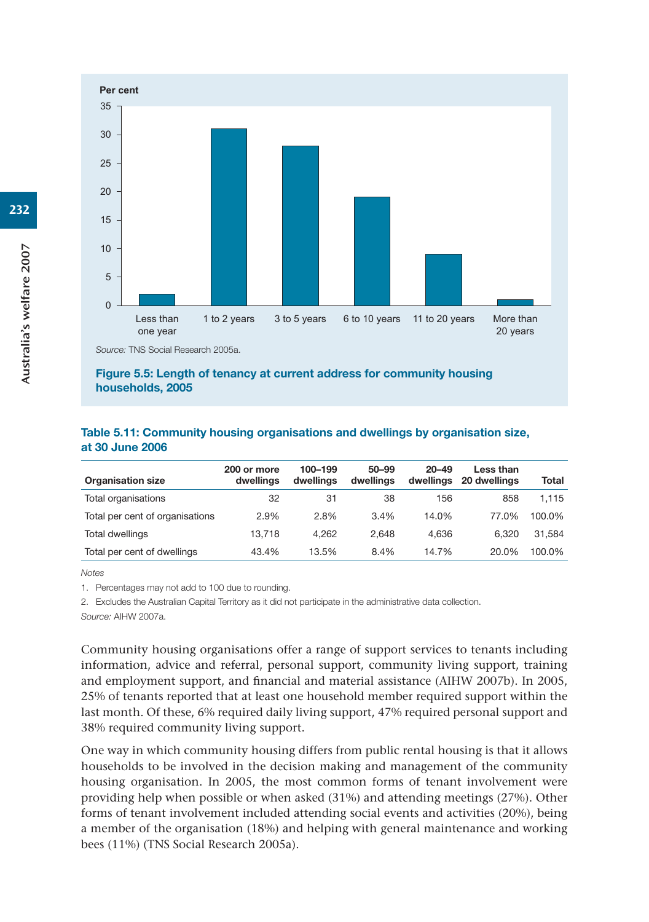Per cent

35
30
25
20
15
10
5
0

Less than one year
1 to 2 years
3 to 5 years
6 to 10 years
11 to 20 years
More than 20 years

*Source:* TNS Social Research 2005a.

**Figure 5.5: Length of tenancy at current address for community housing households, 2005**

**Table 5.11: Community housing organisations and dwellings by organisation size, at 30 June 2006**

| Organisation size | 200 or more dwellings | 100–199 dwellings | 50–99 dwellings | 20–49 dwellings | Less than 20 dwellings | Total |
|---|---|---|---|---|---|---|
| Total organisations | 32 | 31 | 38 | 156 | 858 | 1,115 |
| Total per cent of organisations | 2.9% | 2.8% | 3.4% | 14.0% | 77.0% | 100.0% |
| Total dwellings | 13,718 | 4,262 | 2,648 | 4,636 | 6,320 | 31,584 |
| Total per cent of dwellings | 43.4% | 13.5% | 8.4% | 14.7% | 20.0% | 100.0% |

*Notes*

1. Percentages may not add to 100 due to rounding.
2. Excludes the Australian Capital Territory as it did not participate in the administrative data collection.

*Source:* AIHW 2007a.

Community housing organisations offer a range of support services to tenants including information, advice and referral, personal support, community living support, training and employment support, and financial and material assistance (AIHW 2007b). In 2005, 25% of tenants reported that at least one household member required support within the last month. Of these, 6% required daily living support, 47% required personal support and 38% required community living support.

One way in which community housing differs from public rental housing is that it allows households to be involved in the decision making and management of the community housing organisation. In 2005, the most common forms of tenant involvement were providing help when possible or when asked (31%) and attending meetings (27%). Other forms of tenant involvement included attending social events and activities (20%), being a member of the organisation (18%) and helping with general maintenance and working bees (11%) (TNS Social Research 2005a).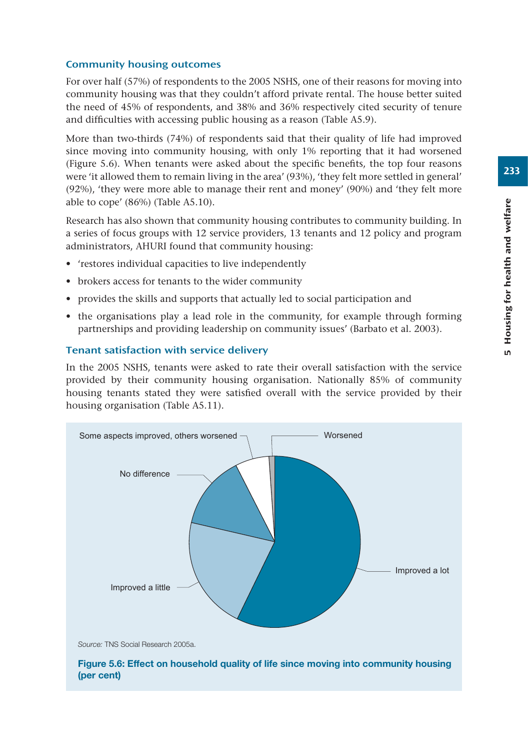### Community housing outcomes

For over half (57%) of respondents to the 2005 NSHS, one of their reasons for moving into community housing was that they couldn't afford private rental. The house better suited the need of 45% of respondents, and 38% and 36% respectively cited security of tenure and difficulties with accessing public housing as a reason (Table A5.9).

More than two-thirds (74%) of respondents said that their quality of life had improved since moving into community housing, with only 1% reporting that it had worsened (Figure 5.6). When tenants were asked about the specific benefits, the top four reasons were 'it allowed them to remain living in the area' (93%), 'they felt more settled in general' (92%), 'they were more able to manage their rent and money' (90%) and 'they felt more able to cope' (86%) (Table A5.10).

Research has also shown that community housing contributes to community building. In a series of focus groups with 12 service providers, 13 tenants and 12 policy and program administrators, AHURI found that community housing:

- 'restores individual capacities to live independently
- brokers access for tenants to the wider community
- provides the skills and supports that actually led to social participation and
- the organisations play a lead role in the community, for example through forming partnerships and providing leadership on community issues' (Barbato et al. 2003).

### Tenant satisfaction with service delivery

In the 2005 NSHS, tenants were asked to rate their overall satisfaction with the service provided by their community housing organisation. Nationally 85% of community housing tenants stated they were satisfied overall with the service provided by their housing organisation (Table A5.11).

Some aspects improved, others worsened
Worsened
No difference
Improved a little
Improved a lot

*Source:* TNS Social Research 2005a.

**Figure 5.6: Effect on household quality of life since moving into community housing (per cent)**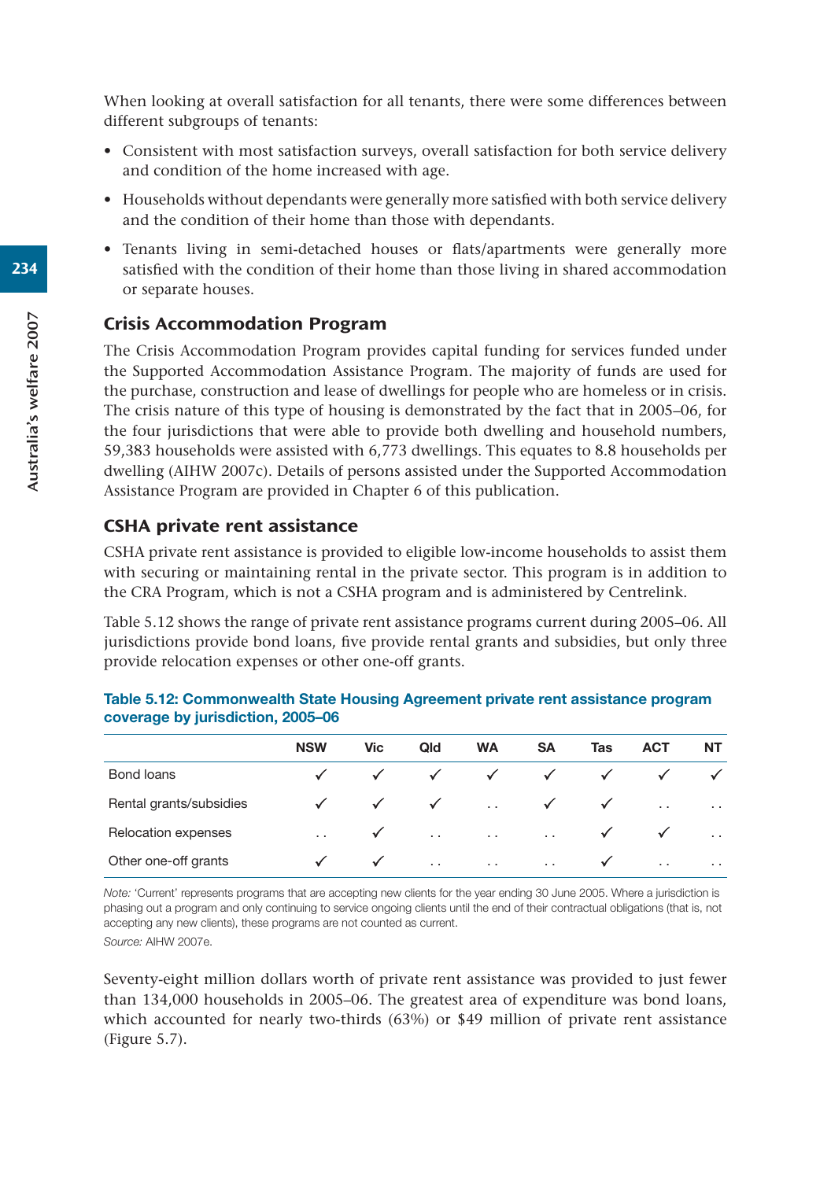When looking at overall satisfaction for all tenants, there were some differences between different subgroups of tenants:

- Consistent with most satisfaction surveys, overall satisfaction for both service delivery and condition of the home increased with age.
- Households without dependants were generally more satisfied with both service delivery and the condition of their home than those with dependants.
- Tenants living in semi-detached houses or flats/apartments were generally more satisfied with the condition of their home than those living in shared accommodation or separate houses.

## Crisis Accommodation Program

The Crisis Accommodation Program provides capital funding for services funded under the Supported Accommodation Assistance Program. The majority of funds are used for the purchase, construction and lease of dwellings for people who are homeless or in crisis. The crisis nature of this type of housing is demonstrated by the fact that in 2005–06, for the four jurisdictions that were able to provide both dwelling and household numbers, 59,383 households were assisted with 6,773 dwellings. This equates to 8.8 households per dwelling (AIHW 2007c). Details of persons assisted under the Supported Accommodation Assistance Program are provided in Chapter 6 of this publication.

## CSHA private rent assistance

CSHA private rent assistance is provided to eligible low-income households to assist them with securing or maintaining rental in the private sector. This program is in addition to the CRA Program, which is not a CSHA program and is administered by Centrelink.

Table 5.12 shows the range of private rent assistance programs current during 2005–06. All jurisdictions provide bond loans, five provide rental grants and subsidies, but only three provide relocation expenses or other one-off grants.

**Table 5.12: Commonwealth State Housing Agreement private rent assistance program coverage by jurisdiction, 2005–06**

| | NSW | Vic | Qld | WA | SA | Tas | ACT | NT |
|---|---|---|---|---|---|---|---|---|
| Bond loans | ✓ | ✓ | ✓ | ✓ | ✓ | ✓ | ✓ | ✓ |
| Rental grants/subsidies | ✓ | ✓ | ✓ | . . | ✓ | ✓ | . . | . . |
| Relocation expenses | . . | ✓ | . . | . . | . . | ✓ | ✓ | . . |
| Other one-off grants | ✓ | ✓ | . . | . . | . . | ✓ | . . | . . |

*Note:* 'Current' represents programs that are accepting new clients for the year ending 30 June 2005. Where a jurisdiction is phasing out a program and only continuing to service ongoing clients until the end of their contractual obligations (that is, not accepting any new clients), these programs are not counted as current.

*Source:* AIHW 2007e.

Seventy-eight million dollars worth of private rent assistance was provided to just fewer than 134,000 households in 2005–06. The greatest area of expenditure was bond loans, which accounted for nearly two-thirds (63%) or $49 million of private rent assistance (Figure 5.7).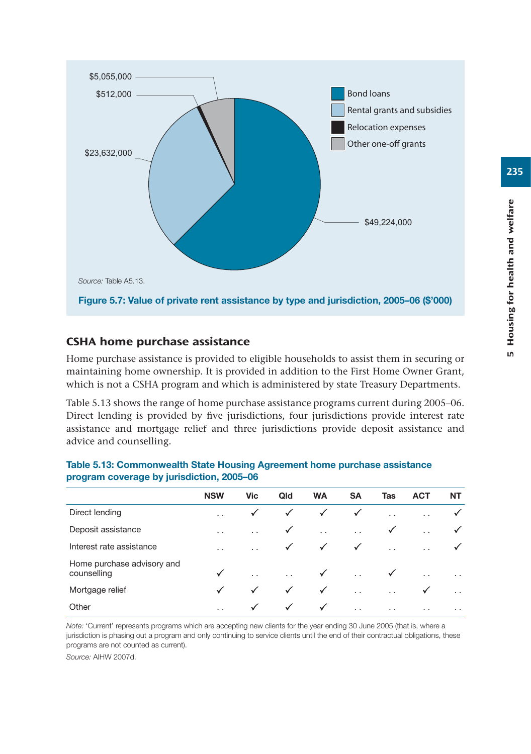$5,055,000

$512,000

$23,632,000

$49,224,000

Bond loans

Rental grants and subsidies

Relocation expenses

Other one-off grants

*Source:* Table A5.13.

**Figure 5.7: Value of private rent assistance by type and jurisdiction, 2005–06 ($'000)**

## CSHA home purchase assistance

Home purchase assistance is provided to eligible households to assist them in securing or maintaining home ownership. It is provided in addition to the First Home Owner Grant, which is not a CSHA program and which is administered by state Treasury Departments.

Table 5.13 shows the range of home purchase assistance programs current during 2005–06. Direct lending is provided by five jurisdictions, four jurisdictions provide interest rate assistance and mortgage relief and three jurisdictions provide deposit assistance and advice and counselling.

**Table 5.13: Commonwealth State Housing Agreement home purchase assistance program coverage by jurisdiction, 2005–06**

| | NSW | Vic | Qld | WA | SA | Tas | ACT | NT |
|---|---|---|---|---|---|---|---|---|
| Direct lending | . . | ✓ | ✓ | ✓ | ✓ | . . | . . | ✓ |
| Deposit assistance | . . | . . | ✓ | . . | . . | ✓ | . . | ✓ |
| Interest rate assistance | . . | . . | ✓ | ✓ | ✓ | . . | . . | ✓ |
| Home purchase advisory and counselling | ✓ | . . | . . | ✓ | . . | ✓ | . . | . . |
| Mortgage relief | ✓ | ✓ | ✓ | ✓ | . . | . . | ✓ | . . |
| Other | . . | ✓ | ✓ | ✓ | . . | . . | . . | . . |

*Note:* 'Current' represents programs which are accepting new clients for the year ending 30 June 2005 (that is, where a jurisdiction is phasing out a program and only continuing to service clients until the end of their contractual obligations, these programs are not counted as current).

*Source:* AIHW 2007d.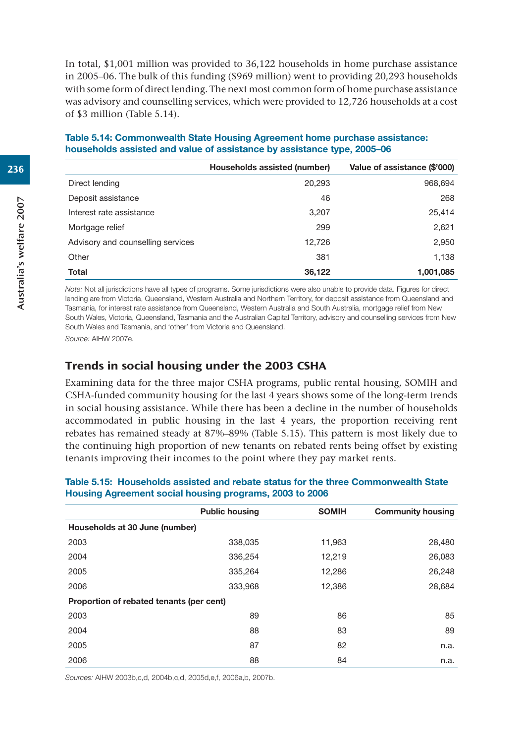In total, $1,001 million was provided to 36,122 households in home purchase assistance in 2005–06. The bulk of this funding ($969 million) went to providing 20,293 households with some form of direct lending. The next most common form of home purchase assistance was advisory and counselling services, which were provided to 12,726 households at a cost of $3 million (Table 5.14).

**Table 5.14: Commonwealth State Housing Agreement home purchase assistance: households assisted and value of assistance by assistance type, 2005–06**

| | Households assisted (number) | Value of assistance ($'000) |
|---|---|---|
| Direct lending | 20,293 | 968,694 |
| Deposit assistance | 46 | 268 |
| Interest rate assistance | 3,207 | 25,414 |
| Mortgage relief | 299 | 2,621 |
| Advisory and counselling services | 12,726 | 2,950 |
| Other | 381 | 1,138 |
| **Total** | **36,122** | **1,001,085** |

*Note:* Not all jurisdictions have all types of programs. Some jurisdictions were also unable to provide data. Figures for direct lending are from Victoria, Queensland, Western Australia and Northern Territory, for deposit assistance from Queensland and Tasmania, for interest rate assistance from Queensland, Western Australia and South Australia, mortgage relief from New South Wales, Victoria, Queensland, Tasmania and the Australian Capital Territory, advisory and counselling services from New South Wales and Tasmania, and 'other' from Victoria and Queensland.

*Source:* AIHW 2007e.

## Trends in social housing under the 2003 CSHA

Examining data for the three major CSHA programs, public rental housing, SOMIH and CSHA-funded community housing for the last 4 years shows some of the long-term trends in social housing assistance. While there has been a decline in the number of households accommodated in public housing in the last 4 years, the proportion receiving rent rebates has remained steady at 87%–89% (Table 5.15). This pattern is most likely due to the continuing high proportion of new tenants on rebated rents being offset by existing tenants improving their incomes to the point where they pay market rents.

**Table 5.15: Households assisted and rebate status for the three Commonwealth State Housing Agreement social housing programs, 2003 to 2006**

| | Public housing | SOMIH | Community housing |
|---|---|---|---|
| **Households at 30 June (number)** | | | |
| 2003 | 338,035 | 11,963 | 28,480 |
| 2004 | 336,254 | 12,219 | 26,083 |
| 2005 | 335,264 | 12,286 | 26,248 |
| 2006 | 333,968 | 12,386 | 28,684 |
| **Proportion of rebated tenants (per cent)** | | | |
| 2003 | 89 | 86 | 85 |
| 2004 | 88 | 83 | 89 |
| 2005 | 87 | 82 | n.a. |
| 2006 | 88 | 84 | n.a. |

*Sources:* AIHW 2003b,c,d, 2004b,c,d, 2005d,e,f, 2006a,b, 2007b.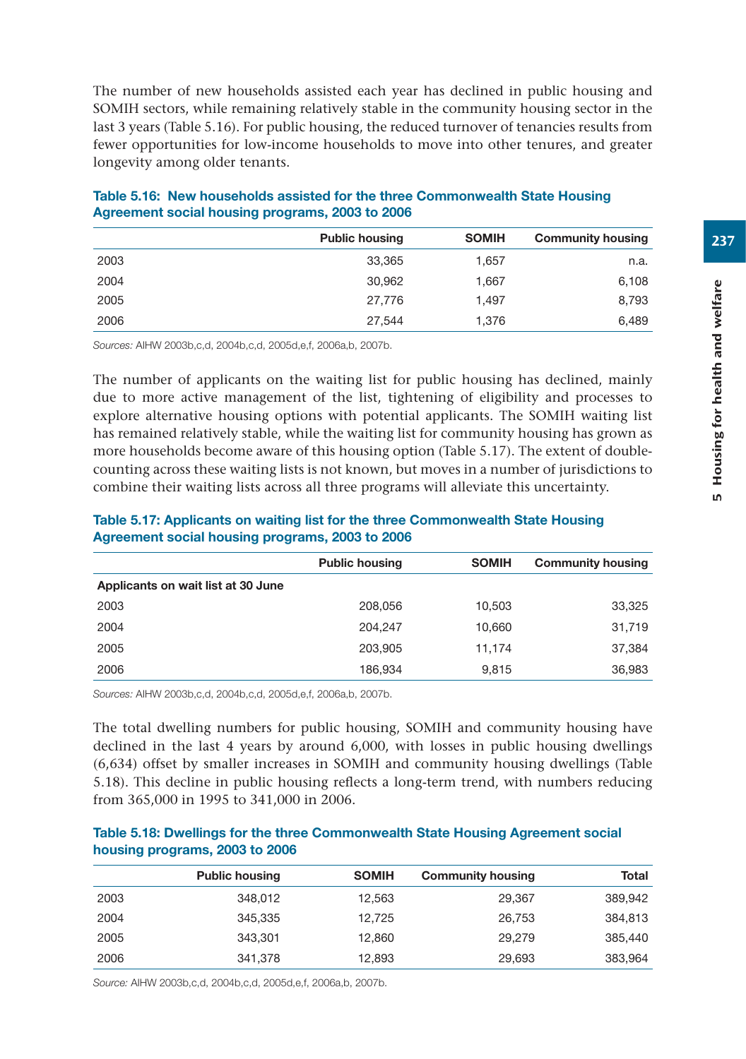The number of new households assisted each year has declined in public housing and SOMIH sectors, while remaining relatively stable in the community housing sector in the last 3 years (Table 5.16). For public housing, the reduced turnover of tenancies results from fewer opportunities for low-income households to move into other tenures, and greater longevity among older tenants.

**Table 5.16: New households assisted for the three Commonwealth State Housing Agreement social housing programs, 2003 to 2006**

| | Public housing | SOMIH | Community housing |
|---|---|---|---|
| 2003 | 33,365 | 1,657 | n.a. |
| 2004 | 30,962 | 1,667 | 6,108 |
| 2005 | 27,776 | 1,497 | 8,793 |
| 2006 | 27,544 | 1,376 | 6,489 |

*Sources:* AIHW 2003b,c,d, 2004b,c,d, 2005d,e,f, 2006a,b, 2007b.

The number of applicants on the waiting list for public housing has declined, mainly due to more active management of the list, tightening of eligibility and processes to explore alternative housing options with potential applicants. The SOMIH waiting list has remained relatively stable, while the waiting list for community housing has grown as more households become aware of this housing option (Table 5.17). The extent of double-counting across these waiting lists is not known, but moves in a number of jurisdictions to combine their waiting lists across all three programs will alleviate this uncertainty.

**Table 5.17: Applicants on waiting list for the three Commonwealth State Housing Agreement social housing programs, 2003 to 2006**

| | Public housing | SOMIH | Community housing |
|---|---|---|---|
| **Applicants on wait list at 30 June** | | | |
| 2003 | 208,056 | 10,503 | 33,325 |
| 2004 | 204,247 | 10,660 | 31,719 |
| 2005 | 203,905 | 11,174 | 37,384 |
| 2006 | 186,934 | 9,815 | 36,983 |

*Sources:* AIHW 2003b,c,d, 2004b,c,d, 2005d,e,f, 2006a,b, 2007b.

The total dwelling numbers for public housing, SOMIH and community housing have declined in the last 4 years by around 6,000, with losses in public housing dwellings (6,634) offset by smaller increases in SOMIH and community housing dwellings (Table 5.18). This decline in public housing reflects a long-term trend, with numbers reducing from 365,000 in 1995 to 341,000 in 2006.

**Table 5.18: Dwellings for the three Commonwealth State Housing Agreement social housing programs, 2003 to 2006**

| | Public housing | SOMIH | Community housing | Total |
|---|---|---|---|---|
| 2003 | 348,012 | 12,563 | 29,367 | 389,942 |
| 2004 | 345,335 | 12,725 | 26,753 | 384,813 |
| 2005 | 343,301 | 12,860 | 29,279 | 385,440 |
| 2006 | 341,378 | 12,893 | 29,693 | 383,964 |

*Source:* AIHW 2003b,c,d, 2004b,c,d, 2005d,e,f, 2006a,b, 2007b.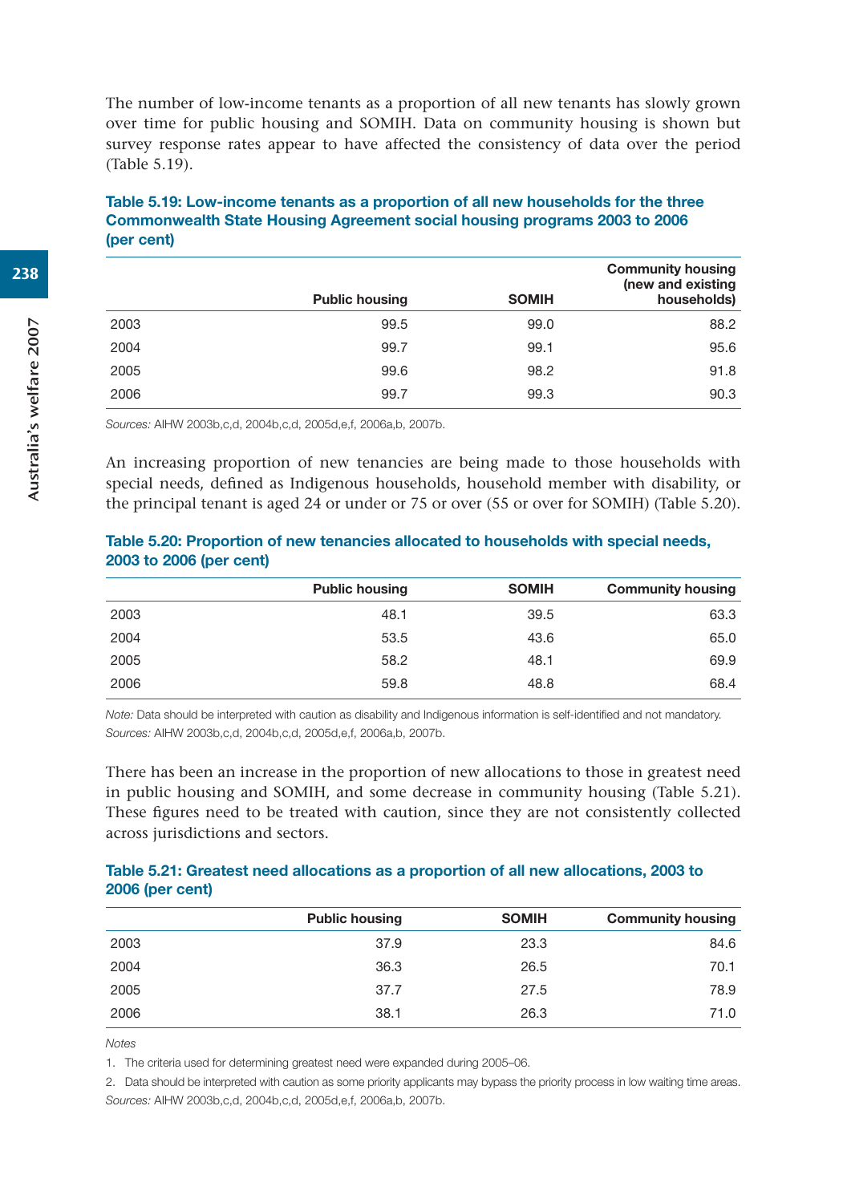The number of low-income tenants as a proportion of all new tenants has slowly grown over time for public housing and SOMIH. Data on community housing is shown but survey response rates appear to have affected the consistency of data over the period (Table 5.19).

**Table 5.19: Low-income tenants as a proportion of all new households for the three Commonwealth State Housing Agreement social housing programs 2003 to 2006 (per cent)**

| | Public housing | SOMIH | Community housing (new and existing households) |
|---|---|---|---|
| 2003 | 99.5 | 99.0 | 88.2 |
| 2004 | 99.7 | 99.1 | 95.6 |
| 2005 | 99.6 | 98.2 | 91.8 |
| 2006 | 99.7 | 99.3 | 90.3 |

*Sources:* AIHW 2003b,c,d, 2004b,c,d, 2005d,e,f, 2006a,b, 2007b.

An increasing proportion of new tenancies are being made to those households with special needs, defined as Indigenous households, household member with disability, or the principal tenant is aged 24 or under or 75 or over (55 or over for SOMIH) (Table 5.20).

**Table 5.20: Proportion of new tenancies allocated to households with special needs, 2003 to 2006 (per cent)**

| | Public housing | SOMIH | Community housing |
|---|---|---|---|
| 2003 | 48.1 | 39.5 | 63.3 |
| 2004 | 53.5 | 43.6 | 65.0 |
| 2005 | 58.2 | 48.1 | 69.9 |
| 2006 | 59.8 | 48.8 | 68.4 |

*Note:* Data should be interpreted with caution as disability and Indigenous information is self-identified and not mandatory.
*Sources:* AIHW 2003b,c,d, 2004b,c,d, 2005d,e,f, 2006a,b, 2007b.

There has been an increase in the proportion of new allocations to those in greatest need in public housing and SOMIH, and some decrease in community housing (Table 5.21). These figures need to be treated with caution, since they are not consistently collected across jurisdictions and sectors.

**Table 5.21: Greatest need allocations as a proportion of all new allocations, 2003 to 2006 (per cent)**

| | Public housing | SOMIH | Community housing |
|---|---|---|---|
| 2003 | 37.9 | 23.3 | 84.6 |
| 2004 | 36.3 | 26.5 | 70.1 |
| 2005 | 37.7 | 27.5 | 78.9 |
| 2006 | 38.1 | 26.3 | 71.0 |

*Notes*

1. The criteria used for determining greatest need were expanded during 2005–06.
2. Data should be interpreted with caution as some priority applicants may bypass the priority process in low waiting time areas.

*Sources:* AIHW 2003b,c,d, 2004b,c,d, 2005d,e,f, 2006a,b, 2007b.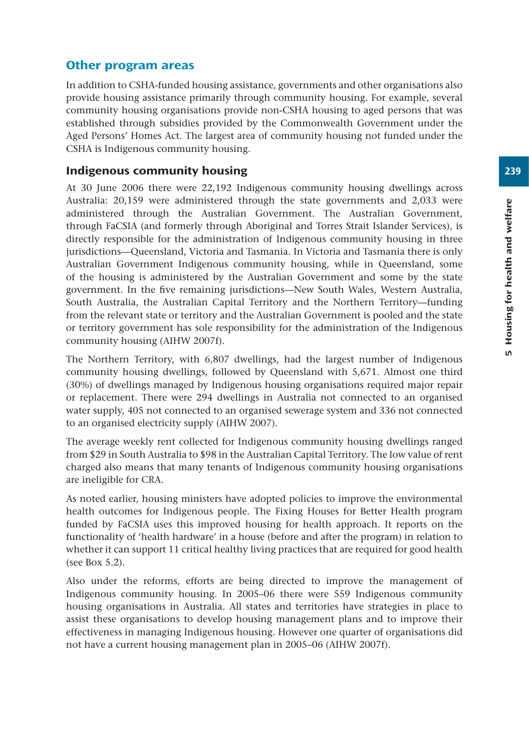## Other program areas

In addition to CSHA-funded housing assistance, governments and other organisations also provide housing assistance primarily through community housing. For example, several community housing organisations provide non-CSHA housing to aged persons that was established through subsidies provided by the Commonwealth Government under the Aged Persons' Homes Act. The largest area of community housing not funded under the CSHA is Indigenous community housing.

### Indigenous community housing

At 30 June 2006 there were 22,192 Indigenous community housing dwellings across Australia: 20,159 were administered through the state governments and 2,033 were administered through the Australian Government. The Australian Government, through FaCSIA (and formerly through Aboriginal and Torres Strait Islander Services), is directly responsible for the administration of Indigenous community housing in three jurisdictions—Queensland, Victoria and Tasmania. In Victoria and Tasmania there is only Australian Government Indigenous community housing, while in Queensland, some of the housing is administered by the Australian Government and some by the state government. In the five remaining jurisdictions—New South Wales, Western Australia, South Australia, the Australian Capital Territory and the Northern Territory—funding from the relevant state or territory and the Australian Government is pooled and the state or territory government has sole responsibility for the administration of the Indigenous community housing (AIHW 2007f).

The Northern Territory, with 6,807 dwellings, had the largest number of Indigenous community housing dwellings, followed by Queensland with 5,671. Almost one third (30%) of dwellings managed by Indigenous housing organisations required major repair or replacement. There were 294 dwellings in Australia not connected to an organised water supply, 405 not connected to an organised sewerage system and 336 not connected to an organised electricity supply (AIHW 2007).

The average weekly rent collected for Indigenous community housing dwellings ranged from $29 in South Australia to $98 in the Australian Capital Territory. The low value of rent charged also means that many tenants of Indigenous community housing organisations are ineligible for CRA.

As noted earlier, housing ministers have adopted policies to improve the environmental health outcomes for Indigenous people. The Fixing Houses for Better Health program funded by FaCSIA uses this improved housing for health approach. It reports on the functionality of 'health hardware' in a house (before and after the program) in relation to whether it can support 11 critical healthy living practices that are required for good health (see Box 5.2).

Also under the reforms, efforts are being directed to improve the management of Indigenous community housing. In 2005–06 there were 559 Indigenous community housing organisations in Australia. All states and territories have strategies in place to assist these organisations to develop housing management plans and to improve their effectiveness in managing Indigenous housing. However one quarter of organisations did not have a current housing management plan in 2005–06 (AIHW 2007f).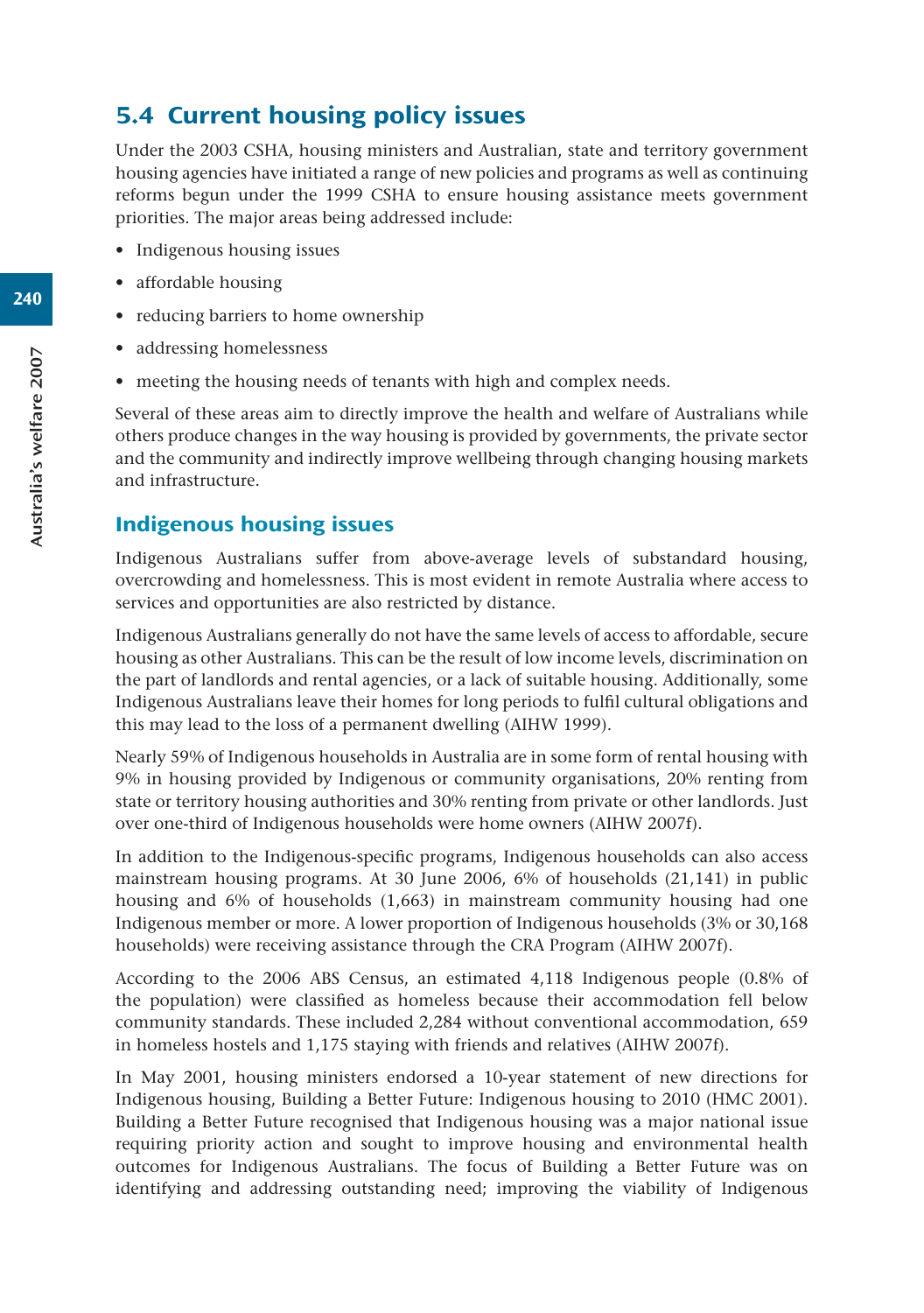## 5.4 Current housing policy issues

Under the 2003 CSHA, housing ministers and Australian, state and territory government housing agencies have initiated a range of new policies and programs as well as continuing reforms begun under the 1999 CSHA to ensure housing assistance meets government priorities. The major areas being addressed include:

- Indigenous housing issues
- affordable housing
- reducing barriers to home ownership
- addressing homelessness
- meeting the housing needs of tenants with high and complex needs.

Several of these areas aim to directly improve the health and welfare of Australians while others produce changes in the way housing is provided by governments, the private sector and the community and indirectly improve wellbeing through changing housing markets and infrastructure.

### Indigenous housing issues

Indigenous Australians suffer from above-average levels of substandard housing, overcrowding and homelessness. This is most evident in remote Australia where access to services and opportunities are also restricted by distance.

Indigenous Australians generally do not have the same levels of access to affordable, secure housing as other Australians. This can be the result of low income levels, discrimination on the part of landlords and rental agencies, or a lack of suitable housing. Additionally, some Indigenous Australians leave their homes for long periods to fulfil cultural obligations and this may lead to the loss of a permanent dwelling (AIHW 1999).

Nearly 59% of Indigenous households in Australia are in some form of rental housing with 9% in housing provided by Indigenous or community organisations, 20% renting from state or territory housing authorities and 30% renting from private or other landlords. Just over one-third of Indigenous households were home owners (AIHW 2007f).

In addition to the Indigenous-specific programs, Indigenous households can also access mainstream housing programs. At 30 June 2006, 6% of households (21,141) in public housing and 6% of households (1,663) in mainstream community housing had one Indigenous member or more. A lower proportion of Indigenous households (3% or 30,168 households) were receiving assistance through the CRA Program (AIHW 2007f).

According to the 2006 ABS Census, an estimated 4,118 Indigenous people (0.8% of the population) were classified as homeless because their accommodation fell below community standards. These included 2,284 without conventional accommodation, 659 in homeless hostels and 1,175 staying with friends and relatives (AIHW 2007f).

In May 2001, housing ministers endorsed a 10-year statement of new directions for Indigenous housing, Building a Better Future: Indigenous housing to 2010 (HMC 2001). Building a Better Future recognised that Indigenous housing was a major national issue requiring priority action and sought to improve housing and environmental health outcomes for Indigenous Australians. The focus of Building a Better Future was on identifying and addressing outstanding need; improving the viability of Indigenous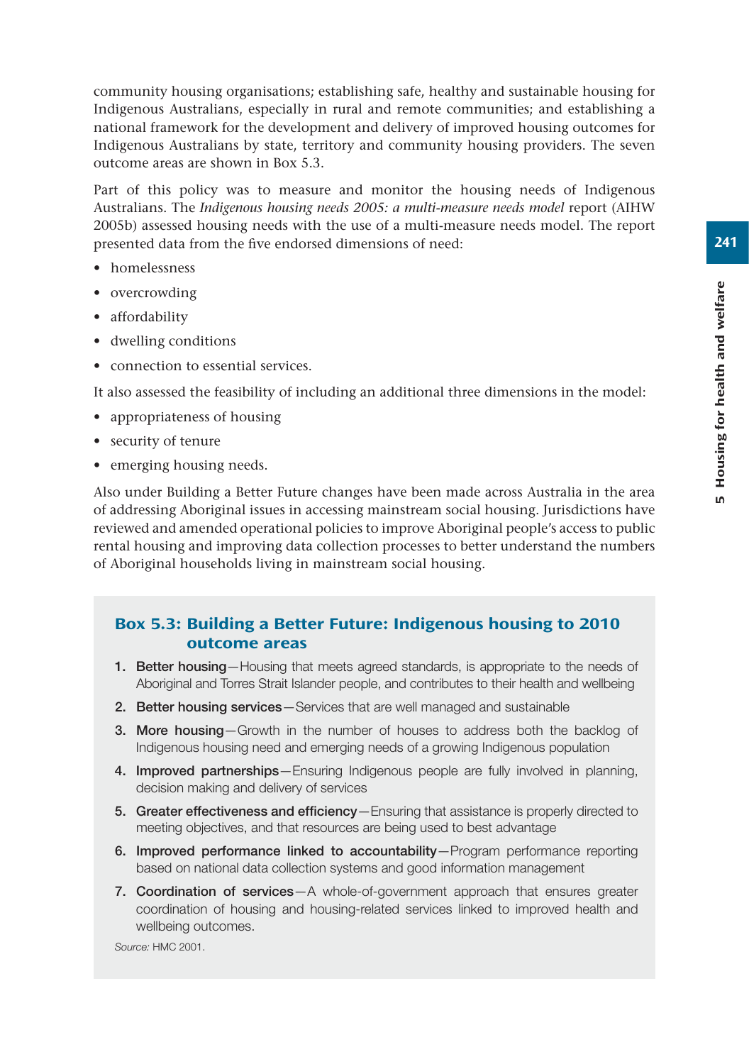community housing organisations; establishing safe, healthy and sustainable housing for Indigenous Australians, especially in rural and remote communities; and establishing a national framework for the development and delivery of improved housing outcomes for Indigenous Australians by state, territory and community housing providers. The seven outcome areas are shown in Box 5.3.

Part of this policy was to measure and monitor the housing needs of Indigenous Australians. The *Indigenous housing needs 2005: a multi-measure needs model* report (AIHW 2005b) assessed housing needs with the use of a multi-measure needs model. The report presented data from the five endorsed dimensions of need:

- homelessness
- overcrowding
- affordability
- dwelling conditions
- connection to essential services.

It also assessed the feasibility of including an additional three dimensions in the model:

- appropriateness of housing
- security of tenure
- emerging housing needs.

Also under Building a Better Future changes have been made across Australia in the area of addressing Aboriginal issues in accessing mainstream social housing. Jurisdictions have reviewed and amended operational policies to improve Aboriginal people's access to public rental housing and improving data collection processes to better understand the numbers of Aboriginal households living in mainstream social housing.

### Box 5.3: Building a Better Future: Indigenous housing to 2010 outcome areas

1. **Better housing**—Housing that meets agreed standards, is appropriate to the needs of Aboriginal and Torres Strait Islander people, and contributes to their health and wellbeing
2. **Better housing services**—Services that are well managed and sustainable
3. **More housing**—Growth in the number of houses to address both the backlog of Indigenous housing need and emerging needs of a growing Indigenous population
4. **Improved partnerships**—Ensuring Indigenous people are fully involved in planning, decision making and delivery of services
5. **Greater effectiveness and efficiency**—Ensuring that assistance is properly directed to meeting objectives, and that resources are being used to best advantage
6. **Improved performance linked to accountability**—Program performance reporting based on national data collection systems and good information management
7. **Coordination of services**—A whole-of-government approach that ensures greater coordination of housing and housing-related services linked to improved health and wellbeing outcomes.

*Source:* HMC 2001.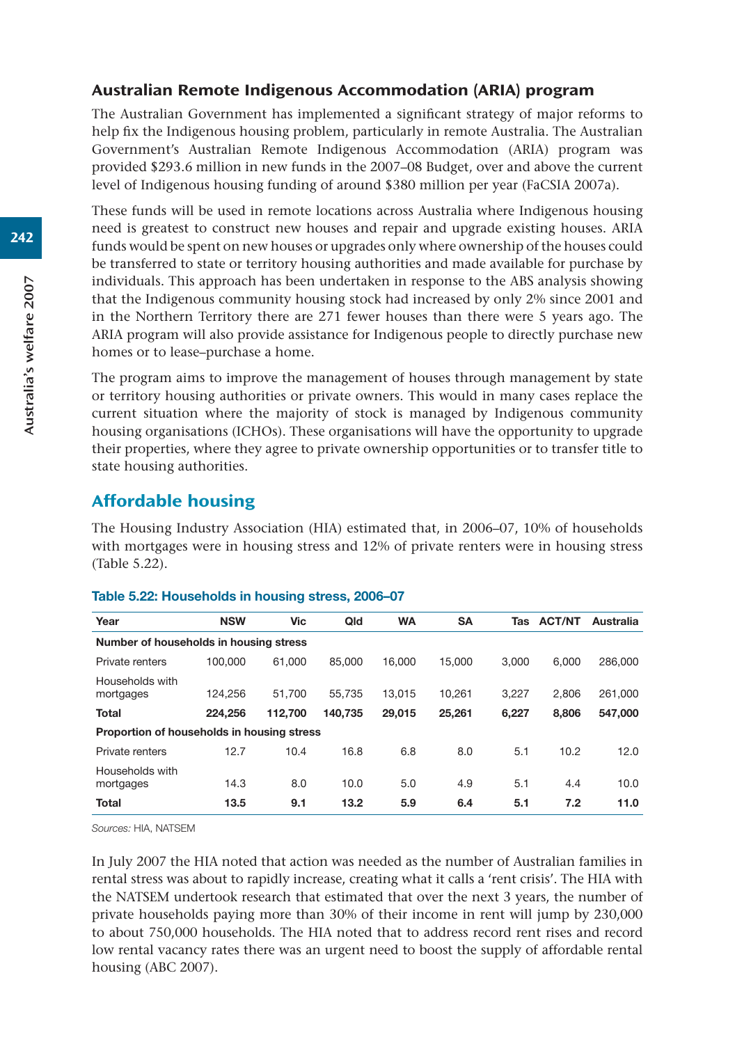### Australian Remote Indigenous Accommodation (ARIA) program

The Australian Government has implemented a significant strategy of major reforms to help fix the Indigenous housing problem, particularly in remote Australia. The Australian Government's Australian Remote Indigenous Accommodation (ARIA) program was provided $293.6 million in new funds in the 2007–08 Budget, over and above the current level of Indigenous housing funding of around $380 million per year (FaCSIA 2007a).

These funds will be used in remote locations across Australia where Indigenous housing need is greatest to construct new houses and repair and upgrade existing houses. ARIA funds would be spent on new houses or upgrades only where ownership of the houses could be transferred to state or territory housing authorities and made available for purchase by individuals. This approach has been undertaken in response to the ABS analysis showing that the Indigenous community housing stock had increased by only 2% since 2001 and in the Northern Territory there are 271 fewer houses than there were 5 years ago. The ARIA program will also provide assistance for Indigenous people to directly purchase new homes or to lease–purchase a home.

The program aims to improve the management of houses through management by state or territory housing authorities or private owners. This would in many cases replace the current situation where the majority of stock is managed by Indigenous community housing organisations (ICHOs). These organisations will have the opportunity to upgrade their properties, where they agree to private ownership opportunities or to transfer title to state housing authorities.

## Affordable housing

The Housing Industry Association (HIA) estimated that, in 2006–07, 10% of households with mortgages were in housing stress and 12% of private renters were in housing stress (Table 5.22).

**Table 5.22: Households in housing stress, 2006–07**

| Year | NSW | Vic | Qld | WA | SA | Tas | ACT/NT | Australia |
|---|---|---|---|---|---|---|---|---|
| **Number of households in housing stress** | | | | | | | | |
| Private renters | 100,000 | 61,000 | 85,000 | 16,000 | 15,000 | 3,000 | 6,000 | 286,000 |
| Households with mortgages | 124,256 | 51,700 | 55,735 | 13,015 | 10,261 | 3,227 | 2,806 | 261,000 |
| **Total** | **224,256** | **112,700** | **140,735** | **29,015** | **25,261** | **6,227** | **8,806** | **547,000** |
| **Proportion of households in housing stress** | | | | | | | | |
| Private renters | 12.7 | 10.4 | 16.8 | 6.8 | 8.0 | 5.1 | 10.2 | 12.0 |
| Households with mortgages | 14.3 | 8.0 | 10.0 | 5.0 | 4.9 | 5.1 | 4.4 | 10.0 |
| **Total** | **13.5** | **9.1** | **13.2** | **5.9** | **6.4** | **5.1** | **7.2** | **11.0** |

*Sources:* HIA, NATSEM

In July 2007 the HIA noted that action was needed as the number of Australian families in rental stress was about to rapidly increase, creating what it calls a 'rent crisis'. The HIA with the NATSEM undertook research that estimated that over the next 3 years, the number of private households paying more than 30% of their income in rent will jump by 230,000 to about 750,000 households. The HIA noted that to address record rent rises and record low rental vacancy rates there was an urgent need to boost the supply of affordable rental housing (ABC 2007).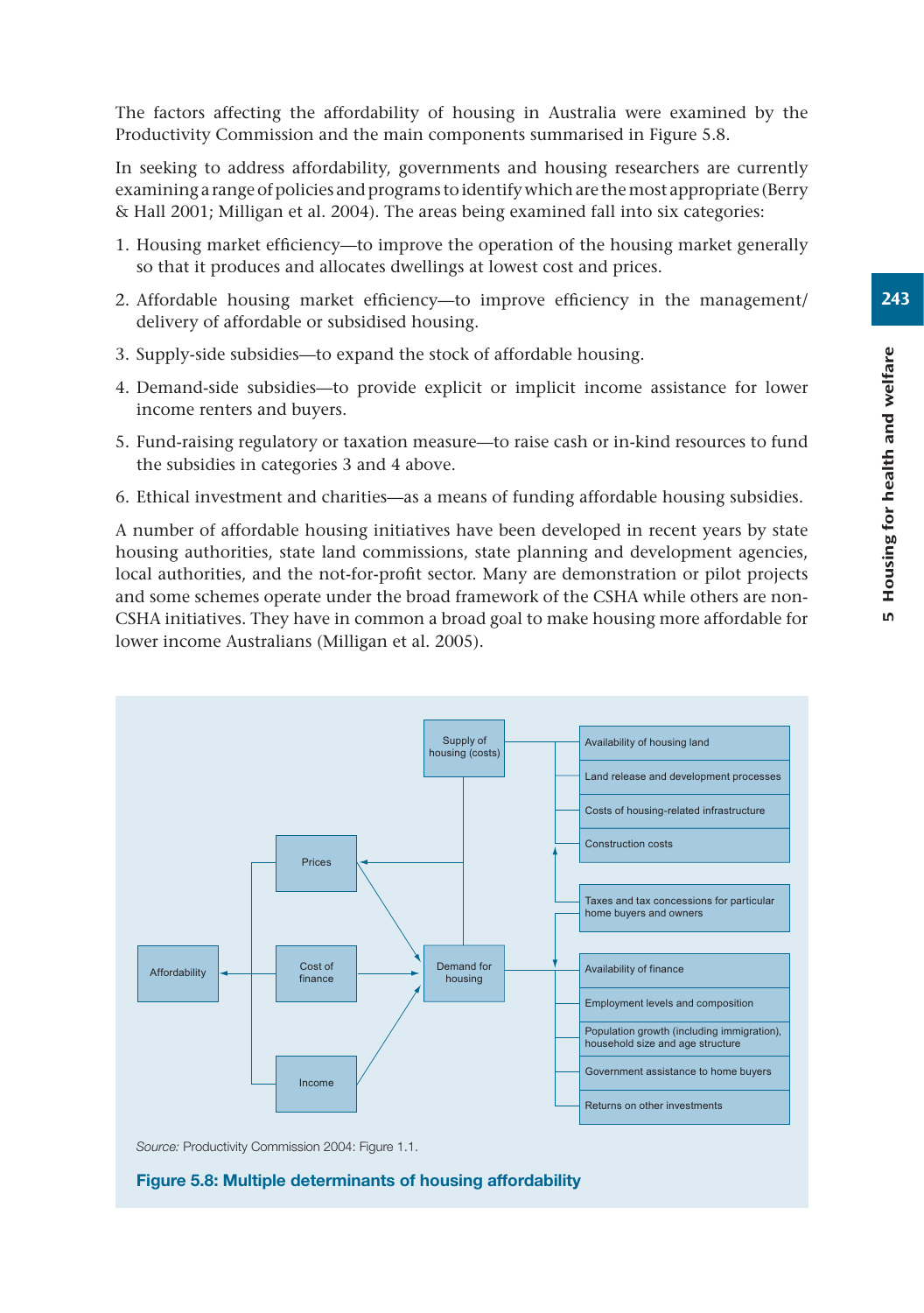The factors affecting the affordability of housing in Australia were examined by the Productivity Commission and the main components summarised in Figure 5.8.

In seeking to address affordability, governments and housing researchers are currently examining a range of policies and programs to identify which are the most appropriate (Berry & Hall 2001; Milligan et al. 2004). The areas being examined fall into six categories:

1. Housing market efficiency—to improve the operation of the housing market generally so that it produces and allocates dwellings at lowest cost and prices.
2. Affordable housing market efficiency—to improve efficiency in the management/ delivery of affordable or subsidised housing.
3. Supply-side subsidies—to expand the stock of affordable housing.
4. Demand-side subsidies—to provide explicit or implicit income assistance for lower income renters and buyers.
5. Fund-raising regulatory or taxation measure—to raise cash or in-kind resources to fund the subsidies in categories 3 and 4 above.
6. Ethical investment and charities—as a means of funding affordable housing subsidies.

A number of affordable housing initiatives have been developed in recent years by state housing authorities, state land commissions, state planning and development agencies, local authorities, and the not-for-profit sector. Many are demonstration or pilot projects and some schemes operate under the broad framework of the CSHA while others are non-CSHA initiatives. They have in common a broad goal to make housing more affordable for lower income Australians (Milligan et al. 2005).

Supply of housing (costs)

Availability of housing land

Land release and development processes

Costs of housing-related infrastructure

Construction costs

Prices

Taxes and tax concessions for particular home buyers and owners

Affordability

Cost of finance

Demand for housing

Availability of finance

Employment levels and composition

Population growth (including immigration), household size and age structure

Income

Government assistance to home buyers

Returns on other investments

*Source:* Productivity Commission 2004: Figure 1.1.

**Figure 5.8: Multiple determinants of housing affordability**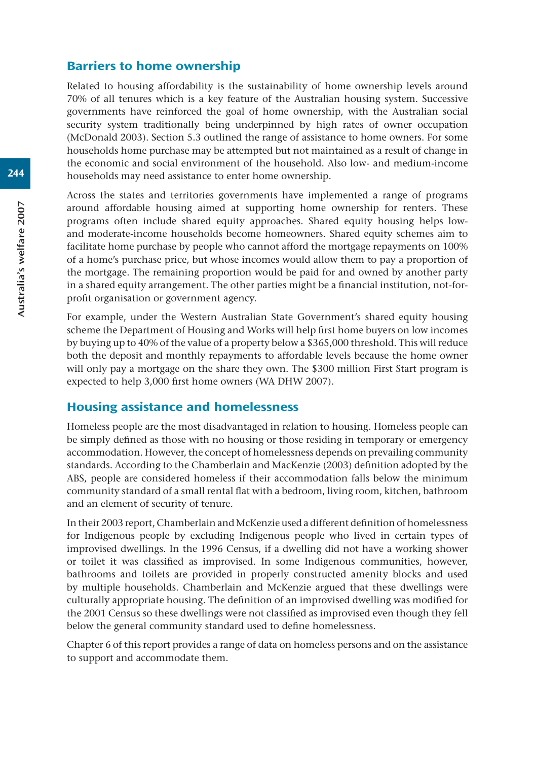## Barriers to home ownership

Related to housing affordability is the sustainability of home ownership levels around 70% of all tenures which is a key feature of the Australian housing system. Successive governments have reinforced the goal of home ownership, with the Australian social security system traditionally being underpinned by high rates of owner occupation (McDonald 2003). Section 5.3 outlined the range of assistance to home owners. For some households home purchase may be attempted but not maintained as a result of change in the economic and social environment of the household. Also low- and medium-income households may need assistance to enter home ownership.

Across the states and territories governments have implemented a range of programs around affordable housing aimed at supporting home ownership for renters. These programs often include shared equity approaches. Shared equity housing helps low- and moderate-income households become homeowners. Shared equity schemes aim to facilitate home purchase by people who cannot afford the mortgage repayments on 100% of a home's purchase price, but whose incomes would allow them to pay a proportion of the mortgage. The remaining proportion would be paid for and owned by another party in a shared equity arrangement. The other parties might be a financial institution, not-for-profit organisation or government agency.

For example, under the Western Australian State Government's shared equity housing scheme the Department of Housing and Works will help first home buyers on low incomes by buying up to 40% of the value of a property below a $365,000 threshold. This will reduce both the deposit and monthly repayments to affordable levels because the home owner will only pay a mortgage on the share they own. The $300 million First Start program is expected to help 3,000 first home owners (WA DHW 2007).

## Housing assistance and homelessness

Homeless people are the most disadvantaged in relation to housing. Homeless people can be simply defined as those with no housing or those residing in temporary or emergency accommodation. However, the concept of homelessness depends on prevailing community standards. According to the Chamberlain and MacKenzie (2003) definition adopted by the ABS, people are considered homeless if their accommodation falls below the minimum community standard of a small rental flat with a bedroom, living room, kitchen, bathroom and an element of security of tenure.

In their 2003 report, Chamberlain and McKenzie used a different definition of homelessness for Indigenous people by excluding Indigenous people who lived in certain types of improvised dwellings. In the 1996 Census, if a dwelling did not have a working shower or toilet it was classified as improvised. In some Indigenous communities, however, bathrooms and toilets are provided in properly constructed amenity blocks and used by multiple households. Chamberlain and McKenzie argued that these dwellings were culturally appropriate housing. The definition of an improvised dwelling was modified for the 2001 Census so these dwellings were not classified as improvised even though they fell below the general community standard used to define homelessness.

Chapter 6 of this report provides a range of data on homeless persons and on the assistance to support and accommodate them.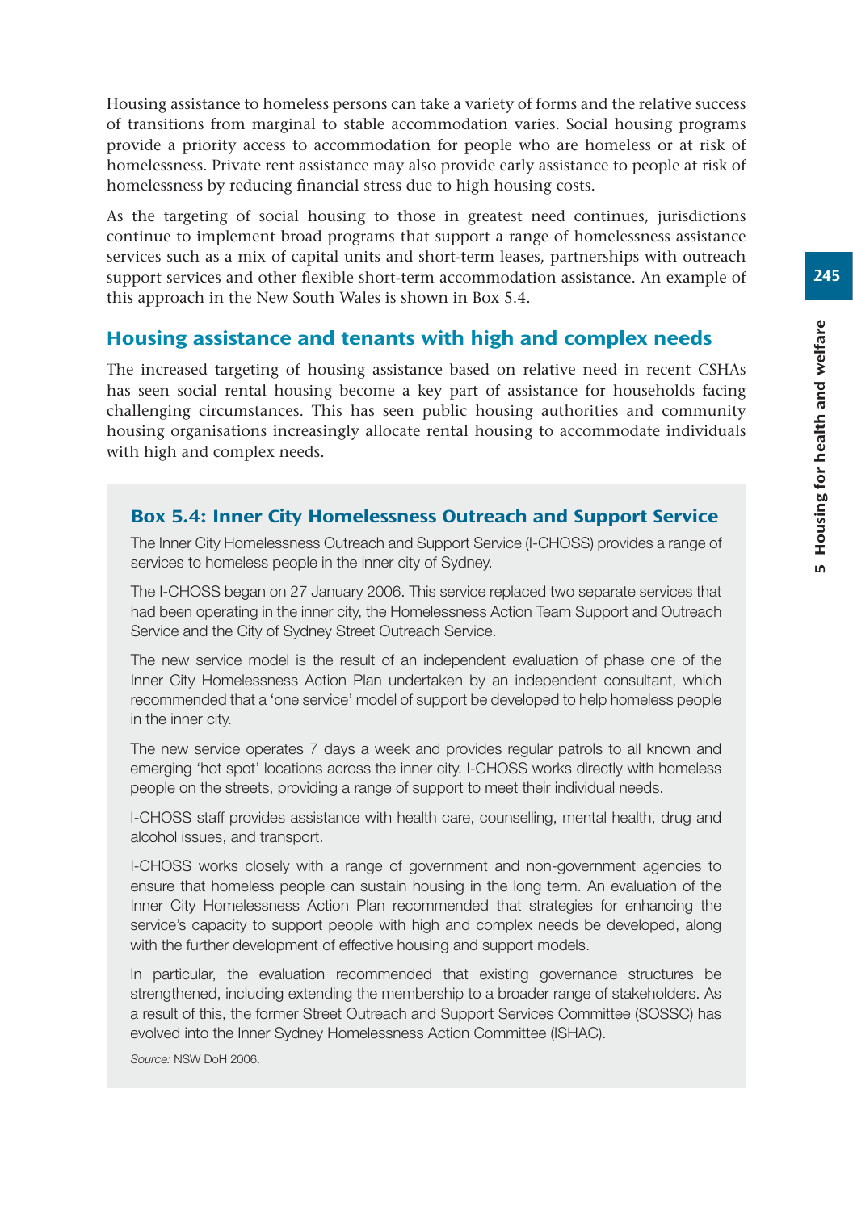Housing assistance to homeless persons can take a variety of forms and the relative success of transitions from marginal to stable accommodation varies. Social housing programs provide a priority access to accommodation for people who are homeless or at risk of homelessness. Private rent assistance may also provide early assistance to people at risk of homelessness by reducing financial stress due to high housing costs.

As the targeting of social housing to those in greatest need continues, jurisdictions continue to implement broad programs that support a range of homelessness assistance services such as a mix of capital units and short-term leases, partnerships with outreach support services and other flexible short-term accommodation assistance. An example of this approach in the New South Wales is shown in Box 5.4.

## Housing assistance and tenants with high and complex needs

The increased targeting of housing assistance based on relative need in recent CSHAs has seen social rental housing become a key part of assistance for households facing challenging circumstances. This has seen public housing authorities and community housing organisations increasingly allocate rental housing to accommodate individuals with high and complex needs.

### Box 5.4: Inner City Homelessness Outreach and Support Service

The Inner City Homelessness Outreach and Support Service (I-CHOSS) provides a range of services to homeless people in the inner city of Sydney.

The I-CHOSS began on 27 January 2006. This service replaced two separate services that had been operating in the inner city, the Homelessness Action Team Support and Outreach Service and the City of Sydney Street Outreach Service.

The new service model is the result of an independent evaluation of phase one of the Inner City Homelessness Action Plan undertaken by an independent consultant, which recommended that a 'one service' model of support be developed to help homeless people in the inner city.

The new service operates 7 days a week and provides regular patrols to all known and emerging 'hot spot' locations across the inner city. I-CHOSS works directly with homeless people on the streets, providing a range of support to meet their individual needs.

I-CHOSS staff provides assistance with health care, counselling, mental health, drug and alcohol issues, and transport.

I-CHOSS works closely with a range of government and non-government agencies to ensure that homeless people can sustain housing in the long term. An evaluation of the Inner City Homelessness Action Plan recommended that strategies for enhancing the service's capacity to support people with high and complex needs be developed, along with the further development of effective housing and support models.

In particular, the evaluation recommended that existing governance structures be strengthened, including extending the membership to a broader range of stakeholders. As a result of this, the former Street Outreach and Support Services Committee (SOSSC) has evolved into the Inner Sydney Homelessness Action Committee (ISHAC).

*Source:* NSW DoH 2006.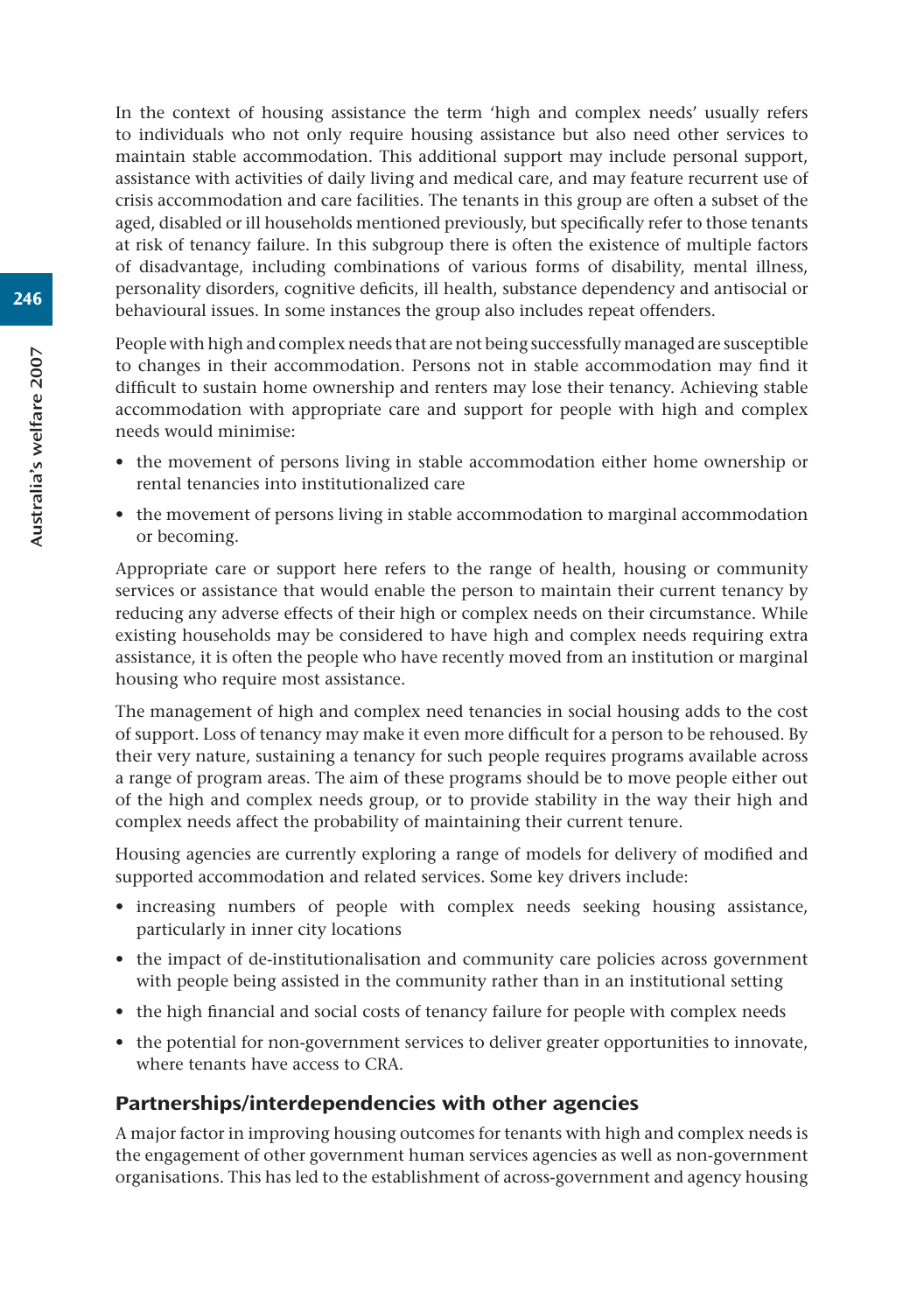In the context of housing assistance the term 'high and complex needs' usually refers to individuals who not only require housing assistance but also need other services to maintain stable accommodation. This additional support may include personal support, assistance with activities of daily living and medical care, and may feature recurrent use of crisis accommodation and care facilities. The tenants in this group are often a subset of the aged, disabled or ill households mentioned previously, but specifically refer to those tenants at risk of tenancy failure. In this subgroup there is often the existence of multiple factors of disadvantage, including combinations of various forms of disability, mental illness, personality disorders, cognitive deficits, ill health, substance dependency and antisocial or behavioural issues. In some instances the group also includes repeat offenders.

People with high and complex needs that are not being successfully managed are susceptible to changes in their accommodation. Persons not in stable accommodation may find it difficult to sustain home ownership and renters may lose their tenancy. Achieving stable accommodation with appropriate care and support for people with high and complex needs would minimise:

- the movement of persons living in stable accommodation either home ownership or rental tenancies into institutionalized care
- the movement of persons living in stable accommodation to marginal accommodation or becoming.

Appropriate care or support here refers to the range of health, housing or community services or assistance that would enable the person to maintain their current tenancy by reducing any adverse effects of their high or complex needs on their circumstance. While existing households may be considered to have high and complex needs requiring extra assistance, it is often the people who have recently moved from an institution or marginal housing who require most assistance.

The management of high and complex need tenancies in social housing adds to the cost of support. Loss of tenancy may make it even more difficult for a person to be rehoused. By their very nature, sustaining a tenancy for such people requires programs available across a range of program areas. The aim of these programs should be to move people either out of the high and complex needs group, or to provide stability in the way their high and complex needs affect the probability of maintaining their current tenure.

Housing agencies are currently exploring a range of models for delivery of modified and supported accommodation and related services. Some key drivers include:

- increasing numbers of people with complex needs seeking housing assistance, particularly in inner city locations
- the impact of de-institutionalisation and community care policies across government with people being assisted in the community rather than in an institutional setting
- the high financial and social costs of tenancy failure for people with complex needs
- the potential for non-government services to deliver greater opportunities to innovate, where tenants have access to CRA.

### Partnerships/interdependencies with other agencies

A major factor in improving housing outcomes for tenants with high and complex needs is the engagement of other government human services agencies as well as non-government organisations. This has led to the establishment of across-government and agency housing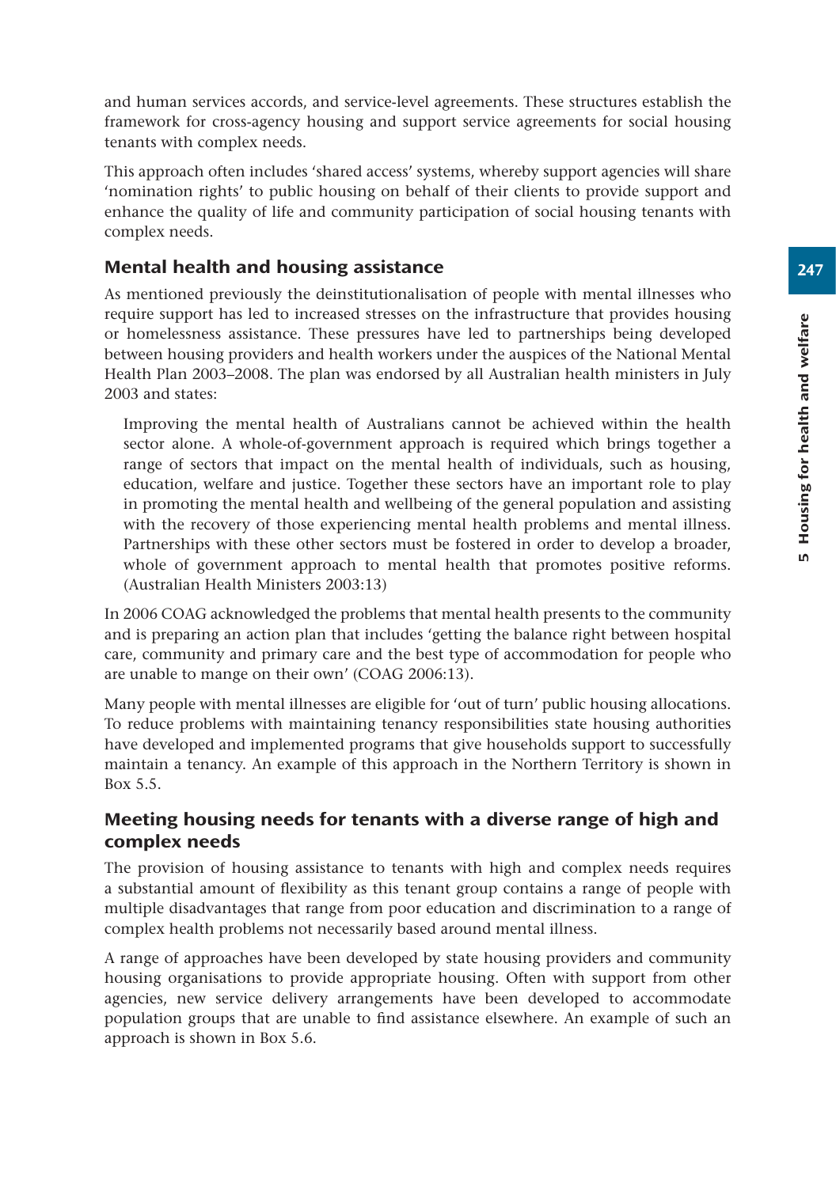and human services accords, and service-level agreements. These structures establish the framework for cross-agency housing and support service agreements for social housing tenants with complex needs.

This approach often includes 'shared access' systems, whereby support agencies will share 'nomination rights' to public housing on behalf of their clients to provide support and enhance the quality of life and community participation of social housing tenants with complex needs.

## Mental health and housing assistance

As mentioned previously the deinstitutionalisation of people with mental illnesses who require support has led to increased stresses on the infrastructure that provides housing or homelessness assistance. These pressures have led to partnerships being developed between housing providers and health workers under the auspices of the National Mental Health Plan 2003–2008. The plan was endorsed by all Australian health ministers in July 2003 and states:

> Improving the mental health of Australians cannot be achieved within the health sector alone. A whole-of-government approach is required which brings together a range of sectors that impact on the mental health of individuals, such as housing, education, welfare and justice. Together these sectors have an important role to play in promoting the mental health and wellbeing of the general population and assisting with the recovery of those experiencing mental health problems and mental illness. Partnerships with these other sectors must be fostered in order to develop a broader, whole of government approach to mental health that promotes positive reforms. (Australian Health Ministers 2003:13)

In 2006 COAG acknowledged the problems that mental health presents to the community and is preparing an action plan that includes 'getting the balance right between hospital care, community and primary care and the best type of accommodation for people who are unable to mange on their own' (COAG 2006:13).

Many people with mental illnesses are eligible for 'out of turn' public housing allocations. To reduce problems with maintaining tenancy responsibilities state housing authorities have developed and implemented programs that give households support to successfully maintain a tenancy. An example of this approach in the Northern Territory is shown in Box 5.5.

## Meeting housing needs for tenants with a diverse range of high and complex needs

The provision of housing assistance to tenants with high and complex needs requires a substantial amount of flexibility as this tenant group contains a range of people with multiple disadvantages that range from poor education and discrimination to a range of complex health problems not necessarily based around mental illness.

A range of approaches have been developed by state housing providers and community housing organisations to provide appropriate housing. Often with support from other agencies, new service delivery arrangements have been developed to accommodate population groups that are unable to find assistance elsewhere. An example of such an approach is shown in Box 5.6.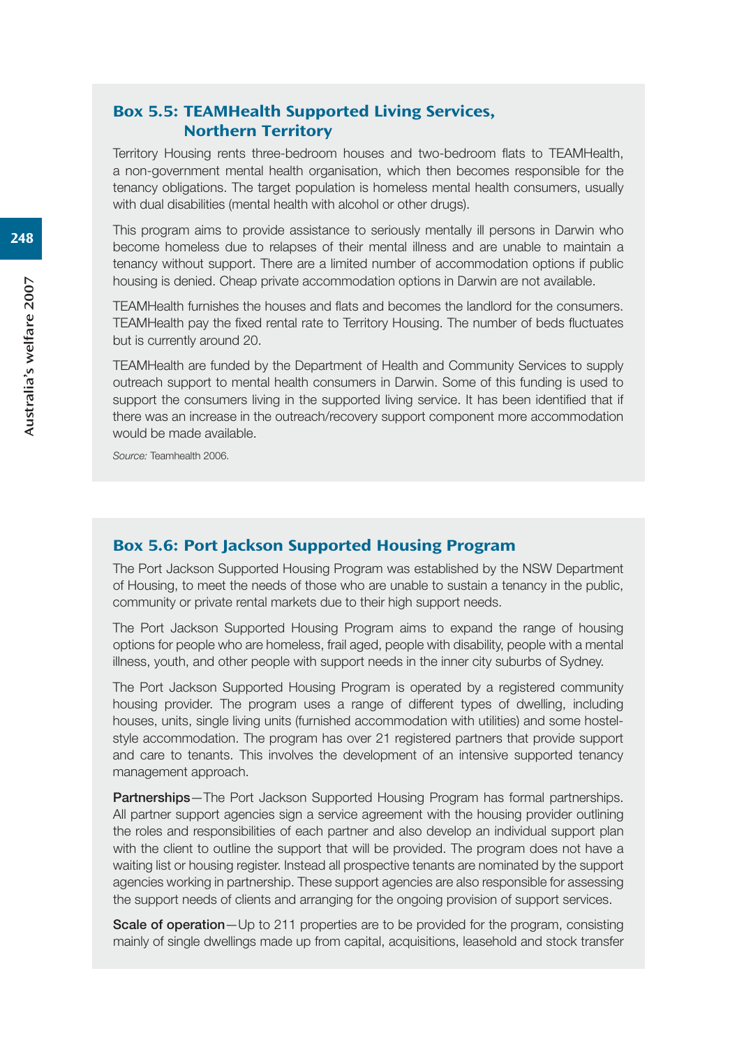### Box 5.5: TEAMHealth Supported Living Services, Northern Territory

Territory Housing rents three-bedroom houses and two-bedroom flats to TEAMHealth, a non-government mental health organisation, which then becomes responsible for the tenancy obligations. The target population is homeless mental health consumers, usually with dual disabilities (mental health with alcohol or other drugs).

This program aims to provide assistance to seriously mentally ill persons in Darwin who become homeless due to relapses of their mental illness and are unable to maintain a tenancy without support. There are a limited number of accommodation options if public housing is denied. Cheap private accommodation options in Darwin are not available.

TEAMHealth furnishes the houses and flats and becomes the landlord for the consumers. TEAMHealth pay the fixed rental rate to Territory Housing. The number of beds fluctuates but is currently around 20.

TEAMHealth are funded by the Department of Health and Community Services to supply outreach support to mental health consumers in Darwin. Some of this funding is used to support the consumers living in the supported living service. It has been identified that if there was an increase in the outreach/recovery support component more accommodation would be made available.

*Source:* Teamhealth 2006.

### Box 5.6: Port Jackson Supported Housing Program

The Port Jackson Supported Housing Program was established by the NSW Department of Housing, to meet the needs of those who are unable to sustain a tenancy in the public, community or private rental markets due to their high support needs.

The Port Jackson Supported Housing Program aims to expand the range of housing options for people who are homeless, frail aged, people with disability, people with a mental illness, youth, and other people with support needs in the inner city suburbs of Sydney.

The Port Jackson Supported Housing Program is operated by a registered community housing provider. The program uses a range of different types of dwelling, including houses, units, single living units (furnished accommodation with utilities) and some hostel-style accommodation. The program has over 21 registered partners that provide support and care to tenants. This involves the development of an intensive supported tenancy management approach.

**Partnerships**—The Port Jackson Supported Housing Program has formal partnerships. All partner support agencies sign a service agreement with the housing provider outlining the roles and responsibilities of each partner and also develop an individual support plan with the client to outline the support that will be provided. The program does not have a waiting list or housing register. Instead all prospective tenants are nominated by the support agencies working in partnership. These support agencies are also responsible for assessing the support needs of clients and arranging for the ongoing provision of support services.

**Scale of operation**—Up to 211 properties are to be provided for the program, consisting mainly of single dwellings made up from capital, acquisitions, leasehold and stock transfer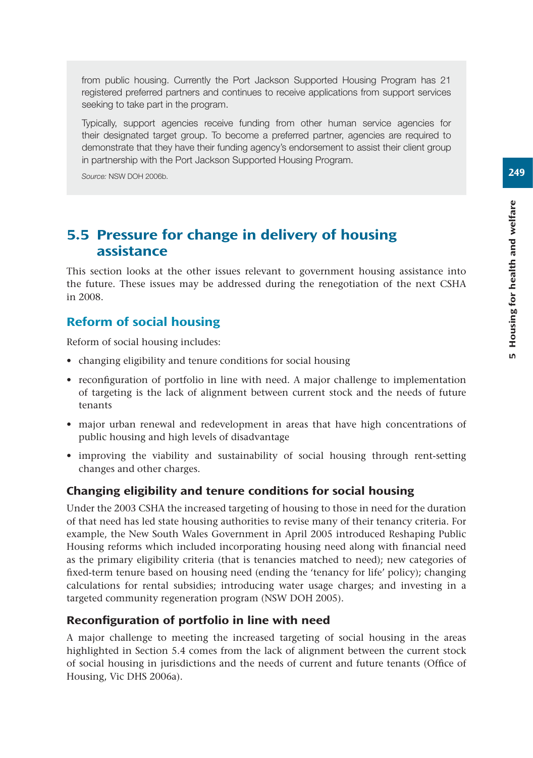from public housing. Currently the Port Jackson Supported Housing Program has 21 registered preferred partners and continues to receive applications from support services seeking to take part in the program.

Typically, support agencies receive funding from other human service agencies for their designated target group. To become a preferred partner, agencies are required to demonstrate that they have their funding agency's endorsement to assist their client group in partnership with the Port Jackson Supported Housing Program.

*Source:* NSW DOH 2006b.

## 5.5 Pressure for change in delivery of housing assistance

This section looks at the other issues relevant to government housing assistance into the future. These issues may be addressed during the renegotiation of the next CSHA in 2008.

### Reform of social housing

Reform of social housing includes:

- changing eligibility and tenure conditions for social housing
- reconfiguration of portfolio in line with need. A major challenge to implementation of targeting is the lack of alignment between current stock and the needs of future tenants
- major urban renewal and redevelopment in areas that have high concentrations of public housing and high levels of disadvantage
- improving the viability and sustainability of social housing through rent-setting changes and other charges.

#### Changing eligibility and tenure conditions for social housing

Under the 2003 CSHA the increased targeting of housing to those in need for the duration of that need has led state housing authorities to revise many of their tenancy criteria. For example, the New South Wales Government in April 2005 introduced Reshaping Public Housing reforms which included incorporating housing need along with financial need as the primary eligibility criteria (that is tenancies matched to need); new categories of fixed-term tenure based on housing need (ending the 'tenancy for life' policy); changing calculations for rental subsidies; introducing water usage charges; and investing in a targeted community regeneration program (NSW DOH 2005).

#### Reconfiguration of portfolio in line with need

A major challenge to meeting the increased targeting of social housing in the areas highlighted in Section 5.4 comes from the lack of alignment between the current stock of social housing in jurisdictions and the needs of current and future tenants (Office of Housing, Vic DHS 2006a).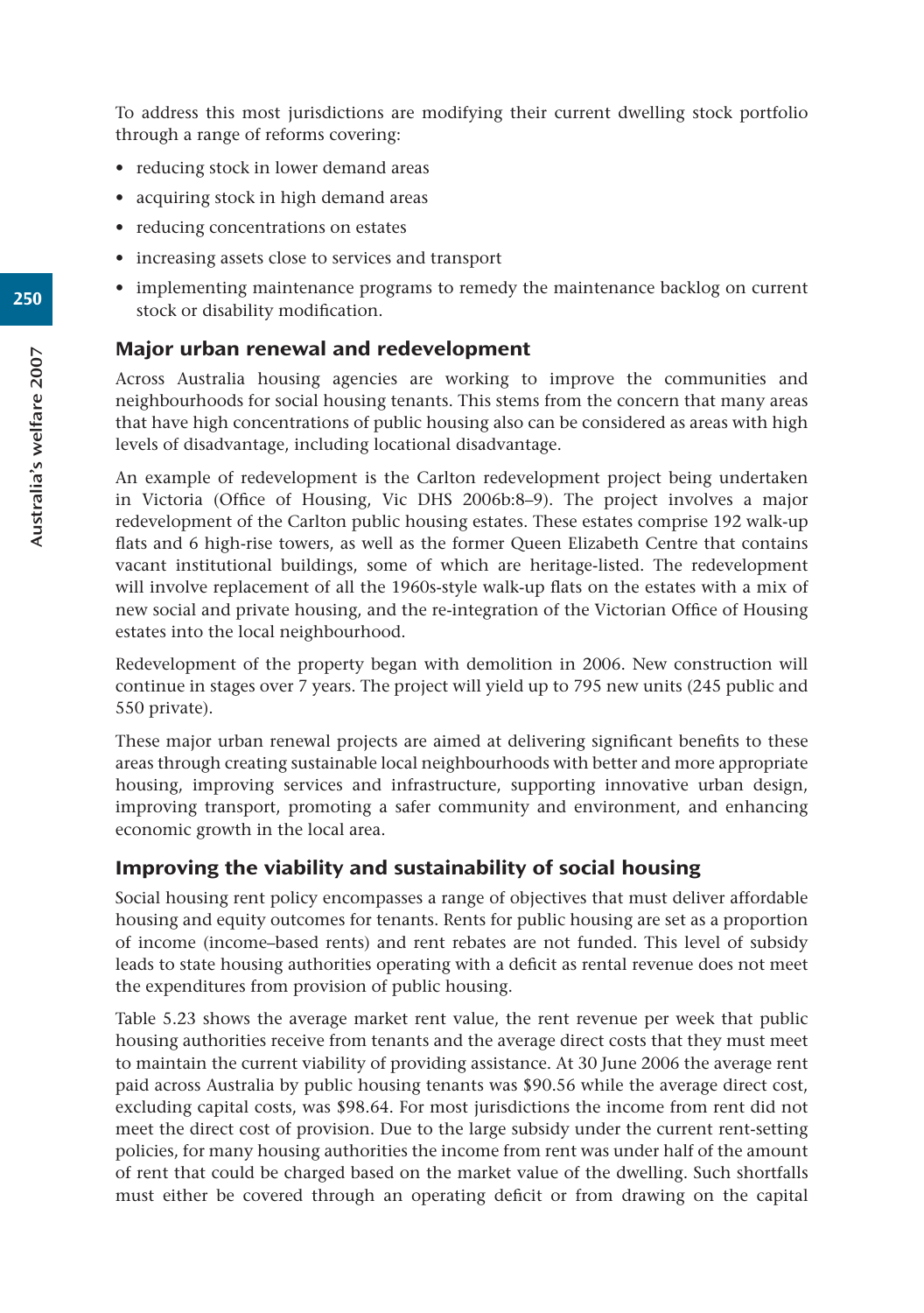To address this most jurisdictions are modifying their current dwelling stock portfolio through a range of reforms covering:

- reducing stock in lower demand areas
- acquiring stock in high demand areas
- reducing concentrations on estates
- increasing assets close to services and transport
- implementing maintenance programs to remedy the maintenance backlog on current stock or disability modification.

## Major urban renewal and redevelopment

Across Australia housing agencies are working to improve the communities and neighbourhoods for social housing tenants. This stems from the concern that many areas that have high concentrations of public housing also can be considered as areas with high levels of disadvantage, including locational disadvantage.

An example of redevelopment is the Carlton redevelopment project being undertaken in Victoria (Office of Housing, Vic DHS 2006b:8–9). The project involves a major redevelopment of the Carlton public housing estates. These estates comprise 192 walk-up flats and 6 high-rise towers, as well as the former Queen Elizabeth Centre that contains vacant institutional buildings, some of which are heritage-listed. The redevelopment will involve replacement of all the 1960s-style walk-up flats on the estates with a mix of new social and private housing, and the re-integration of the Victorian Office of Housing estates into the local neighbourhood.

Redevelopment of the property began with demolition in 2006. New construction will continue in stages over 7 years. The project will yield up to 795 new units (245 public and 550 private).

These major urban renewal projects are aimed at delivering significant benefits to these areas through creating sustainable local neighbourhoods with better and more appropriate housing, improving services and infrastructure, supporting innovative urban design, improving transport, promoting a safer community and environment, and enhancing economic growth in the local area.

## Improving the viability and sustainability of social housing

Social housing rent policy encompasses a range of objectives that must deliver affordable housing and equity outcomes for tenants. Rents for public housing are set as a proportion of income (income–based rents) and rent rebates are not funded. This level of subsidy leads to state housing authorities operating with a deficit as rental revenue does not meet the expenditures from provision of public housing.

Table 5.23 shows the average market rent value, the rent revenue per week that public housing authorities receive from tenants and the average direct costs that they must meet to maintain the current viability of providing assistance. At 30 June 2006 the average rent paid across Australia by public housing tenants was $90.56 while the average direct cost, excluding capital costs, was $98.64. For most jurisdictions the income from rent did not meet the direct cost of provision. Due to the large subsidy under the current rent-setting policies, for many housing authorities the income from rent was under half of the amount of rent that could be charged based on the market value of the dwelling. Such shortfalls must either be covered through an operating deficit or from drawing on the capital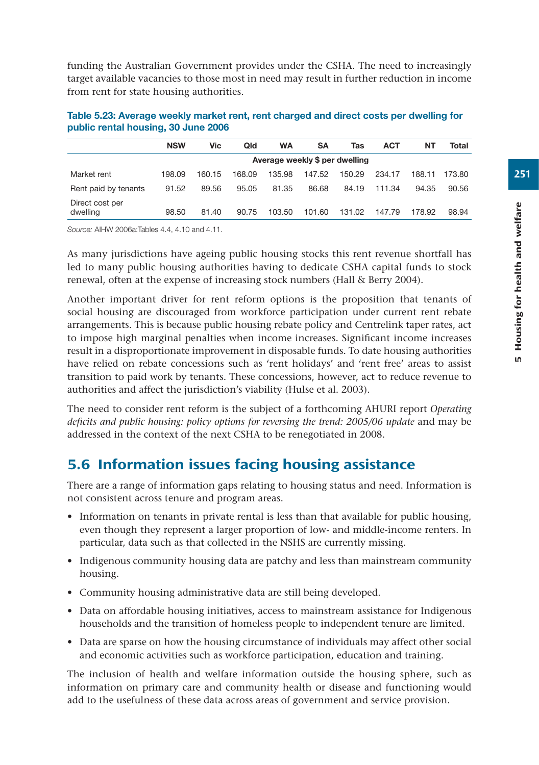funding the Australian Government provides under the CSHA. The need to increasingly target available vacancies to those most in need may result in further reduction in income from rent for state housing authorities.

**Table 5.23: Average weekly market rent, rent charged and direct costs per dwelling for public rental housing, 30 June 2006**

| | NSW | Vic | Qld | WA | SA | Tas | ACT | NT | Total |
|---|---|---|---|---|---|---|---|---|---|
| | Average weekly $ per dwelling | | | | | | | | |
| Market rent | 198.09 | 160.15 | 168.09 | 135.98 | 147.52 | 150.29 | 234.17 | 188.11 | 173.80 |
| Rent paid by tenants | 91.52 | 89.56 | 95.05 | 81.35 | 86.68 | 84.19 | 111.34 | 94.35 | 90.56 |
| Direct cost per dwelling | 98.50 | 81.40 | 90.75 | 103.50 | 101.60 | 131.02 | 147.79 | 178.92 | 98.94 |

*Source:* AIHW 2006a:Tables 4.4, 4.10 and 4.11.

As many jurisdictions have ageing public housing stocks this rent revenue shortfall has led to many public housing authorities having to dedicate CSHA capital funds to stock renewal, often at the expense of increasing stock numbers (Hall & Berry 2004).

Another important driver for rent reform options is the proposition that tenants of social housing are discouraged from workforce participation under current rent rebate arrangements. This is because public housing rebate policy and Centrelink taper rates, act to impose high marginal penalties when income increases. Significant income increases result in a disproportionate improvement in disposable funds. To date housing authorities have relied on rebate concessions such as 'rent holidays' and 'rent free' areas to assist transition to paid work by tenants. These concessions, however, act to reduce revenue to authorities and affect the jurisdiction's viability (Hulse et al. 2003).

The need to consider rent reform is the subject of a forthcoming AHURI report *Operating deficits and public housing: policy options for reversing the trend: 2005/06 update* and may be addressed in the context of the next CSHA to be renegotiated in 2008.

## 5.6 Information issues facing housing assistance

There are a range of information gaps relating to housing status and need. Information is not consistent across tenure and program areas.

- Information on tenants in private rental is less than that available for public housing, even though they represent a larger proportion of low- and middle-income renters. In particular, data such as that collected in the NSHS are currently missing.
- Indigenous community housing data are patchy and less than mainstream community housing.
- Community housing administrative data are still being developed.
- Data on affordable housing initiatives, access to mainstream assistance for Indigenous households and the transition of homeless people to independent tenure are limited.
- Data are sparse on how the housing circumstance of individuals may affect other social and economic activities such as workforce participation, education and training.

The inclusion of health and welfare information outside the housing sphere, such as information on primary care and community health or disease and functioning would add to the usefulness of these data across areas of government and service provision.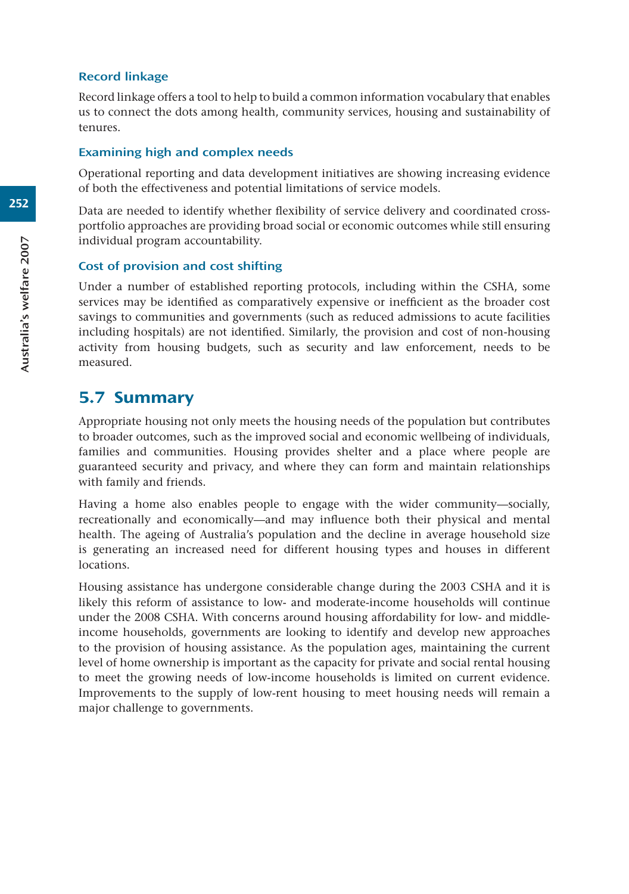### Record linkage

Record linkage offers a tool to help to build a common information vocabulary that enables us to connect the dots among health, community services, housing and sustainability of tenures.

### Examining high and complex needs

Operational reporting and data development initiatives are showing increasing evidence of both the effectiveness and potential limitations of service models.

Data are needed to identify whether flexibility of service delivery and coordinated cross-portfolio approaches are providing broad social or economic outcomes while still ensuring individual program accountability.

### Cost of provision and cost shifting

Under a number of established reporting protocols, including within the CSHA, some services may be identified as comparatively expensive or inefficient as the broader cost savings to communities and governments (such as reduced admissions to acute facilities including hospitals) are not identified. Similarly, the provision and cost of non-housing activity from housing budgets, such as security and law enforcement, needs to be measured.

## 5.7 Summary

Appropriate housing not only meets the housing needs of the population but contributes to broader outcomes, such as the improved social and economic wellbeing of individuals, families and communities. Housing provides shelter and a place where people are guaranteed security and privacy, and where they can form and maintain relationships with family and friends.

Having a home also enables people to engage with the wider community—socially, recreationally and economically—and may influence both their physical and mental health. The ageing of Australia's population and the decline in average household size is generating an increased need for different housing types and houses in different locations.

Housing assistance has undergone considerable change during the 2003 CSHA and it is likely this reform of assistance to low- and moderate-income households will continue under the 2008 CSHA. With concerns around housing affordability for low- and middle-income households, governments are looking to identify and develop new approaches to the provision of housing assistance. As the population ages, maintaining the current level of home ownership is important as the capacity for private and social rental housing to meet the growing needs of low-income households is limited on current evidence. Improvements to the supply of low-rent housing to meet housing needs will remain a major challenge to governments.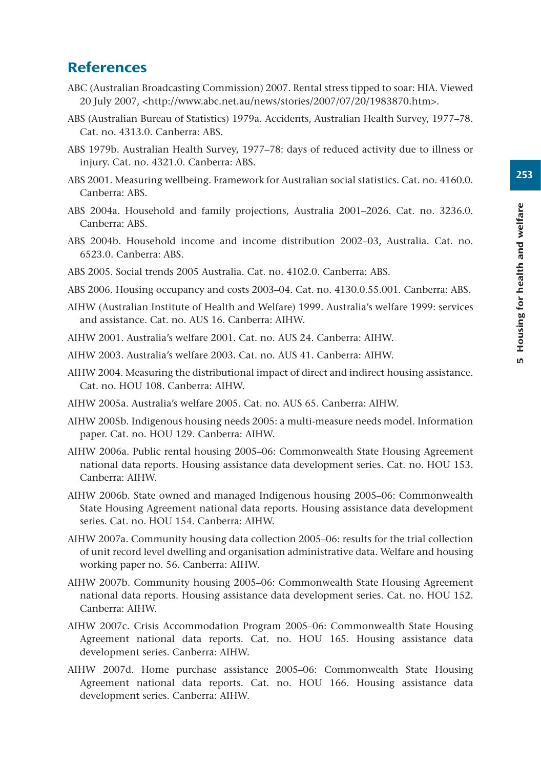## References

ABC (Australian Broadcasting Commission) 2007. Rental stress tipped to soar: HIA. Viewed 20 July 2007, <http://www.abc.net.au/news/stories/2007/07/20/1983870.htm>.

ABS (Australian Bureau of Statistics) 1979a. Accidents, Australian Health Survey, 1977–78. Cat. no. 4313.0. Canberra: ABS.

ABS 1979b. Australian Health Survey, 1977–78: days of reduced activity due to illness or injury. Cat. no. 4321.0. Canberra: ABS.

ABS 2001. Measuring wellbeing. Framework for Australian social statistics. Cat. no. 4160.0. Canberra: ABS.

ABS 2004a. Household and family projections, Australia 2001–2026. Cat. no. 3236.0. Canberra: ABS.

ABS 2004b. Household income and income distribution 2002–03, Australia. Cat. no. 6523.0. Canberra: ABS.

ABS 2005. Social trends 2005 Australia. Cat. no. 4102.0. Canberra: ABS.

ABS 2006. Housing occupancy and costs 2003–04. Cat. no. 4130.0.55.001. Canberra: ABS.

AIHW (Australian Institute of Health and Welfare) 1999. Australia's welfare 1999: services and assistance. Cat. no. AUS 16. Canberra: AIHW.

AIHW 2001. Australia's welfare 2001. Cat. no. AUS 24. Canberra: AIHW.

AIHW 2003. Australia's welfare 2003. Cat. no. AUS 41. Canberra: AIHW.

AIHW 2004. Measuring the distributional impact of direct and indirect housing assistance. Cat. no. HOU 108. Canberra: AIHW.

AIHW 2005a. Australia's welfare 2005. Cat. no. AUS 65. Canberra: AIHW.

AIHW 2005b. Indigenous housing needs 2005: a multi-measure needs model. Information paper. Cat. no. HOU 129. Canberra: AIHW.

AIHW 2006a. Public rental housing 2005–06: Commonwealth State Housing Agreement national data reports. Housing assistance data development series. Cat. no. HOU 153. Canberra: AIHW.

AIHW 2006b. State owned and managed Indigenous housing 2005–06: Commonwealth State Housing Agreement national data reports. Housing assistance data development series. Cat. no. HOU 154. Canberra: AIHW.

AIHW 2007a. Community housing data collection 2005–06: results for the trial collection of unit record level dwelling and organisation administrative data. Welfare and housing working paper no. 56. Canberra: AIHW.

AIHW 2007b. Community housing 2005–06: Commonwealth State Housing Agreement national data reports. Housing assistance data development series. Cat. no. HOU 152. Canberra: AIHW.

AIHW 2007c. Crisis Accommodation Program 2005–06: Commonwealth State Housing Agreement national data reports. Cat. no. HOU 165. Housing assistance data development series. Canberra: AIHW.

AIHW 2007d. Home purchase assistance 2005–06: Commonwealth State Housing Agreement national data reports. Cat. no. HOU 166. Housing assistance data development series. Canberra: AIHW.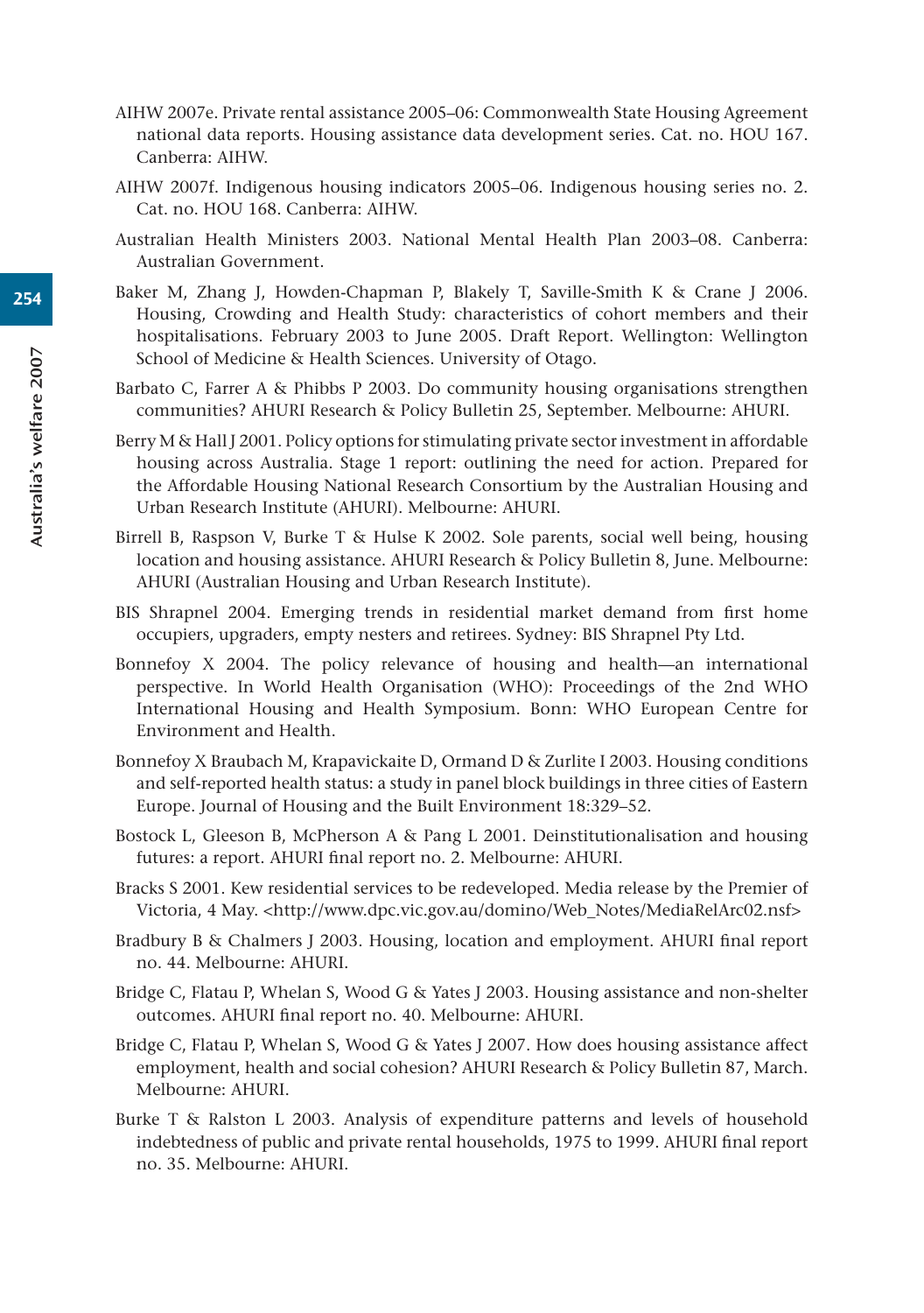AIHW 2007e. Private rental assistance 2005–06: Commonwealth State Housing Agreement national data reports. Housing assistance data development series. Cat. no. HOU 167. Canberra: AIHW.

AIHW 2007f. Indigenous housing indicators 2005–06. Indigenous housing series no. 2. Cat. no. HOU 168. Canberra: AIHW.

Australian Health Ministers 2003. National Mental Health Plan 2003–08. Canberra: Australian Government.

Baker M, Zhang J, Howden-Chapman P, Blakely T, Saville-Smith K & Crane J 2006. Housing, Crowding and Health Study: characteristics of cohort members and their hospitalisations. February 2003 to June 2005. Draft Report. Wellington: Wellington School of Medicine & Health Sciences. University of Otago.

Barbato C, Farrer A & Phibbs P 2003. Do community housing organisations strengthen communities? AHURI Research & Policy Bulletin 25, September. Melbourne: AHURI.

Berry M & Hall J 2001. Policy options for stimulating private sector investment in affordable housing across Australia. Stage 1 report: outlining the need for action. Prepared for the Affordable Housing National Research Consortium by the Australian Housing and Urban Research Institute (AHURI). Melbourne: AHURI.

Birrell B, Raspson V, Burke T & Hulse K 2002. Sole parents, social well being, housing location and housing assistance. AHURI Research & Policy Bulletin 8, June. Melbourne: AHURI (Australian Housing and Urban Research Institute).

BIS Shrapnel 2004. Emerging trends in residential market demand from first home occupiers, upgraders, empty nesters and retirees. Sydney: BIS Shrapnel Pty Ltd.

Bonnefoy X 2004. The policy relevance of housing and health—an international perspective. In World Health Organisation (WHO): Proceedings of the 2nd WHO International Housing and Health Symposium. Bonn: WHO European Centre for Environment and Health.

Bonnefoy X Braubach M, Krapavickaite D, Ormand D & Zurlite I 2003. Housing conditions and self-reported health status: a study in panel block buildings in three cities of Eastern Europe. Journal of Housing and the Built Environment 18:329–52.

Bostock L, Gleeson B, McPherson A & Pang L 2001. Deinstitutionalisation and housing futures: a report. AHURI final report no. 2. Melbourne: AHURI.

Bracks S 2001. Kew residential services to be redeveloped. Media release by the Premier of Victoria, 4 May. <http://www.dpc.vic.gov.au/domino/Web_Notes/MediaRelArc02.nsf>

Bradbury B & Chalmers J 2003. Housing, location and employment. AHURI final report no. 44. Melbourne: AHURI.

Bridge C, Flatau P, Whelan S, Wood G & Yates J 2003. Housing assistance and non-shelter outcomes. AHURI final report no. 40. Melbourne: AHURI.

Bridge C, Flatau P, Whelan S, Wood G & Yates J 2007. How does housing assistance affect employment, health and social cohesion? AHURI Research & Policy Bulletin 87, March. Melbourne: AHURI.

Burke T & Ralston L 2003. Analysis of expenditure patterns and levels of household indebtedness of public and private rental households, 1975 to 1999. AHURI final report no. 35. Melbourne: AHURI.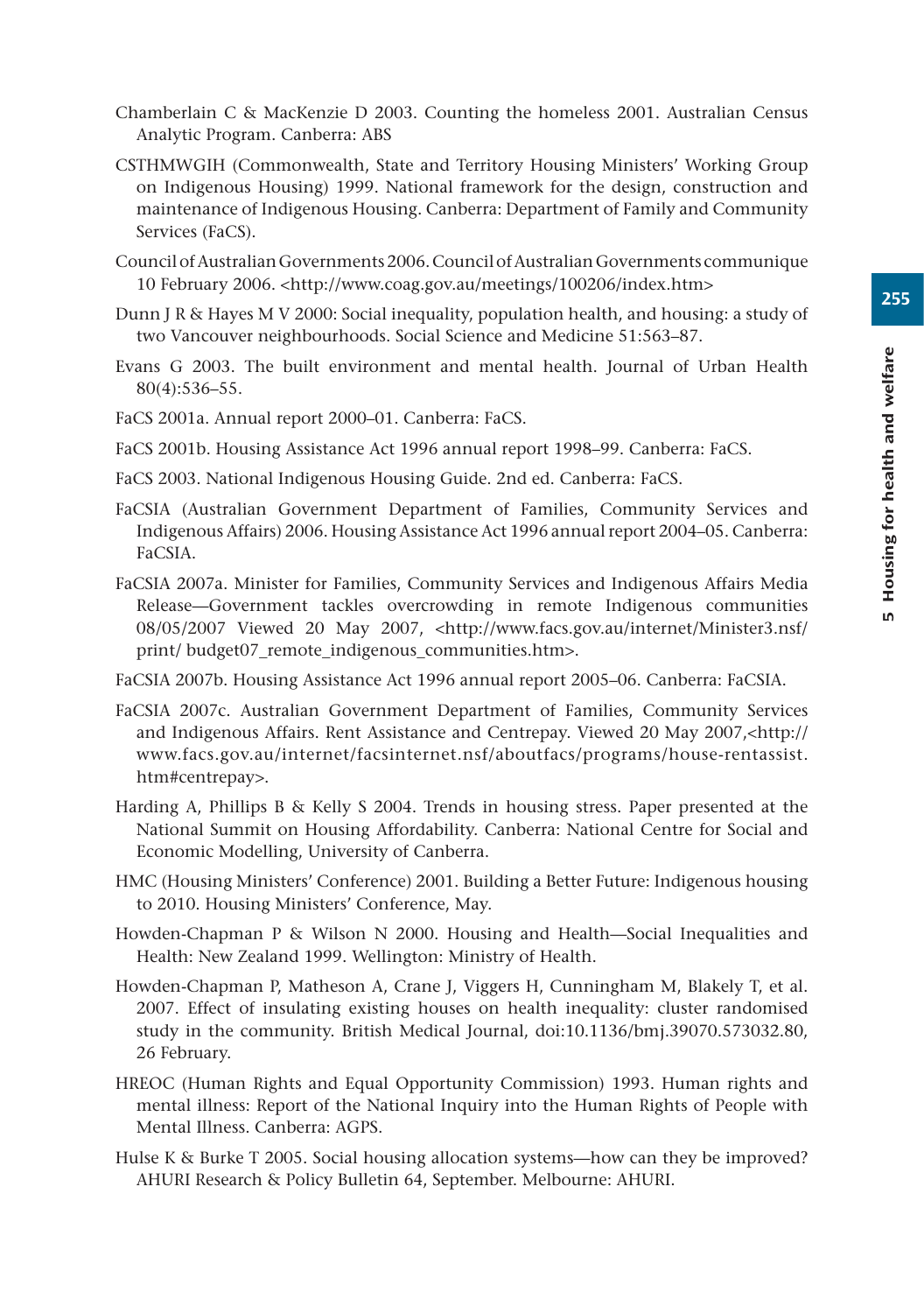Chamberlain C & MacKenzie D 2003. Counting the homeless 2001. Australian Census Analytic Program. Canberra: ABS

CSTHMWGIH (Commonwealth, State and Territory Housing Ministers' Working Group on Indigenous Housing) 1999. National framework for the design, construction and maintenance of Indigenous Housing. Canberra: Department of Family and Community Services (FaCS).

Council of Australian Governments 2006. Council of Australian Governments communique 10 February 2006. <http://www.coag.gov.au/meetings/100206/index.htm>

Dunn J R & Hayes M V 2000: Social inequality, population health, and housing: a study of two Vancouver neighbourhoods. Social Science and Medicine 51:563–87.

Evans G 2003. The built environment and mental health. Journal of Urban Health 80(4):536–55.

FaCS 2001a. Annual report 2000–01. Canberra: FaCS.

FaCS 2001b. Housing Assistance Act 1996 annual report 1998–99. Canberra: FaCS.

FaCS 2003. National Indigenous Housing Guide. 2nd ed. Canberra: FaCS.

FaCSIA (Australian Government Department of Families, Community Services and Indigenous Affairs) 2006. Housing Assistance Act 1996 annual report 2004–05. Canberra: FaCSIA.

FaCSIA 2007a. Minister for Families, Community Services and Indigenous Affairs Media Release—Government tackles overcrowding in remote Indigenous communities 08/05/2007 Viewed 20 May 2007, <http://www.facs.gov.au/internet/Minister3.nsf/print/ budget07_remote_indigenous_communities.htm>.

FaCSIA 2007b. Housing Assistance Act 1996 annual report 2005–06. Canberra: FaCSIA.

FaCSIA 2007c. Australian Government Department of Families, Community Services and Indigenous Affairs. Rent Assistance and Centrepay. Viewed 20 May 2007,<http://www.facs.gov.au/internet/facsinternet.nsf/aboutfacs/programs/house-rentassist.htm#centrepay>.

Harding A, Phillips B & Kelly S 2004. Trends in housing stress. Paper presented at the National Summit on Housing Affordability. Canberra: National Centre for Social and Economic Modelling, University of Canberra.

HMC (Housing Ministers' Conference) 2001. Building a Better Future: Indigenous housing to 2010. Housing Ministers' Conference, May.

Howden-Chapman P & Wilson N 2000. Housing and Health—Social Inequalities and Health: New Zealand 1999. Wellington: Ministry of Health.

Howden-Chapman P, Matheson A, Crane J, Viggers H, Cunningham M, Blakely T, et al. 2007. Effect of insulating existing houses on health inequality: cluster randomised study in the community. British Medical Journal, doi:10.1136/bmj.39070.573032.80, 26 February.

HREOC (Human Rights and Equal Opportunity Commission) 1993. Human rights and mental illness: Report of the National Inquiry into the Human Rights of People with Mental Illness. Canberra: AGPS.

Hulse K & Burke T 2005. Social housing allocation systems—how can they be improved? AHURI Research & Policy Bulletin 64, September. Melbourne: AHURI.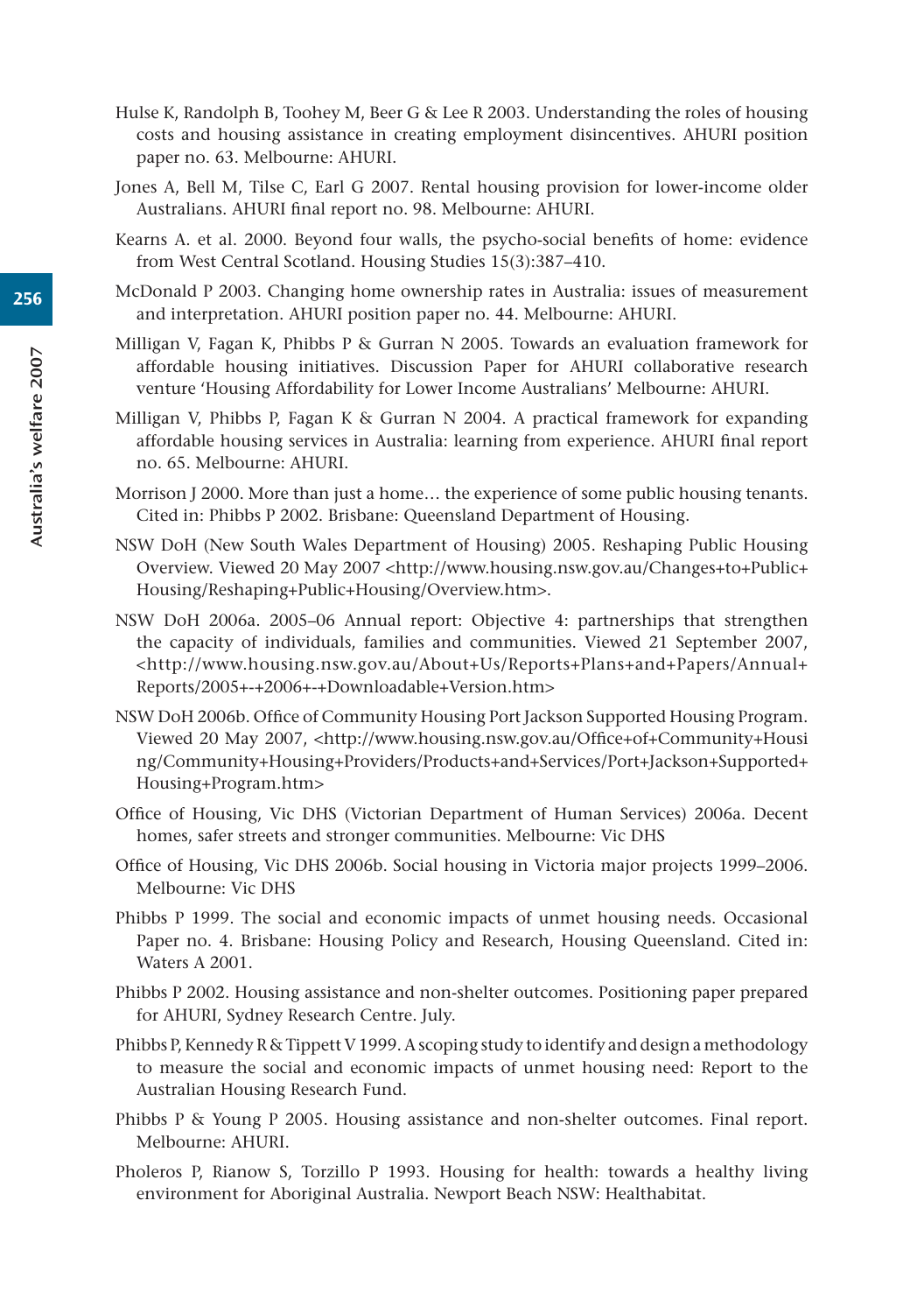Hulse K, Randolph B, Toohey M, Beer G & Lee R 2003. Understanding the roles of housing costs and housing assistance in creating employment disincentives. AHURI position paper no. 63. Melbourne: AHURI.

Jones A, Bell M, Tilse C, Earl G 2007. Rental housing provision for lower-income older Australians. AHURI final report no. 98. Melbourne: AHURI.

Kearns A. et al. 2000. Beyond four walls, the psycho-social benefits of home: evidence from West Central Scotland. Housing Studies 15(3):387–410.

McDonald P 2003. Changing home ownership rates in Australia: issues of measurement and interpretation. AHURI position paper no. 44. Melbourne: AHURI.

Milligan V, Fagan K, Phibbs P & Gurran N 2005. Towards an evaluation framework for affordable housing initiatives. Discussion Paper for AHURI collaborative research venture 'Housing Affordability for Lower Income Australians' Melbourne: AHURI.

Milligan V, Phibbs P, Fagan K & Gurran N 2004. A practical framework for expanding affordable housing services in Australia: learning from experience. AHURI final report no. 65. Melbourne: AHURI.

Morrison J 2000. More than just a home… the experience of some public housing tenants. Cited in: Phibbs P 2002. Brisbane: Queensland Department of Housing.

NSW DoH (New South Wales Department of Housing) 2005. Reshaping Public Housing Overview. Viewed 20 May 2007 <http://www.housing.nsw.gov.au/Changes+to+Public+Housing/Reshaping+Public+Housing/Overview.htm>.

NSW DoH 2006a. 2005–06 Annual report: Objective 4: partnerships that strengthen the capacity of individuals, families and communities. Viewed 21 September 2007, <http://www.housing.nsw.gov.au/About+Us/Reports+Plans+and+Papers/Annual+Reports/2005+-+2006+-+Downloadable+Version.htm>

NSW DoH 2006b. Office of Community Housing Port Jackson Supported Housing Program. Viewed 20 May 2007, <http://www.housing.nsw.gov.au/Office+of+Community+Housing/Community+Housing+Providers/Products+and+Services/Port+Jackson+Supported+Housing+Program.htm>

Office of Housing, Vic DHS (Victorian Department of Human Services) 2006a. Decent homes, safer streets and stronger communities. Melbourne: Vic DHS

Office of Housing, Vic DHS 2006b. Social housing in Victoria major projects 1999–2006. Melbourne: Vic DHS

Phibbs P 1999. The social and economic impacts of unmet housing needs. Occasional Paper no. 4. Brisbane: Housing Policy and Research, Housing Queensland. Cited in: Waters A 2001.

Phibbs P 2002. Housing assistance and non-shelter outcomes. Positioning paper prepared for AHURI, Sydney Research Centre. July.

Phibbs P, Kennedy R & Tippett V 1999. A scoping study to identify and design a methodology to measure the social and economic impacts of unmet housing need: Report to the Australian Housing Research Fund.

Phibbs P & Young P 2005. Housing assistance and non-shelter outcomes. Final report. Melbourne: AHURI.

Pholeros P, Rianow S, Torzillo P 1993. Housing for health: towards a healthy living environment for Aboriginal Australia. Newport Beach NSW: Healthabitat.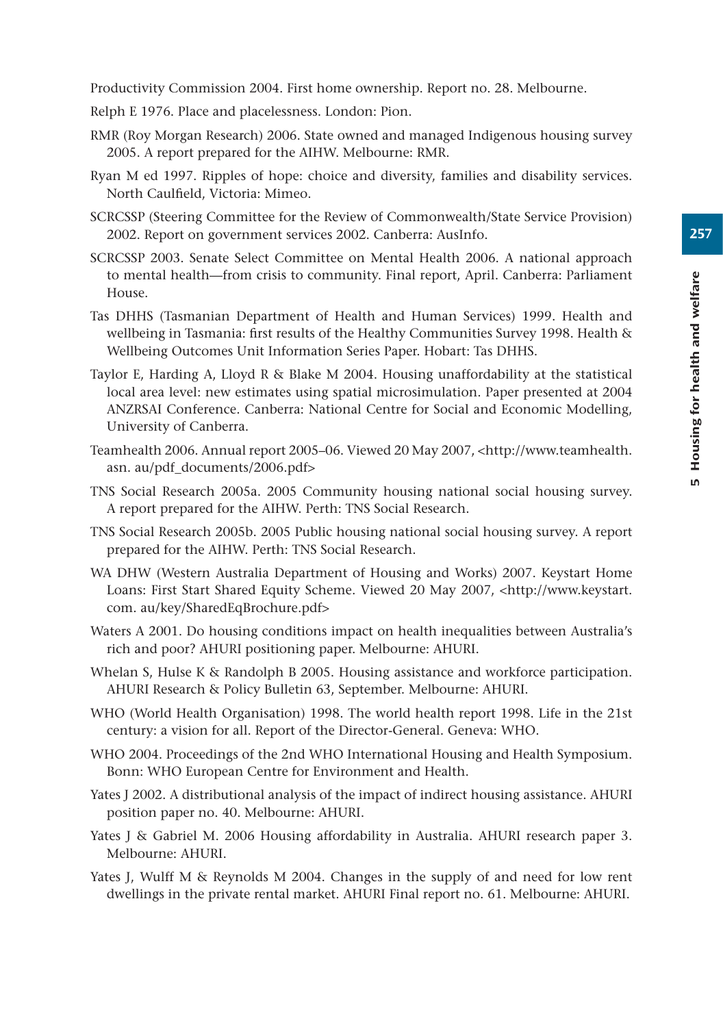Productivity Commission 2004. First home ownership. Report no. 28. Melbourne.

Relph E 1976. Place and placelessness. London: Pion.

RMR (Roy Morgan Research) 2006. State owned and managed Indigenous housing survey 2005. A report prepared for the AIHW. Melbourne: RMR.

Ryan M ed 1997. Ripples of hope: choice and diversity, families and disability services. North Caulfield, Victoria: Mimeo.

SCRCSSP (Steering Committee for the Review of Commonwealth/State Service Provision) 2002. Report on government services 2002. Canberra: AusInfo.

SCRCSSP 2003. Senate Select Committee on Mental Health 2006. A national approach to mental health—from crisis to community. Final report, April. Canberra: Parliament House.

Tas DHHS (Tasmanian Department of Health and Human Services) 1999. Health and wellbeing in Tasmania: first results of the Healthy Communities Survey 1998. Health & Wellbeing Outcomes Unit Information Series Paper. Hobart: Tas DHHS.

Taylor E, Harding A, Lloyd R & Blake M 2004. Housing unaffordability at the statistical local area level: new estimates using spatial microsimulation. Paper presented at 2004 ANZRSAI Conference. Canberra: National Centre for Social and Economic Modelling, University of Canberra.

Teamhealth 2006. Annual report 2005–06. Viewed 20 May 2007, <http://www.teamhealth.asn. au/pdf_documents/2006.pdf>

TNS Social Research 2005a. 2005 Community housing national social housing survey. A report prepared for the AIHW. Perth: TNS Social Research.

TNS Social Research 2005b. 2005 Public housing national social housing survey. A report prepared for the AIHW. Perth: TNS Social Research.

WA DHW (Western Australia Department of Housing and Works) 2007. Keystart Home Loans: First Start Shared Equity Scheme. Viewed 20 May 2007, <http://www.keystart.com. au/key/SharedEqBrochure.pdf>

Waters A 2001. Do housing conditions impact on health inequalities between Australia's rich and poor? AHURI positioning paper. Melbourne: AHURI.

Whelan S, Hulse K & Randolph B 2005. Housing assistance and workforce participation. AHURI Research & Policy Bulletin 63, September. Melbourne: AHURI.

WHO (World Health Organisation) 1998. The world health report 1998. Life in the 21st century: a vision for all. Report of the Director-General. Geneva: WHO.

WHO 2004. Proceedings of the 2nd WHO International Housing and Health Symposium. Bonn: WHO European Centre for Environment and Health.

Yates J 2002. A distributional analysis of the impact of indirect housing assistance. AHURI position paper no. 40. Melbourne: AHURI.

Yates J & Gabriel M. 2006 Housing affordability in Australia. AHURI research paper 3. Melbourne: AHURI.

Yates J, Wulff M & Reynolds M 2004. Changes in the supply of and need for low rent dwellings in the private rental market. AHURI Final report no. 61. Melbourne: AHURI.